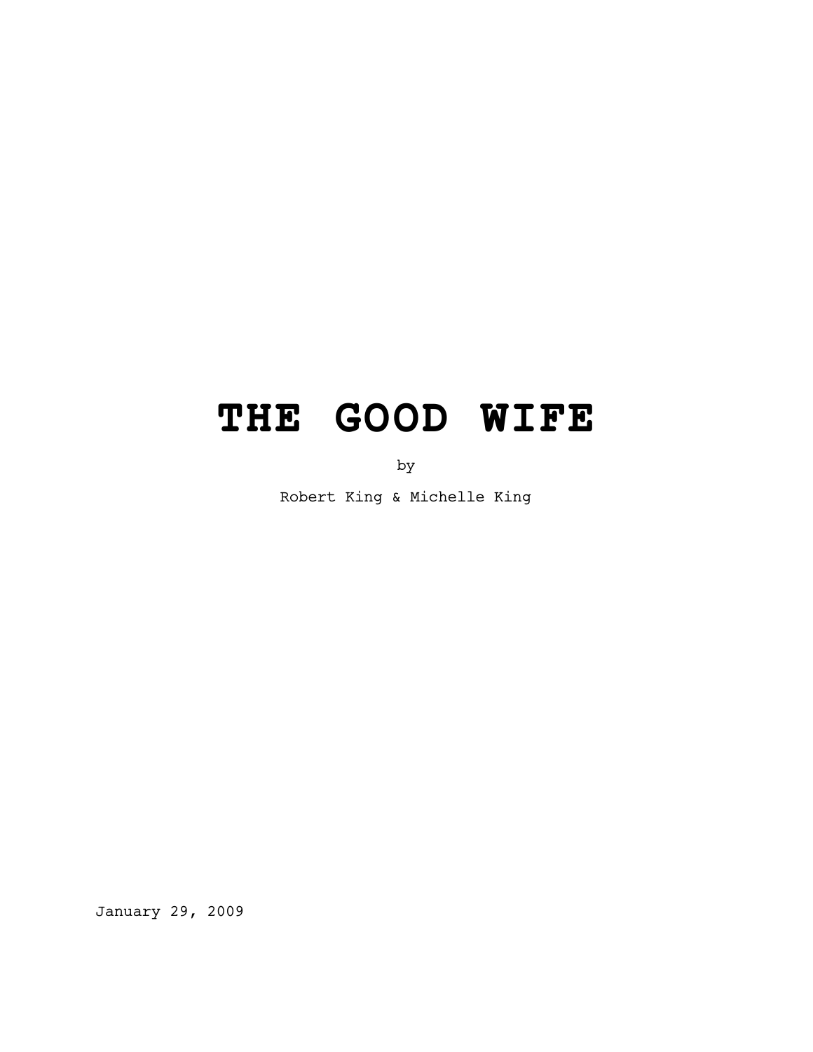# THE GOOD WIFE

by

Robert King & Michelle King

January 29, 2009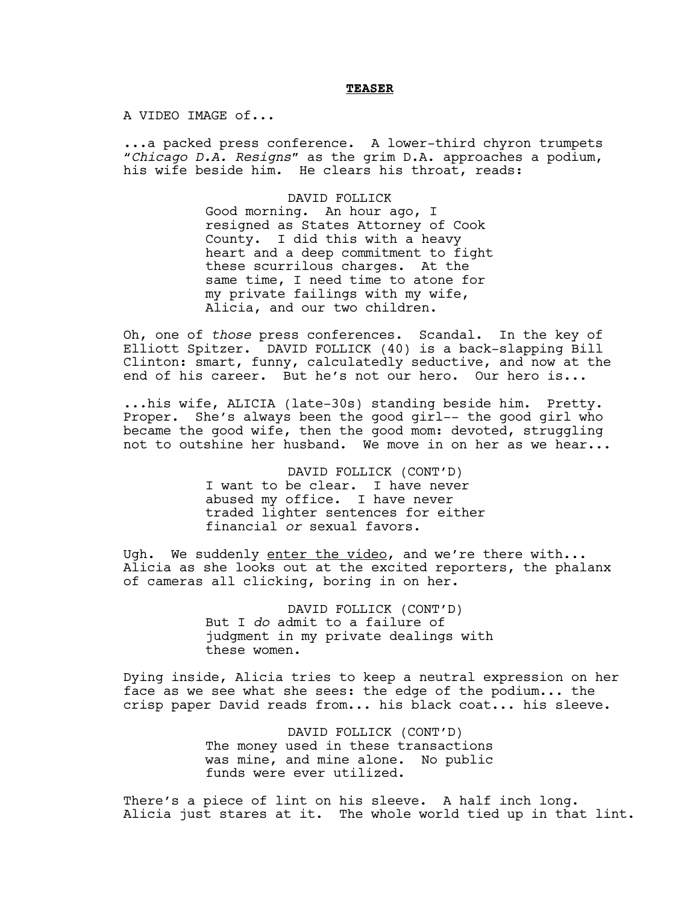**TEASER**

A VIDEO IMAGE of...

...a packed press conference. A lower-third chyron trumpets "*Chicago D.A. Resigns*" as the grim D.A. approaches a podium, his wife beside him. He clears his throat, reads:

DAVID FOLLICK
Good morning. An hour ago, I resigned as States Attorney of Cook County. I did this with a heavy heart and a deep commitment to fight these scurrilous charges. At the same time, I need time to atone for my private failings with my wife, Alicia, and our two children.

Oh, one of *those* press conferences. Scandal. In the key of Elliott Spitzer. DAVID FOLLICK (40) is a back-slapping Bill Clinton: smart, funny, calculatedly seductive, and now at the end of his career. But he's not our hero. Our hero is...

...his wife, ALICIA (late-30s) standing beside him. Pretty. Proper. She's always been the good girl-- the good girl who became the good wife, then the good mom: devoted, struggling not to outshine her husband. We move in on her as we hear...

DAVID FOLLICK (CONT'D)
I want to be clear. I have never abused my office. I have never traded lighter sentences for either financial *or* sexual favors.

Ugh. We suddenly <u>enter the video</u>, and we're there with... Alicia as she looks out at the excited reporters, the phalanx of cameras all clicking, boring in on her.

DAVID FOLLICK (CONT'D)
But I *do* admit to a failure of judgment in my private dealings with these women.

Dying inside, Alicia tries to keep a neutral expression on her face as we see what she sees: the edge of the podium... the crisp paper David reads from... his black coat... his sleeve.

DAVID FOLLICK (CONT'D)
The money used in these transactions was mine, and mine alone. No public funds were ever utilized.

There's a piece of lint on his sleeve. A half inch long. Alicia just stares at it. The whole world tied up in that lint.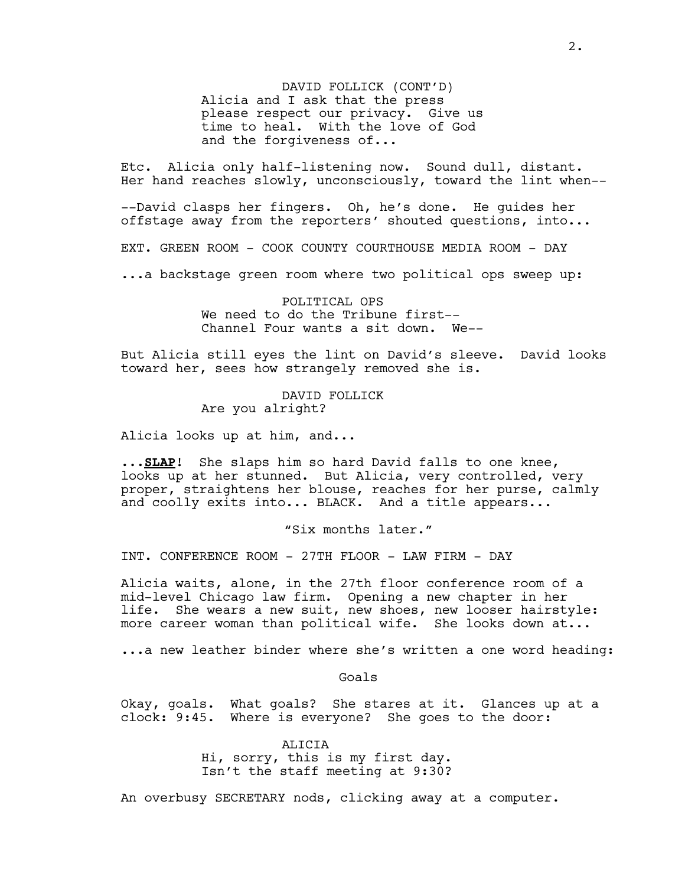DAVID FOLLICK (CONT'D)
Alicia and I ask that the press please respect our privacy. Give us time to heal. With the love of God and the forgiveness of...

Etc. Alicia only half-listening now. Sound dull, distant. Her hand reaches slowly, unconsciously, toward the lint when--

--David clasps her fingers. Oh, he's done. He guides her offstage away from the reporters' shouted questions, into...

EXT. GREEN ROOM - COOK COUNTY COURTHOUSE MEDIA ROOM - DAY

...a backstage green room where two political ops sweep up:

POLITICAL OPS
We need to do the Tribune first-- Channel Four wants a sit down. We--

But Alicia still eyes the lint on David's sleeve. David looks toward her, sees how strangely removed she is.

DAVID FOLLICK
Are you alright?

Alicia looks up at him, and...

...**SLAP**! She slaps him so hard David falls to one knee, looks up at her stunned. But Alicia, very controlled, very proper, straightens her blouse, reaches for her purse, calmly and coolly exits into... BLACK. And a title appears...

"Six months later."

INT. CONFERENCE ROOM - 27TH FLOOR - LAW FIRM - DAY

Alicia waits, alone, in the 27th floor conference room of a mid-level Chicago law firm. Opening a new chapter in her life. She wears a new suit, new shoes, new looser hairstyle: more career woman than political wife. She looks down at...

...a new leather binder where she's written a one word heading:

Goals

Okay, goals. What goals? She stares at it. Glances up at a clock: 9:45. Where is everyone? She goes to the door:

ALICIA
Hi, sorry, this is my first day. Isn't the staff meeting at 9:30?

An overbusy SECRETARY nods, clicking away at a computer.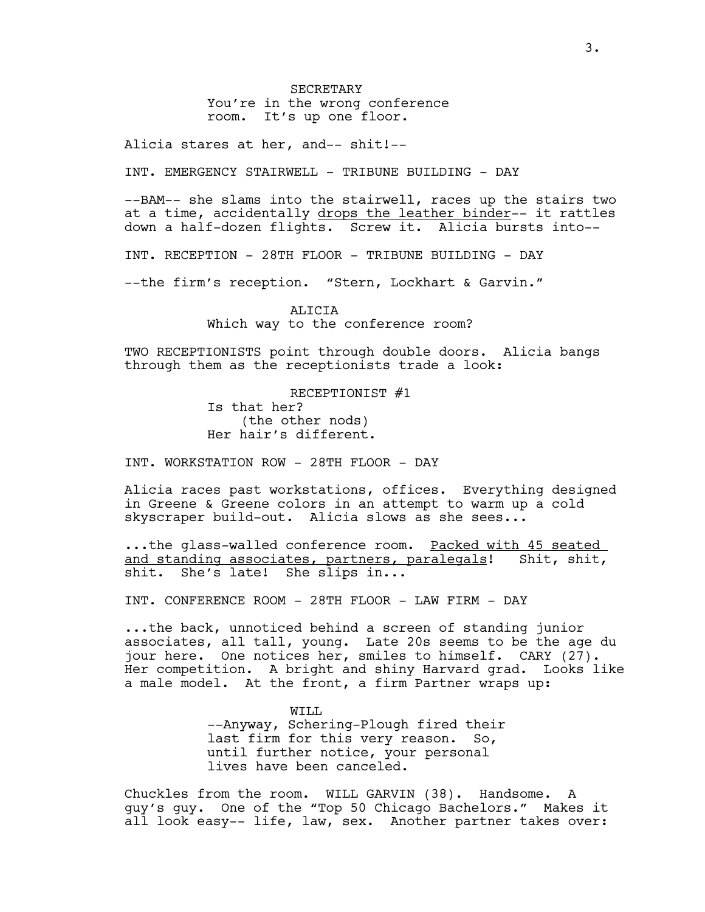SECRETARY
You're in the wrong conference room. It's up one floor.

Alicia stares at her, and-- shit!--

INT. EMERGENCY STAIRWELL - TRIBUNE BUILDING - DAY

--BAM-- she slams into the stairwell, races up the stairs two at a time, accidentally <u>drops the leather binder</u>-- it rattles down a half-dozen flights. Screw it. Alicia bursts into--

INT. RECEPTION - 28TH FLOOR - TRIBUNE BUILDING - DAY

--the firm's reception. "Stern, Lockhart & Garvin."

ALICIA
Which way to the conference room?

TWO RECEPTIONISTS point through double doors. Alicia bangs through them as the receptionists trade a look:

RECEPTIONIST #1
Is that her?
(the other nods)
Her hair's different.

INT. WORKSTATION ROW - 28TH FLOOR - DAY

Alicia races past workstations, offices. Everything designed in Greene & Greene colors in an attempt to warm up a cold skyscraper build-out. Alicia slows as she sees...

...the glass-walled conference room. <u>Packed with 45 seated and standing associates, partners, paralegals</u>! Shit, shit, shit. She's late! She slips in...

INT. CONFERENCE ROOM - 28TH FLOOR - LAW FIRM - DAY

...the back, unnoticed behind a screen of standing junior associates, all tall, young. Late 20s seems to be the age du jour here. One notices her, smiles to himself. CARY (27). Her competition. A bright and shiny Harvard grad. Looks like a male model. At the front, a firm Partner wraps up:

WILL
--Anyway, Schering-Plough fired their last firm for this very reason. So, until further notice, your personal lives have been canceled.

Chuckles from the room. WILL GARVIN (38). Handsome. A guy's guy. One of the "Top 50 Chicago Bachelors." Makes it all look easy-- life, law, sex. Another partner takes over: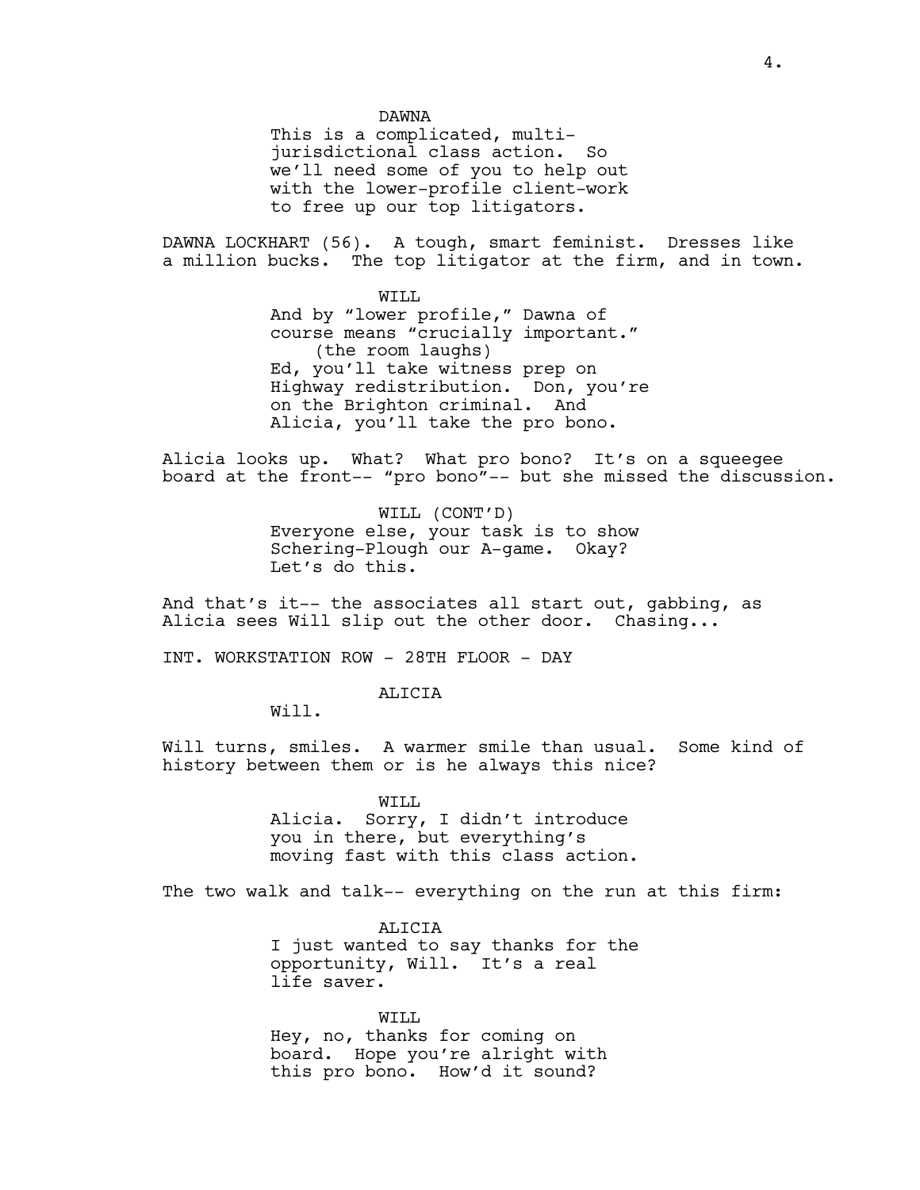DAWNA

This is a complicated, multi-jurisdictional class action. So we'll need some of you to help out with the lower-profile client-work to free up our top litigators.

DAWNA LOCKHART (56). A tough, smart feminist. Dresses like a million bucks. The top litigator at the firm, and in town.

WILL

And by "lower profile," Dawna of course means "crucially important."
(the room laughs)
Ed, you'll take witness prep on Highway redistribution. Don, you're on the Brighton criminal. And Alicia, you'll take the pro bono.

Alicia looks up. What? What pro bono? It's on a squeegee board at the front-- "pro bono"-- but she missed the discussion.

WILL (CONT'D)

Everyone else, your task is to show Schering-Plough our A-game. Okay? Let's do this.

And that's it-- the associates all start out, gabbing, as Alicia sees Will slip out the other door. Chasing...

INT. WORKSTATION ROW - 28TH FLOOR - DAY

ALICIA

Will.

Will turns, smiles. A warmer smile than usual. Some kind of history between them or is he always this nice?

WILL

Alicia. Sorry, I didn't introduce you in there, but everything's moving fast with this class action.

The two walk and talk-- everything on the run at this firm:

ALICIA

I just wanted to say thanks for the opportunity, Will. It's a real life saver.

WILL

Hey, no, thanks for coming on board. Hope you're alright with this pro bono. How'd it sound?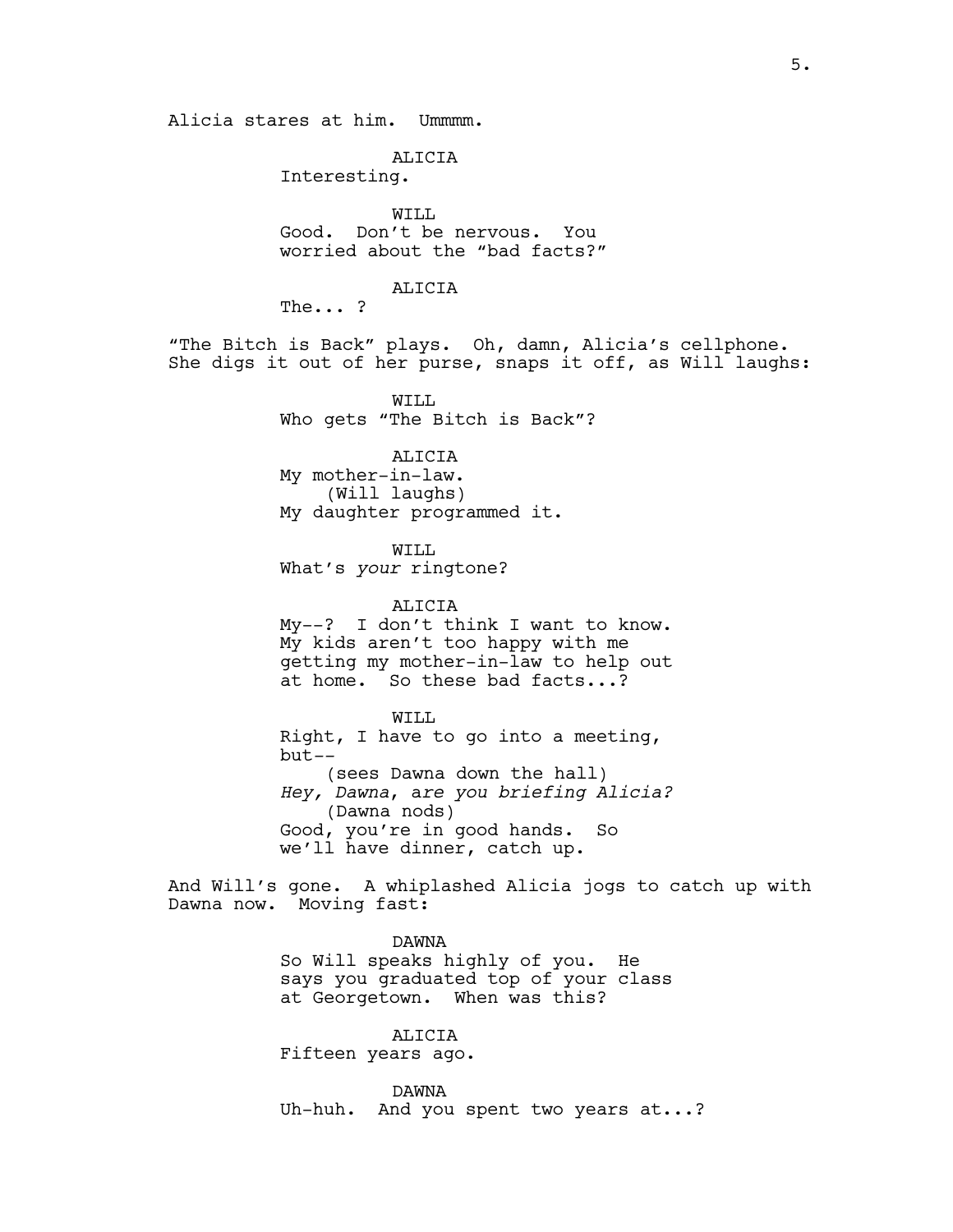Alicia stares at him. Ummmm.

ALICIA
Interesting.

WILL
Good. Don't be nervous. You worried about the "bad facts?"

ALICIA
The... ?

"The Bitch is Back" plays. Oh, damn, Alicia's cellphone. She digs it out of her purse, snaps it off, as Will laughs:

WILL
Who gets "The Bitch is Back"?

ALICIA
My mother-in-law.
(Will laughs)
My daughter programmed it.

WILL
What's *your* ringtone?

ALICIA
My--? I don't think I want to know. My kids aren't too happy with me getting my mother-in-law to help out at home. So these bad facts...?

WILL
Right, I have to go into a meeting, but--
(sees Dawna down the hall)
*Hey, Dawna, are you briefing Alicia?*
(Dawna nods)
Good, you're in good hands. So we'll have dinner, catch up.

And Will's gone. A whiplashed Alicia jogs to catch up with Dawna now. Moving fast:

DAWNA
So Will speaks highly of you. He says you graduated top of your class at Georgetown. When was this?

ALICIA
Fifteen years ago.

DAWNA
Uh-huh. And you spent two years at...?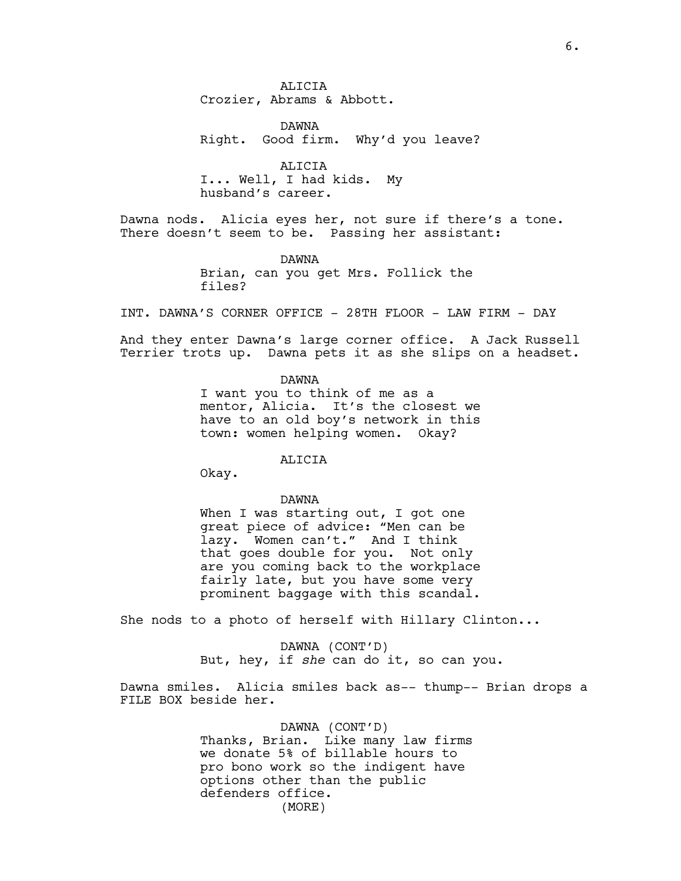ALICIA
Crozier, Abrams & Abbott.

DAWNA
Right. Good firm. Why'd you leave?

ALICIA
I... Well, I had kids. My husband's career.

Dawna nods. Alicia eyes her, not sure if there's a tone. There doesn't seem to be. Passing her assistant:

DAWNA
Brian, can you get Mrs. Follick the files?

INT. DAWNA'S CORNER OFFICE - 28TH FLOOR - LAW FIRM - DAY

And they enter Dawna's large corner office. A Jack Russell Terrier trots up. Dawna pets it as she slips on a headset.

DAWNA
I want you to think of me as a mentor, Alicia. It's the closest we have to an old boy's network in this town: women helping women. Okay?

ALICIA
Okay.

DAWNA
When I was starting out, I got one great piece of advice: "Men can be lazy. Women can't." And I think that goes double for you. Not only are you coming back to the workplace fairly late, but you have some very prominent baggage with this scandal.

She nods to a photo of herself with Hillary Clinton...

DAWNA (CONT'D)
But, hey, if *she* can do it, so can you.

Dawna smiles. Alicia smiles back as-- thump-- Brian drops a FILE BOX beside her.

DAWNA (CONT'D)
Thanks, Brian. Like many law firms we donate 5% of billable hours to pro bono work so the indigent have options other than the public defenders office.
(MORE)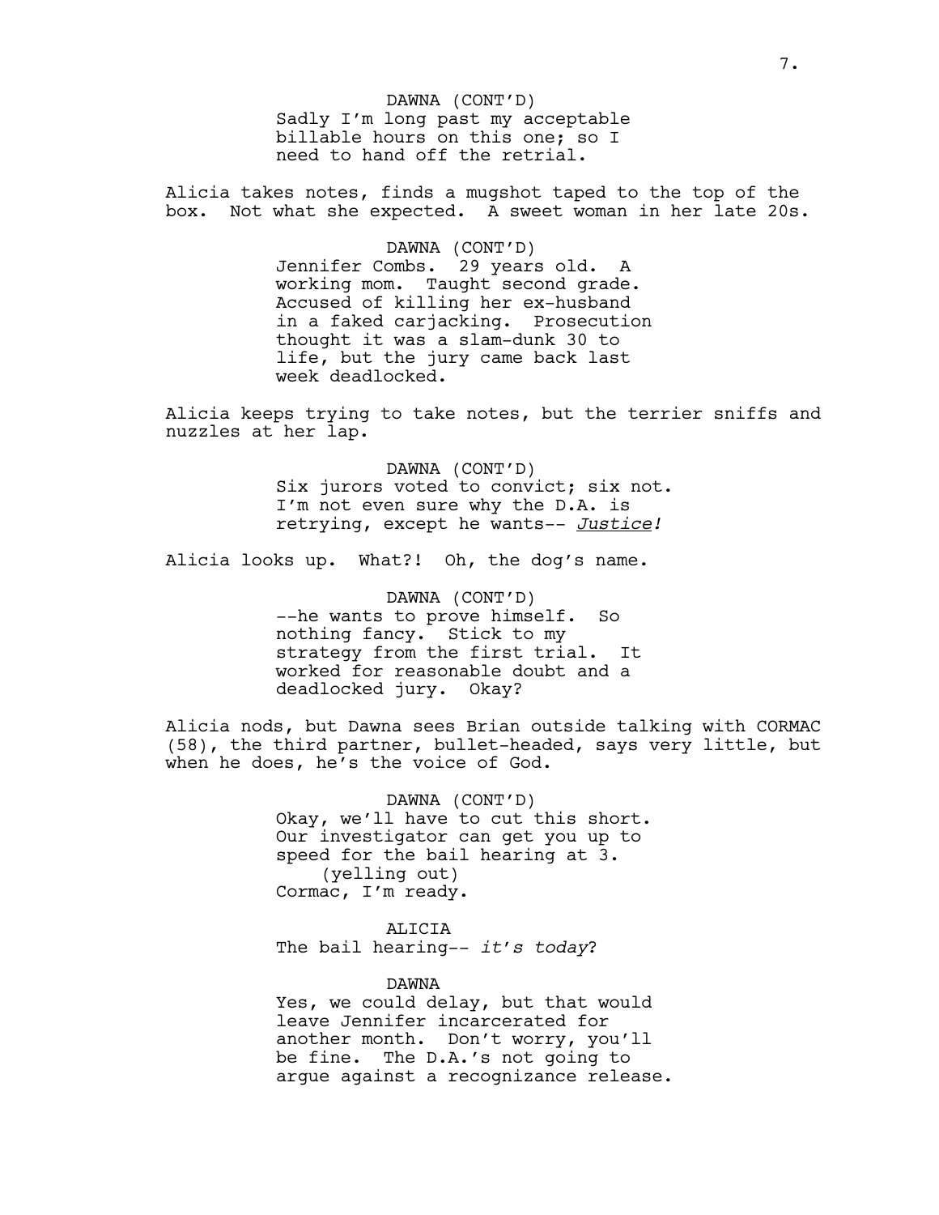DAWNA (CONT'D)
Sadly I'm long past my acceptable billable hours on this one; so I need to hand off the retrial.

Alicia takes notes, finds a mugshot taped to the top of the box. Not what she expected. A sweet woman in her late 20s.

DAWNA (CONT'D)
Jennifer Combs. 29 years old. A working mom. Taught second grade. Accused of killing her ex-husband in a faked carjacking. Prosecution thought it was a slam-dunk 30 to life, but the jury came back last week deadlocked.

Alicia keeps trying to take notes, but the terrier sniffs and nuzzles at her lap.

DAWNA (CONT'D)
Six jurors voted to convict; six not. I'm not even sure why the D.A. is retrying, except he wants-- *Justice!*

Alicia looks up. What?! Oh, the dog's name.

DAWNA (CONT'D)
--he wants to prove himself. So nothing fancy. Stick to my strategy from the first trial. It worked for reasonable doubt and a deadlocked jury. Okay?

Alicia nods, but Dawna sees Brian outside talking with CORMAC (58), the third partner, bullet-headed, says very little, but when he does, he's the voice of God.

DAWNA (CONT'D)
Okay, we'll have to cut this short. Our investigator can get you up to speed for the bail hearing at 3.
(yelling out)
Cormac, I'm ready.

ALICIA
The bail hearing-- *it's today*?

DAWNA
Yes, we could delay, but that would leave Jennifer incarcerated for another month. Don't worry, you'll be fine. The D.A.'s not going to argue against a recognizance release.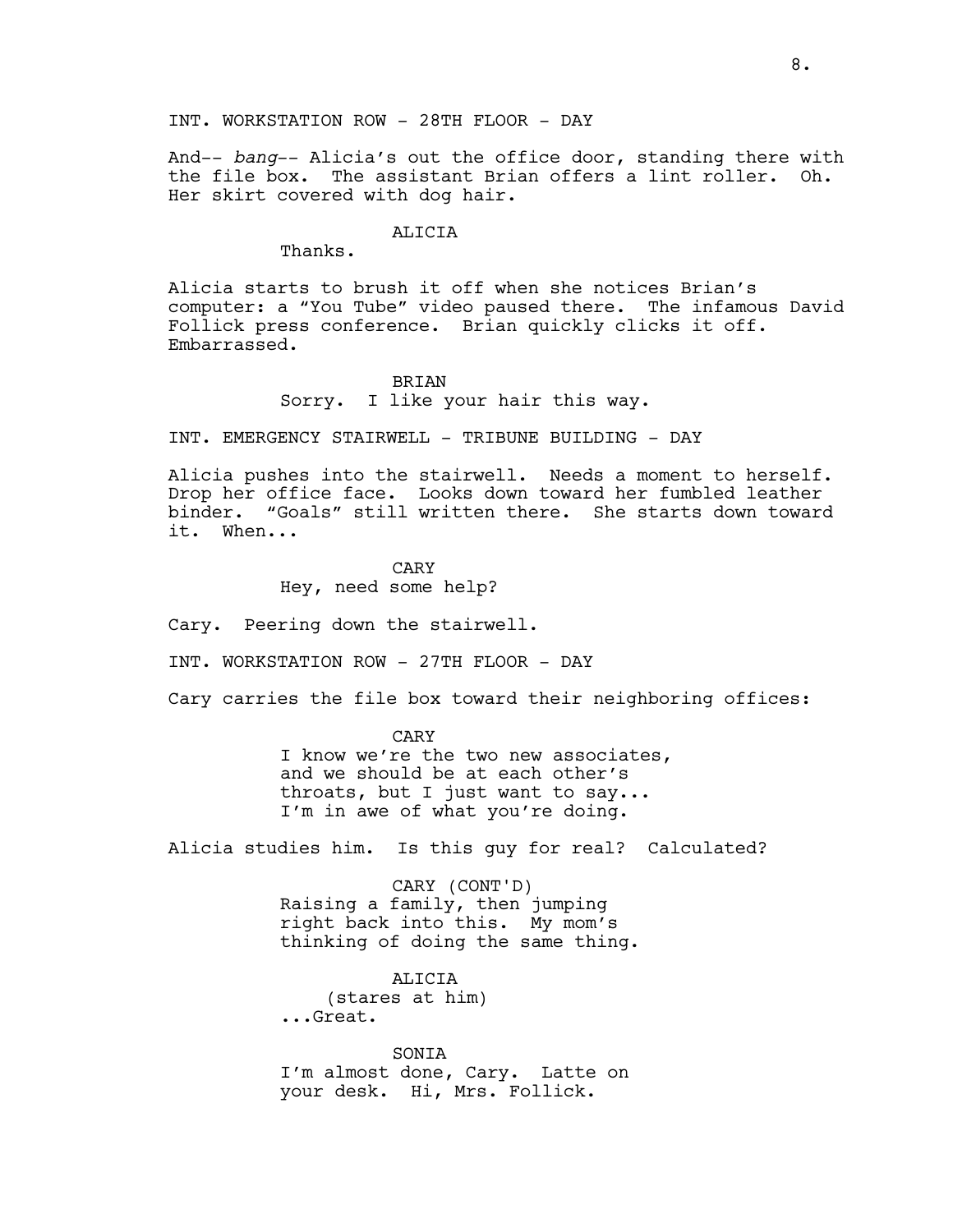INT. WORKSTATION ROW - 28TH FLOOR - DAY

And-- *bang*-- Alicia's out the office door, standing there with the file box. The assistant Brian offers a lint roller. Oh. Her skirt covered with dog hair.

ALICIA

Thanks.

Alicia starts to brush it off when she notices Brian's computer: a "You Tube" video paused there. The infamous David Follick press conference. Brian quickly clicks it off. Embarrassed.

BRIAN

Sorry. I like your hair this way.

INT. EMERGENCY STAIRWELL - TRIBUNE BUILDING - DAY

Alicia pushes into the stairwell. Needs a moment to herself. Drop her office face. Looks down toward her fumbled leather binder. "Goals" still written there. She starts down toward it. When...

CARY

Hey, need some help?

Cary. Peering down the stairwell.

INT. WORKSTATION ROW - 27TH FLOOR - DAY

Cary carries the file box toward their neighboring offices:

CARY

I know we're the two new associates, and we should be at each other's throats, but I just want to say... I'm in awe of what you're doing.

Alicia studies him. Is this guy for real? Calculated?

CARY (CONT'D)

Raising a family, then jumping right back into this. My mom's thinking of doing the same thing.

ALICIA

(stares at him)

...Great.

SONIA

I'm almost done, Cary. Latte on your desk. Hi, Mrs. Follick.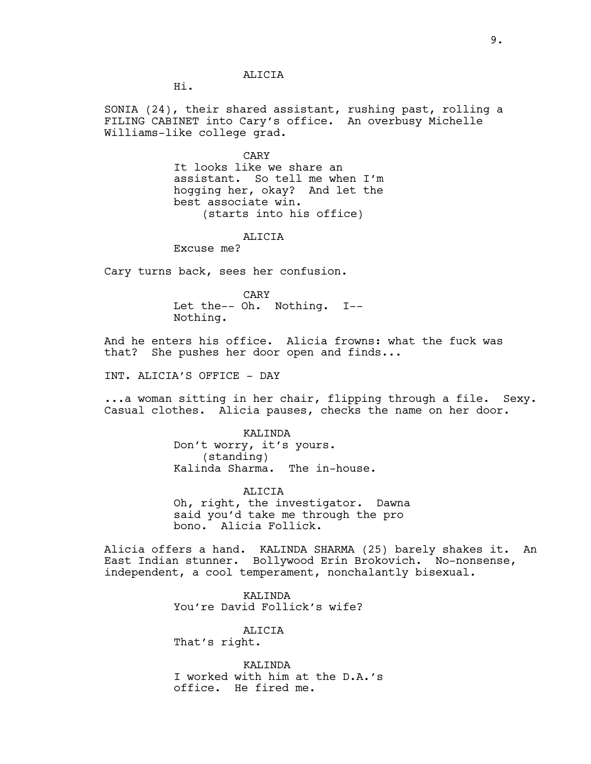ALICIA

Hi.

SONIA (24), their shared assistant, rushing past, rolling a FILING CABINET into Cary's office. An overbusy Michelle Williams-like college grad.

CARY

It looks like we share an assistant. So tell me when I'm hogging her, okay? And let the best associate win.

(starts into his office)

ALICIA

Excuse me?

Cary turns back, sees her confusion.

CARY

Let the-- Oh. Nothing. I-- Nothing.

And he enters his office. Alicia frowns: what the fuck was that? She pushes her door open and finds...

INT. ALICIA'S OFFICE - DAY

...a woman sitting in her chair, flipping through a file. Sexy. Casual clothes. Alicia pauses, checks the name on her door.

KALINDA

Don't worry, it's yours.

(standing)

Kalinda Sharma. The in-house.

ALICIA

Oh, right, the investigator. Dawna said you'd take me through the pro bono. Alicia Follick.

Alicia offers a hand. KALINDA SHARMA (25) barely shakes it. An East Indian stunner. Bollywood Erin Brokovich. No-nonsense, independent, a cool temperament, nonchalantly bisexual.

KALINDA

You're David Follick's wife?

ALICIA

That's right.

KALINDA

I worked with him at the D.A.'s office. He fired me.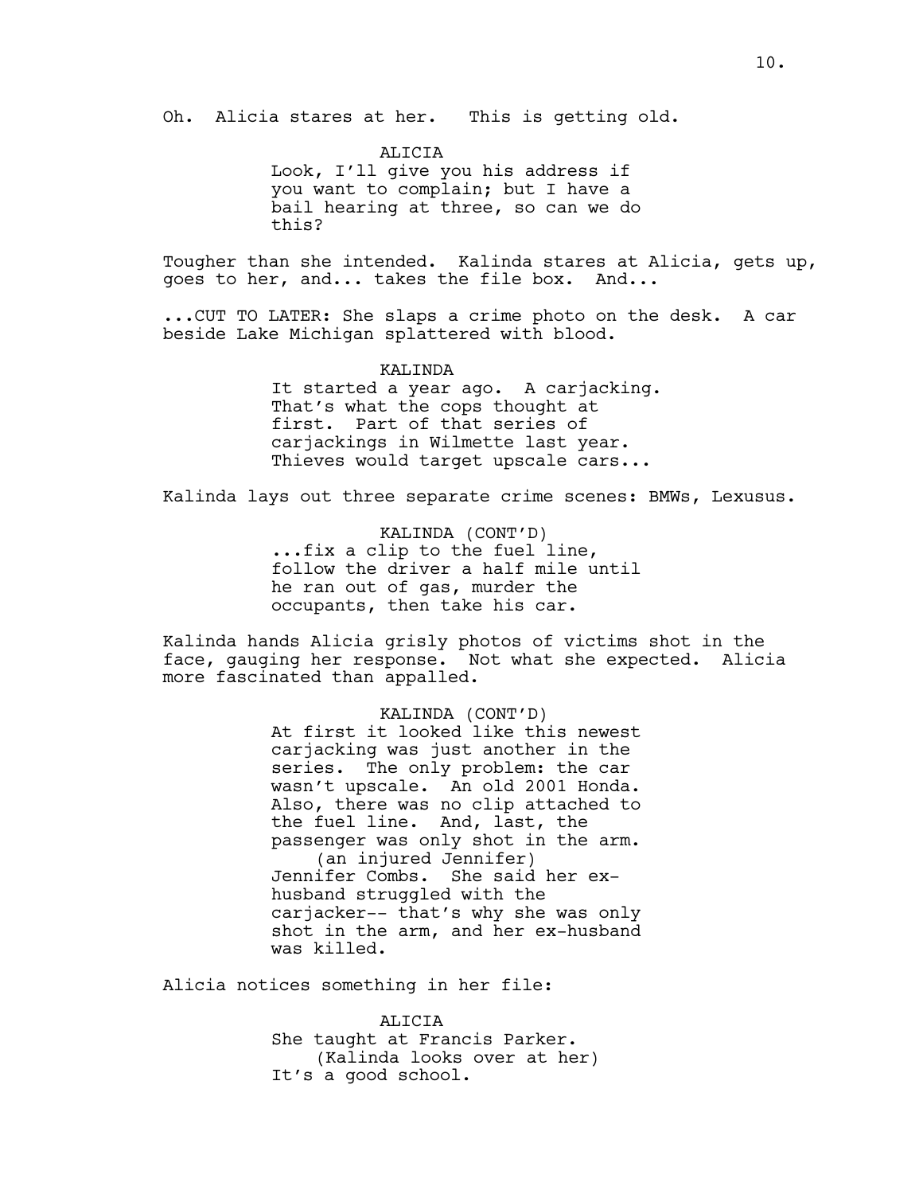Oh. Alicia stares at her. This is getting old.

ALICIA
Look, I'll give you his address if you want to complain; but I have a bail hearing at three, so can we do this?

Tougher than she intended. Kalinda stares at Alicia, gets up, goes to her, and... takes the file box. And...

...CUT TO LATER: She slaps a crime photo on the desk. A car beside Lake Michigan splattered with blood.

KALINDA
It started a year ago. A carjacking. That's what the cops thought at first. Part of that series of carjackings in Wilmette last year. Thieves would target upscale cars...

Kalinda lays out three separate crime scenes: BMWs, Lexusus.

KALINDA (CONT'D)
...fix a clip to the fuel line, follow the driver a half mile until he ran out of gas, murder the occupants, then take his car.

Kalinda hands Alicia grisly photos of victims shot in the face, gauging her response. Not what she expected. Alicia more fascinated than appalled.

KALINDA (CONT'D)
At first it looked like this newest carjacking was just another in the series. The only problem: the car wasn't upscale. An old 2001 Honda. Also, there was no clip attached to the fuel line. And, last, the passenger was only shot in the arm.
(an injured Jennifer)
Jennifer Combs. She said her ex-husband struggled with the carjacker-- that's why she was only shot in the arm, and her ex-husband was killed.

Alicia notices something in her file:

ALICIA
She taught at Francis Parker.
(Kalinda looks over at her)
It's a good school.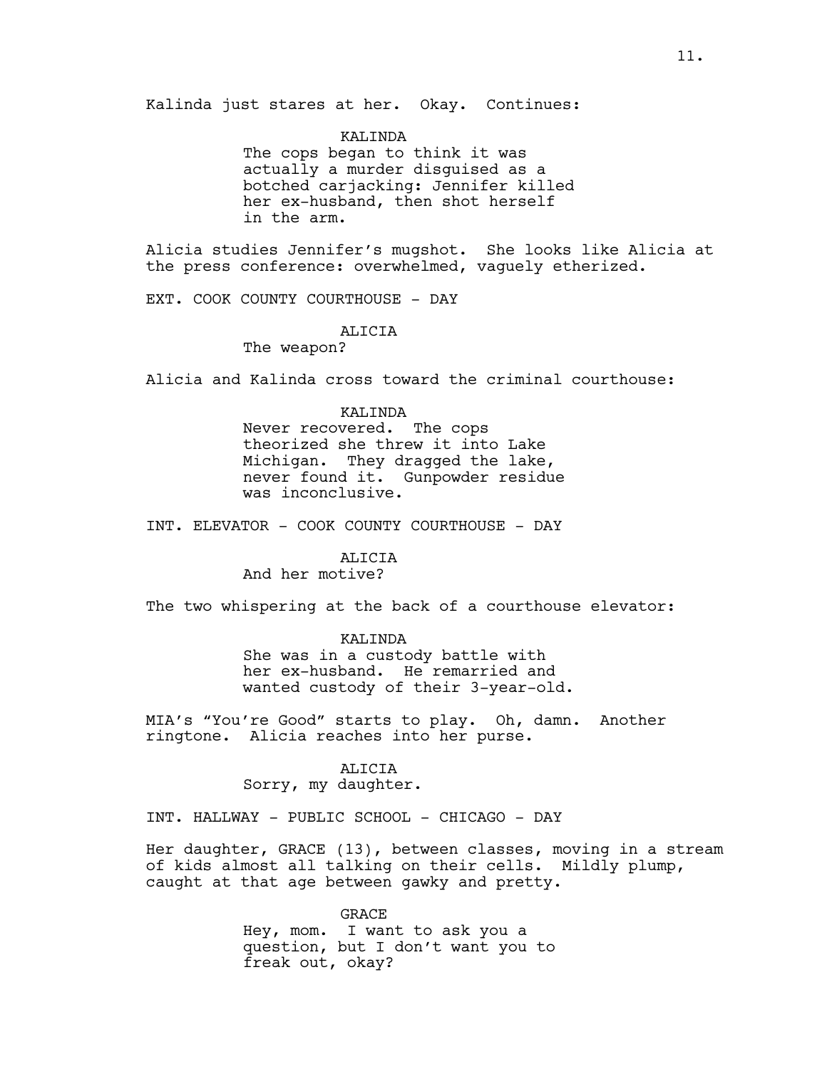Kalinda just stares at her. Okay. Continues:

KALINDA
The cops began to think it was actually a murder disguised as a botched carjacking: Jennifer killed her ex-husband, then shot herself in the arm.

Alicia studies Jennifer's mugshot. She looks like Alicia at the press conference: overwhelmed, vaguely etherized.

EXT. COOK COUNTY COURTHOUSE - DAY

ALICIA
The weapon?

Alicia and Kalinda cross toward the criminal courthouse:

KALINDA
Never recovered. The cops theorized she threw it into Lake Michigan. They dragged the lake, never found it. Gunpowder residue was inconclusive.

INT. ELEVATOR - COOK COUNTY COURTHOUSE - DAY

ALICIA
And her motive?

The two whispering at the back of a courthouse elevator:

KALINDA
She was in a custody battle with her ex-husband. He remarried and wanted custody of their 3-year-old.

MIA's "You're Good" starts to play. Oh, damn. Another ringtone. Alicia reaches into her purse.

ALICIA
Sorry, my daughter.

INT. HALLWAY - PUBLIC SCHOOL - CHICAGO - DAY

Her daughter, GRACE (13), between classes, moving in a stream of kids almost all talking on their cells. Mildly plump, caught at that age between gawky and pretty.

GRACE
Hey, mom. I want to ask you a question, but I don't want you to freak out, okay?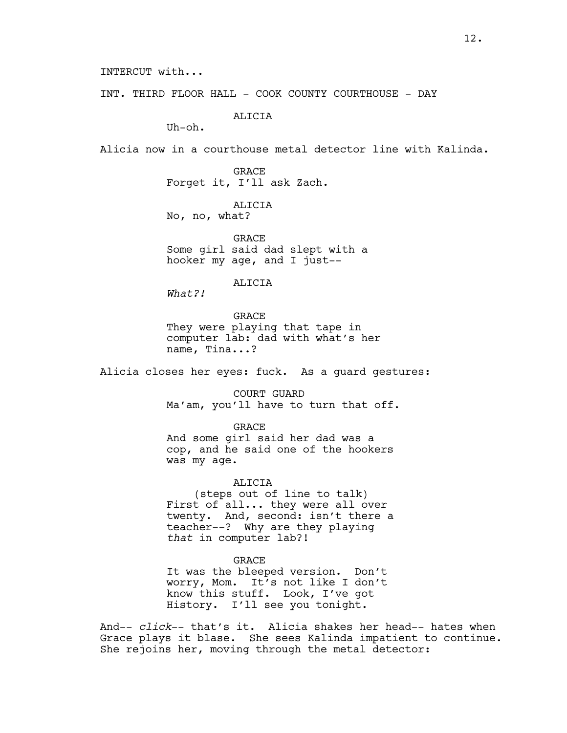INTERCUT with...

INT. THIRD FLOOR HALL - COOK COUNTY COURTHOUSE - DAY

ALICIA
Uh-oh.

Alicia now in a courthouse metal detector line with Kalinda.

GRACE
Forget it, I'll ask Zach.

ALICIA
No, no, what?

GRACE
Some girl said dad slept with a hooker my age, and I just--

ALICIA
*What?!*

GRACE
They were playing that tape in computer lab: dad with what's her name, Tina...?

Alicia closes her eyes: fuck. As a guard gestures:

COURT GUARD
Ma'am, you'll have to turn that off.

GRACE
And some girl said her dad was a cop, and he said one of the hookers was my age.

ALICIA
(steps out of line to talk)
First of all... they were all over twenty. And, second: isn't there a teacher--? Why are they playing *that* in computer lab?!

GRACE
It was the bleeped version. Don't worry, Mom. It's not like I don't know this stuff. Look, I've got History. I'll see you tonight.

And-- *click*-- that's it. Alicia shakes her head-- hates when Grace plays it blase. She sees Kalinda impatient to continue. She rejoins her, moving through the metal detector: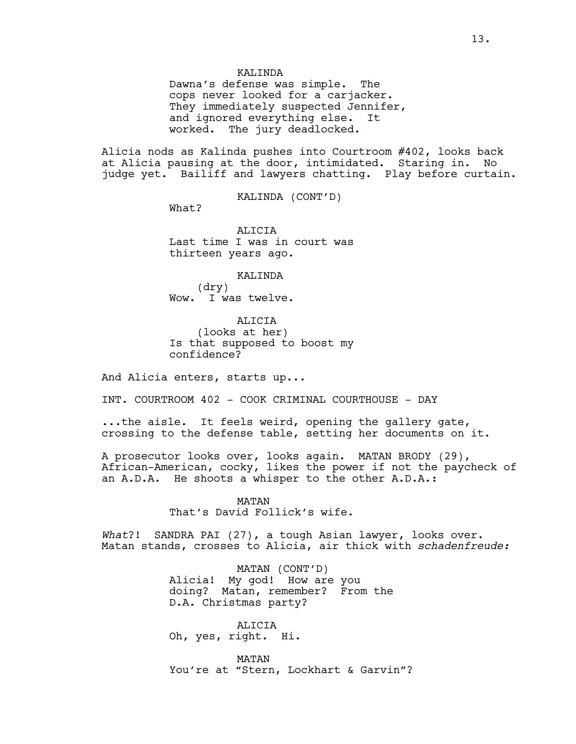KALINDA
Dawna's defense was simple. The cops never looked for a carjacker. They immediately suspected Jennifer, and ignored everything else. It worked. The jury deadlocked.

Alicia nods as Kalinda pushes into Courtroom #402, looks back at Alicia pausing at the door, intimidated. Staring in. No judge yet. Bailiff and lawyers chatting. Play before curtain.

KALINDA (CONT'D)
What?

ALICIA
Last time I was in court was thirteen years ago.

KALINDA
(dry)
Wow. I was twelve.

ALICIA
(looks at her)
Is that supposed to boost my confidence?

And Alicia enters, starts up...

INT. COURTROOM 402 - COOK CRIMINAL COURTHOUSE - DAY

...the aisle. It feels weird, opening the gallery gate, crossing to the defense table, setting her documents on it.

A prosecutor looks over, looks again. MATAN BRODY (29), African-American, cocky, likes the power if not the paycheck of an A.D.A. He shoots a whisper to the other A.D.A.:

MATAN
That's David Follick's wife.

*What*?! SANDRA PAI (27), a tough Asian lawyer, looks over. Matan stands, crosses to Alicia, air thick with *schadenfreude:*

MATAN (CONT'D)
Alicia! My god! How are you doing? Matan, remember? From the D.A. Christmas party?

ALICIA
Oh, yes, right. Hi.

MATAN
You're at "Stern, Lockhart & Garvin"?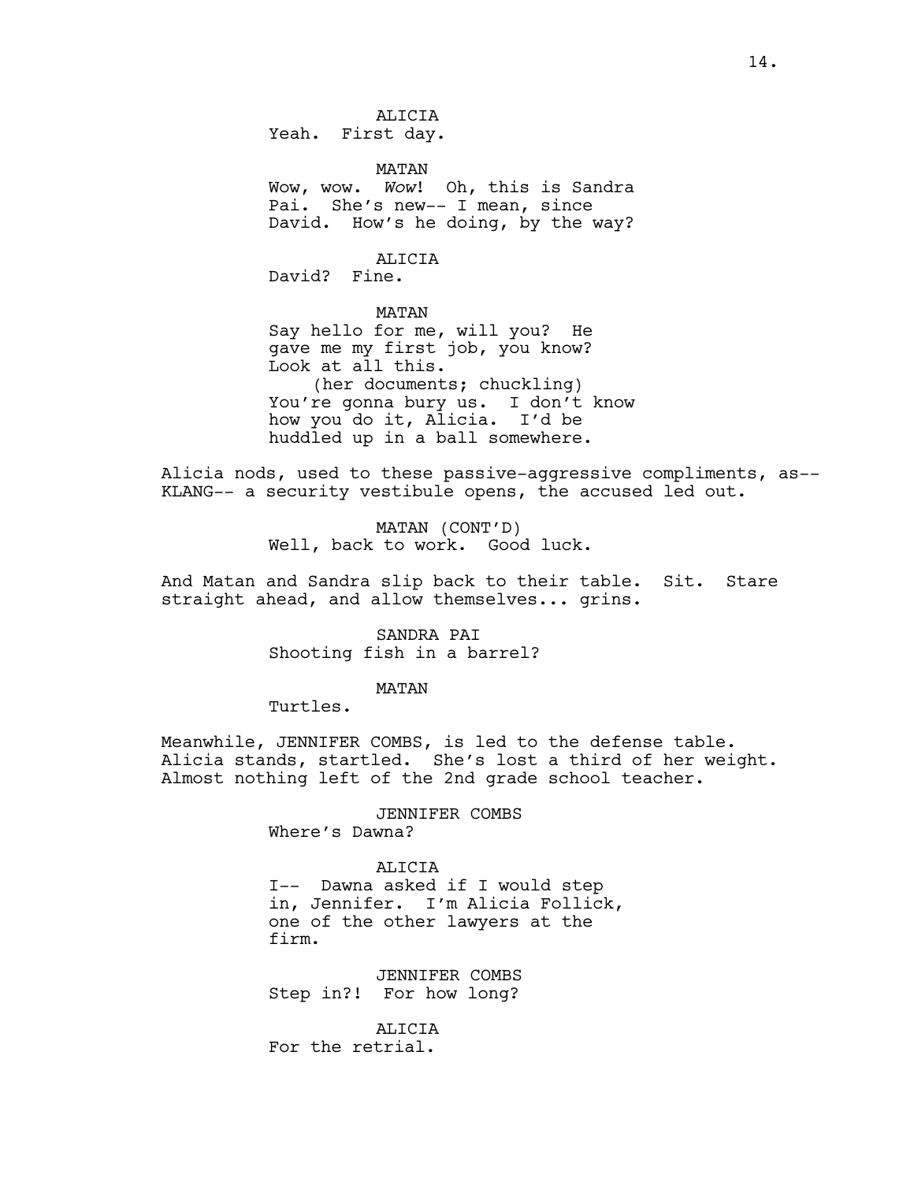ALICIA
Yeah. First day.

MATAN
Wow, wow. *Wow*! Oh, this is Sandra Pai. She's new-- I mean, since David. How's he doing, by the way?

ALICIA
David? Fine.

MATAN
Say hello for me, will you? He gave me my first job, you know? Look at all this.
(her documents; chuckling)
You're gonna bury us. I don't know how you do it, Alicia. I'd be huddled up in a ball somewhere.

Alicia nods, used to these passive-aggressive compliments, as-- KLANG-- a security vestibule opens, the accused led out.

MATAN (CONT'D)
Well, back to work. Good luck.

And Matan and Sandra slip back to their table. Sit. Stare straight ahead, and allow themselves... grins.

SANDRA PAI
Shooting fish in a barrel?

MATAN
Turtles.

Meanwhile, JENNIFER COMBS, is led to the defense table. Alicia stands, startled. She's lost a third of her weight. Almost nothing left of the 2nd grade school teacher.

JENNIFER COMBS
Where's Dawna?

ALICIA
I-- Dawna asked if I would step in, Jennifer. I'm Alicia Follick, one of the other lawyers at the firm.

JENNIFER COMBS
Step in?! For how long?

ALICIA
For the retrial.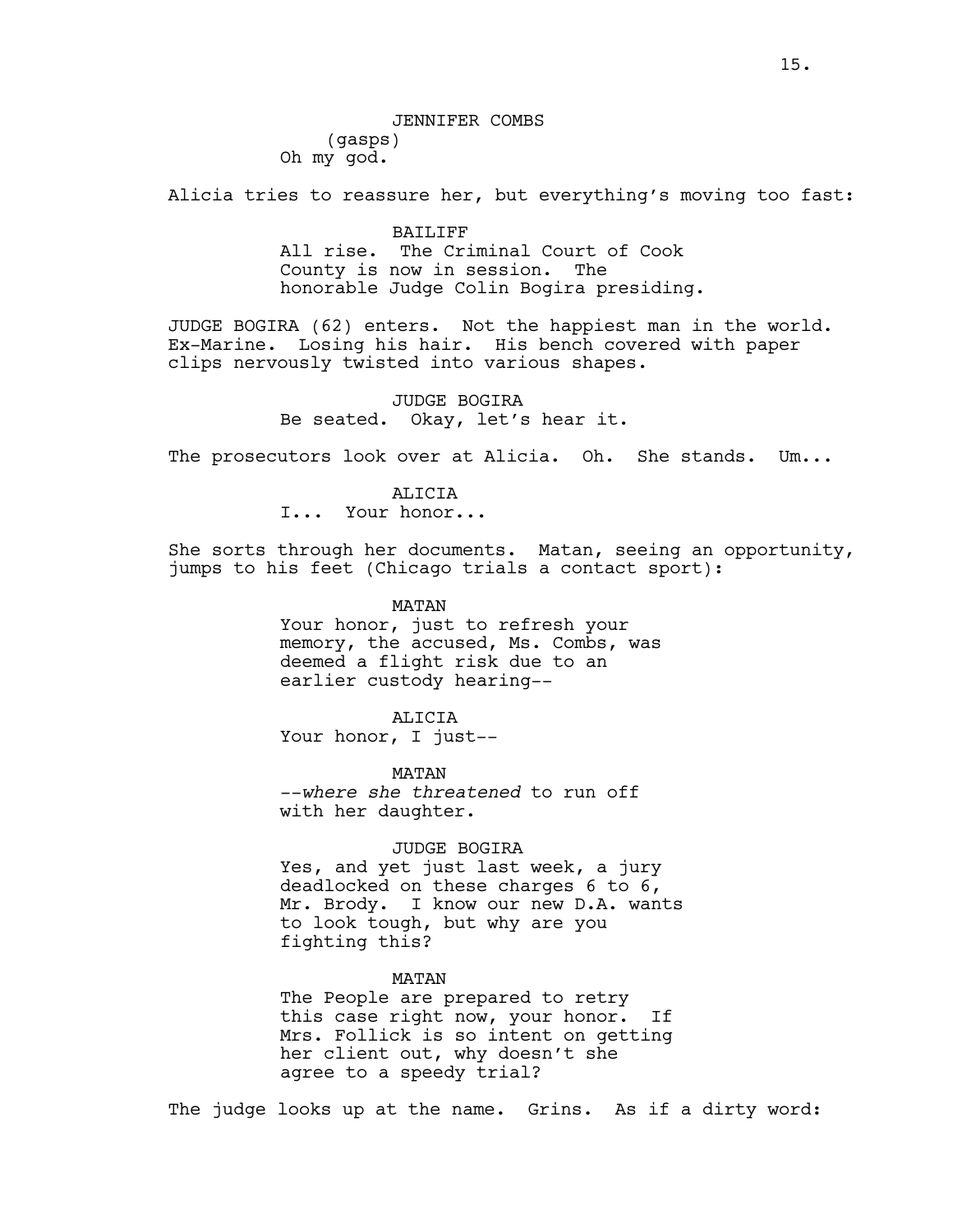JENNIFER COMBS
(gasps)
Oh my god.

Alicia tries to reassure her, but everything's moving too fast:

BAILIFF
All rise. The Criminal Court of Cook County is now in session. The honorable Judge Colin Bogira presiding.

JUDGE BOGIRA (62) enters. Not the happiest man in the world. Ex-Marine. Losing his hair. His bench covered with paper clips nervously twisted into various shapes.

JUDGE BOGIRA
Be seated. Okay, let's hear it.

The prosecutors look over at Alicia. Oh. She stands. Um...

ALICIA
I... Your honor...

She sorts through her documents. Matan, seeing an opportunity, jumps to his feet (Chicago trials a contact sport):

MATAN
Your honor, just to refresh your memory, the accused, Ms. Combs, was deemed a flight risk due to an earlier custody hearing--

ALICIA
Your honor, I just--

MATAN
--*where she threatened* to run off with her daughter.

JUDGE BOGIRA
Yes, and yet just last week, a jury deadlocked on these charges 6 to 6, Mr. Brody. I know our new D.A. wants to look tough, but why are you fighting this?

MATAN
The People are prepared to retry this case right now, your honor. If Mrs. Follick is so intent on getting her client out, why doesn't she agree to a speedy trial?

The judge looks up at the name. Grins. As if a dirty word: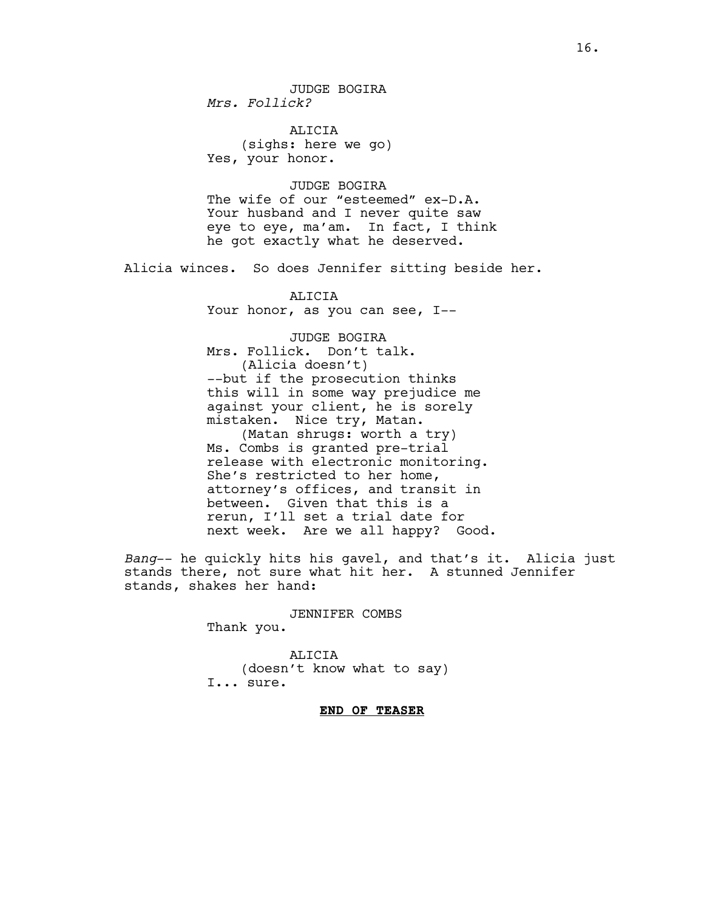JUDGE BOGIRA
*Mrs. Follick?*

ALICIA
(sighs: here we go)
Yes, your honor.

JUDGE BOGIRA
The wife of our "esteemed" ex-D.A. Your husband and I never quite saw eye to eye, ma'am. In fact, I think he got exactly what he deserved.

Alicia winces. So does Jennifer sitting beside her.

ALICIA
Your honor, as you can see, I--

JUDGE BOGIRA
Mrs. Follick. Don't talk.
(Alicia doesn't)
--but if the prosecution thinks this will in some way prejudice me against your client, he is sorely mistaken. Nice try, Matan.
(Matan shrugs: worth a try)
Ms. Combs is granted pre-trial release with electronic monitoring. She's restricted to her home, attorney's offices, and transit in between. Given that this is a rerun, I'll set a trial date for next week. Are we all happy? Good.

*Bang*-- he quickly hits his gavel, and that's it. Alicia just stands there, not sure what hit her. A stunned Jennifer stands, shakes her hand:

JENNIFER COMBS
Thank you.

ALICIA
(doesn't know what to say)
I... sure.

**END OF TEASER**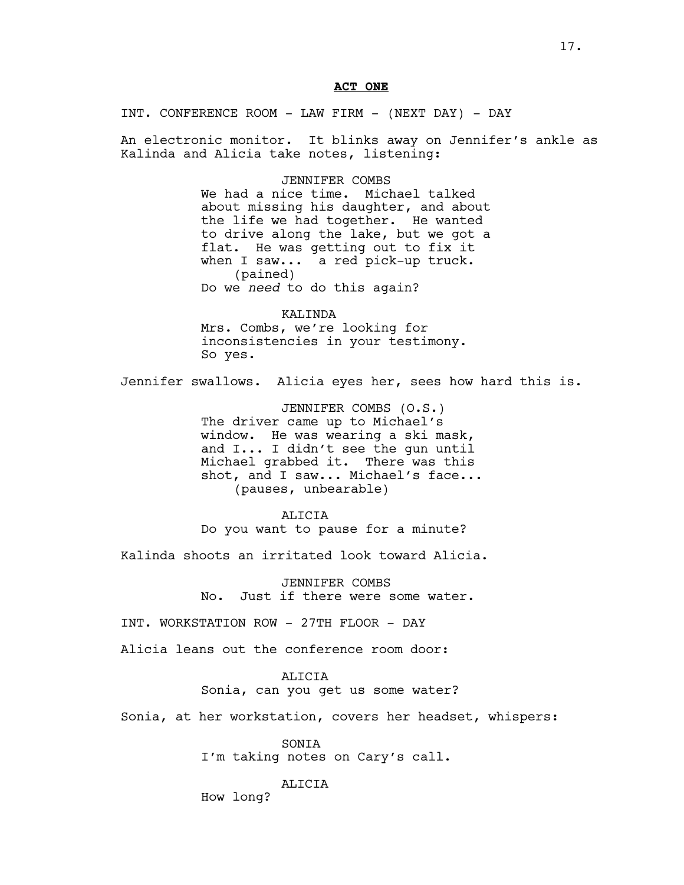**ACT ONE**

INT. CONFERENCE ROOM - LAW FIRM - (NEXT DAY) - DAY

An electronic monitor. It blinks away on Jennifer's ankle as Kalinda and Alicia take notes, listening:

JENNIFER COMBS
We had a nice time. Michael talked about missing his daughter, and about the life we had together. He wanted to drive along the lake, but we got a flat. He was getting out to fix it when I saw... a red pick-up truck.
(pained)
Do we *need* to do this again?

KALINDA
Mrs. Combs, we're looking for inconsistencies in your testimony. So yes.

Jennifer swallows. Alicia eyes her, sees how hard this is.

JENNIFER COMBS (O.S.)
The driver came up to Michael's window. He was wearing a ski mask, and I... I didn't see the gun until Michael grabbed it. There was this shot, and I saw... Michael's face...
(pauses, unbearable)

ALICIA
Do you want to pause for a minute?

Kalinda shoots an irritated look toward Alicia.

JENNIFER COMBS
No. Just if there were some water.

INT. WORKSTATION ROW - 27TH FLOOR - DAY

Alicia leans out the conference room door:

ALICIA
Sonia, can you get us some water?

Sonia, at her workstation, covers her headset, whispers:

SONIA
I'm taking notes on Cary's call.

ALICIA
How long?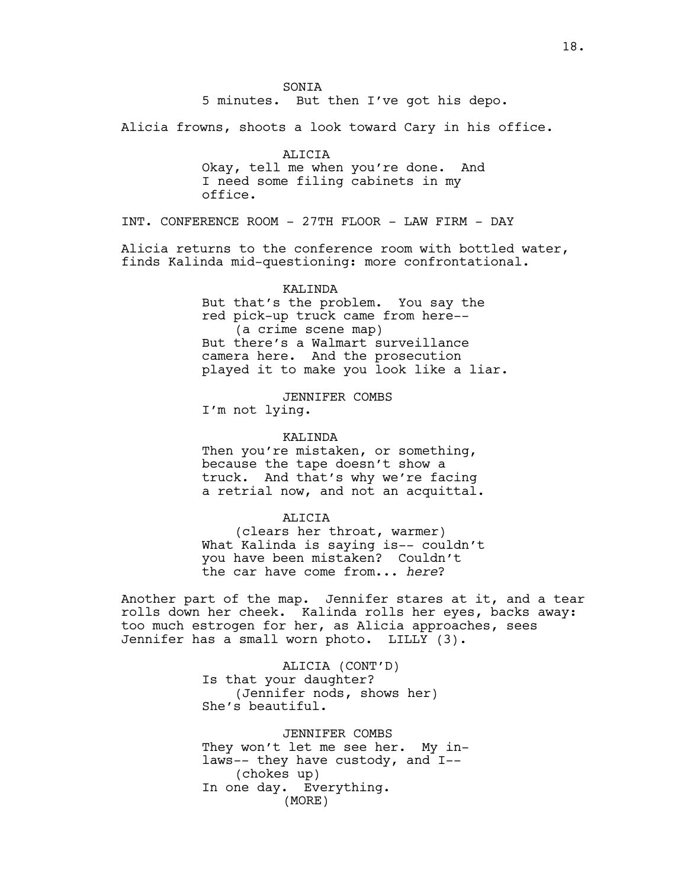SONIA
5 minutes. But then I've got his depo.

Alicia frowns, shoots a look toward Cary in his office.

ALICIA
Okay, tell me when you're done. And I need some filing cabinets in my office.

INT. CONFERENCE ROOM - 27TH FLOOR - LAW FIRM - DAY

Alicia returns to the conference room with bottled water, finds Kalinda mid-questioning: more confrontational.

KALINDA
But that's the problem. You say the red pick-up truck came from here--
(a crime scene map)
But there's a Walmart surveillance camera here. And the prosecution played it to make you look like a liar.

JENNIFER COMBS
I'm not lying.

KALINDA
Then you're mistaken, or something, because the tape doesn't show a truck. And that's why we're facing a retrial now, and not an acquittal.

ALICIA
(clears her throat, warmer)
What Kalinda is saying is-- couldn't you have been mistaken? Couldn't the car have come from... *here*?

Another part of the map. Jennifer stares at it, and a tear rolls down her cheek. Kalinda rolls her eyes, backs away: too much estrogen for her, as Alicia approaches, sees Jennifer has a small worn photo. LILLY (3).

ALICIA (CONT'D)
Is that your daughter?
(Jennifer nods, shows her)
She's beautiful.

JENNIFER COMBS
They won't let me see her. My in-laws-- they have custody, and I--
(chokes up)
In one day. Everything.
(MORE)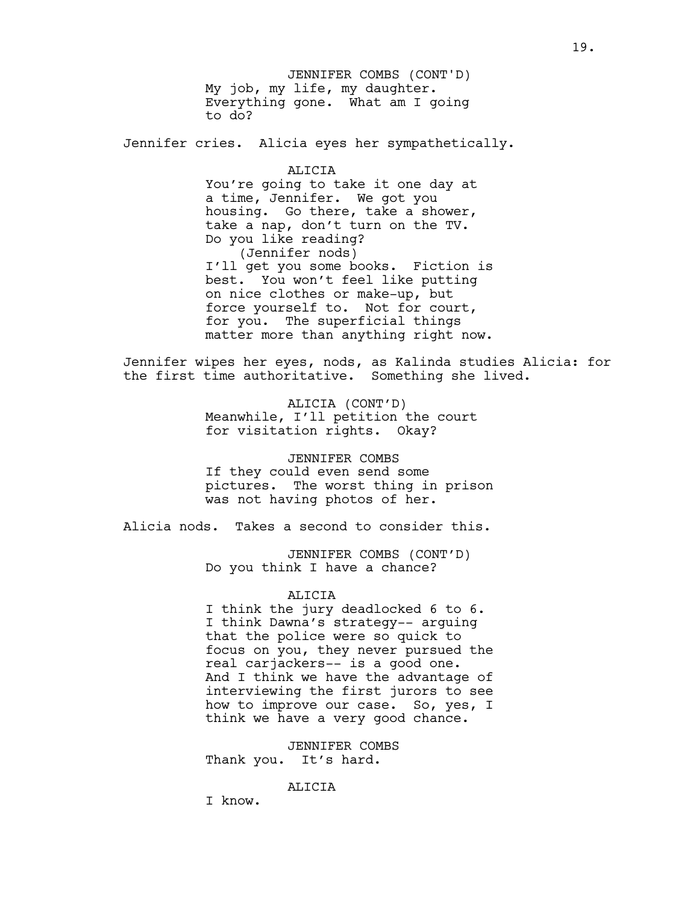JENNIFER COMBS (CONT'D)
My job, my life, my daughter. Everything gone. What am I going to do?

Jennifer cries. Alicia eyes her sympathetically.

ALICIA
You're going to take it one day at a time, Jennifer. We got you housing. Go there, take a shower, take a nap, don't turn on the TV. Do you like reading?
(Jennifer nods)
I'll get you some books. Fiction is best. You won't feel like putting on nice clothes or make-up, but force yourself to. Not for court, for you. The superficial things matter more than anything right now.

Jennifer wipes her eyes, nods, as Kalinda studies Alicia: for the first time authoritative. Something she lived.

ALICIA (CONT'D)
Meanwhile, I'll petition the court for visitation rights. Okay?

JENNIFER COMBS
If they could even send some pictures. The worst thing in prison was not having photos of her.

Alicia nods. Takes a second to consider this.

JENNIFER COMBS (CONT'D)
Do you think I have a chance?

ALICIA
I think the jury deadlocked 6 to 6. I think Dawna's strategy-- arguing that the police were so quick to focus on you, they never pursued the real carjackers-- is a good one. And I think we have the advantage of interviewing the first jurors to see how to improve our case. So, yes, I think we have a very good chance.

JENNIFER COMBS
Thank you. It's hard.

ALICIA
I know.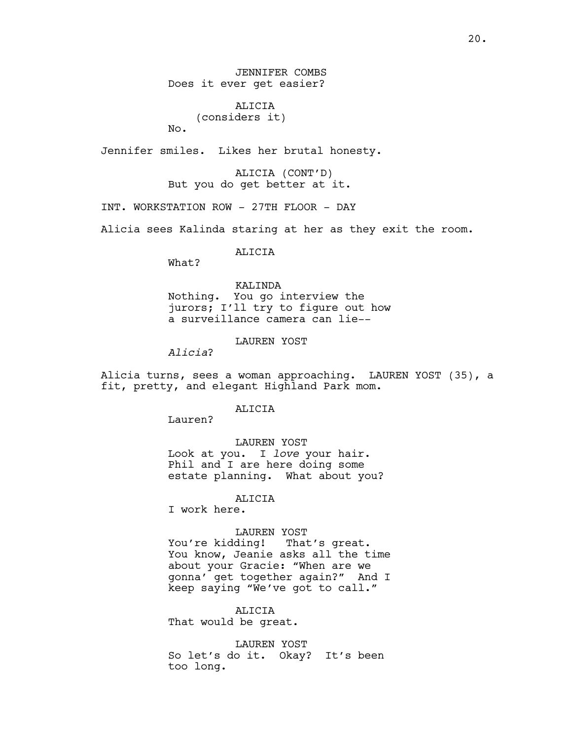JENNIFER COMBS
Does it ever get easier?

ALICIA
(considers it)
No.

Jennifer smiles. Likes her brutal honesty.

ALICIA (CONT'D)
But you do get better at it.

INT. WORKSTATION ROW - 27TH FLOOR - DAY

Alicia sees Kalinda staring at her as they exit the room.

ALICIA
What?

KALINDA
Nothing. You go interview the jurors; I'll try to figure out how a surveillance camera can lie--

LAUREN YOST
*Alicia*?

Alicia turns, sees a woman approaching. LAUREN YOST (35), a fit, pretty, and elegant Highland Park mom.

ALICIA
Lauren?

LAUREN YOST
Look at you. I *love* your hair. Phil and I are here doing some estate planning. What about you?

ALICIA
I work here.

LAUREN YOST
You're kidding! That's great. You know, Jeanie asks all the time about your Gracie: "When are we gonna' get together again?" And I keep saying "We've got to call."

ALICIA
That would be great.

LAUREN YOST
So let's do it. Okay? It's been too long.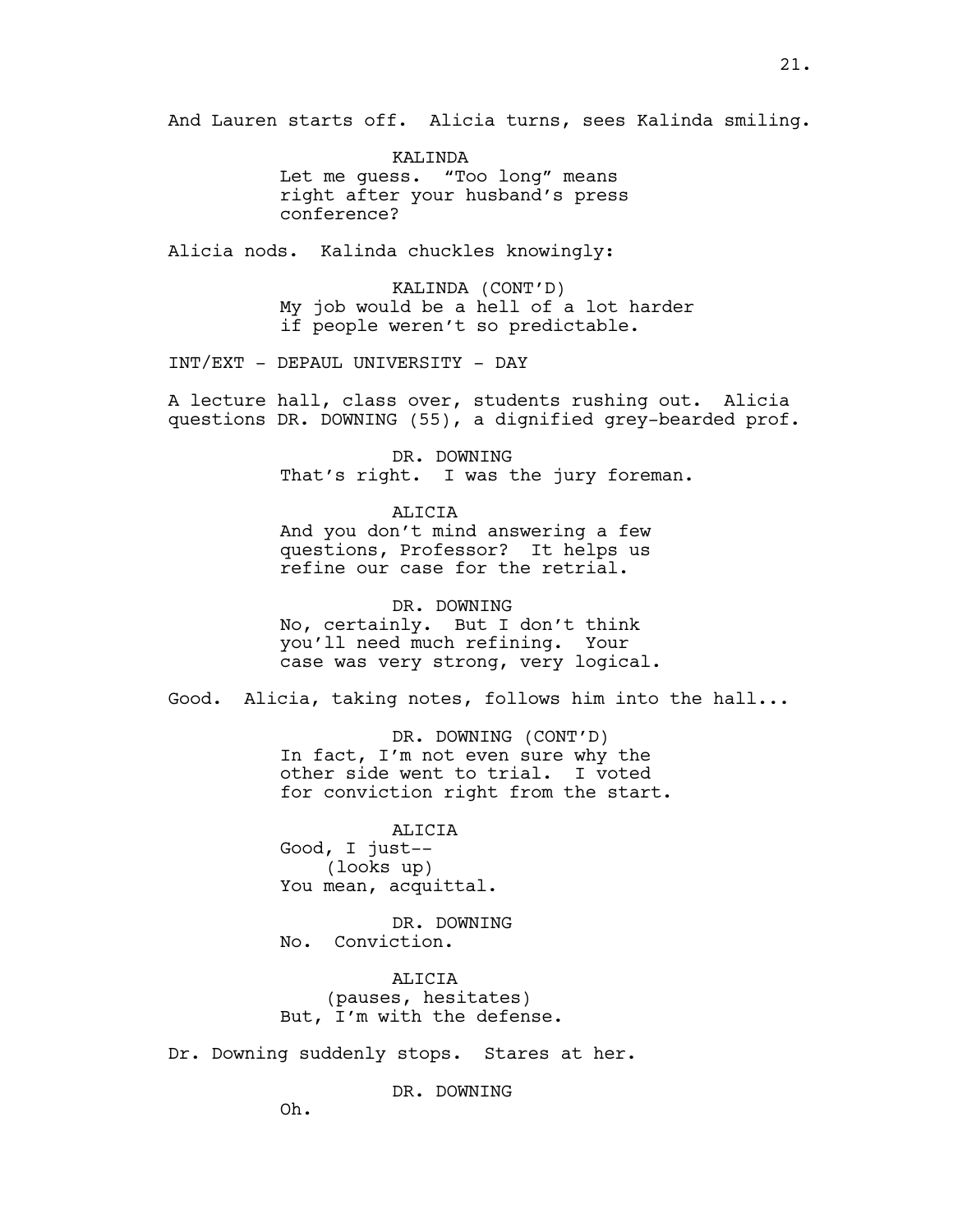And Lauren starts off. Alicia turns, sees Kalinda smiling.

KALINDA
Let me guess. "Too long" means right after your husband's press conference?

Alicia nods. Kalinda chuckles knowingly:

KALINDA (CONT'D)
My job would be a hell of a lot harder if people weren't so predictable.

INT/EXT - DEPAUL UNIVERSITY - DAY

A lecture hall, class over, students rushing out. Alicia questions DR. DOWNING (55), a dignified grey-bearded prof.

DR. DOWNING
That's right. I was the jury foreman.

ALICIA
And you don't mind answering a few questions, Professor? It helps us refine our case for the retrial.

DR. DOWNING
No, certainly. But I don't think you'll need much refining. Your case was very strong, very logical.

Good. Alicia, taking notes, follows him into the hall...

DR. DOWNING (CONT'D)
In fact, I'm not even sure why the other side went to trial. I voted for conviction right from the start.

ALICIA
Good, I just--
(looks up)
You mean, acquittal.

DR. DOWNING
No. Conviction.

ALICIA
(pauses, hesitates)
But, I'm with the defense.

Dr. Downing suddenly stops. Stares at her.

DR. DOWNING
Oh.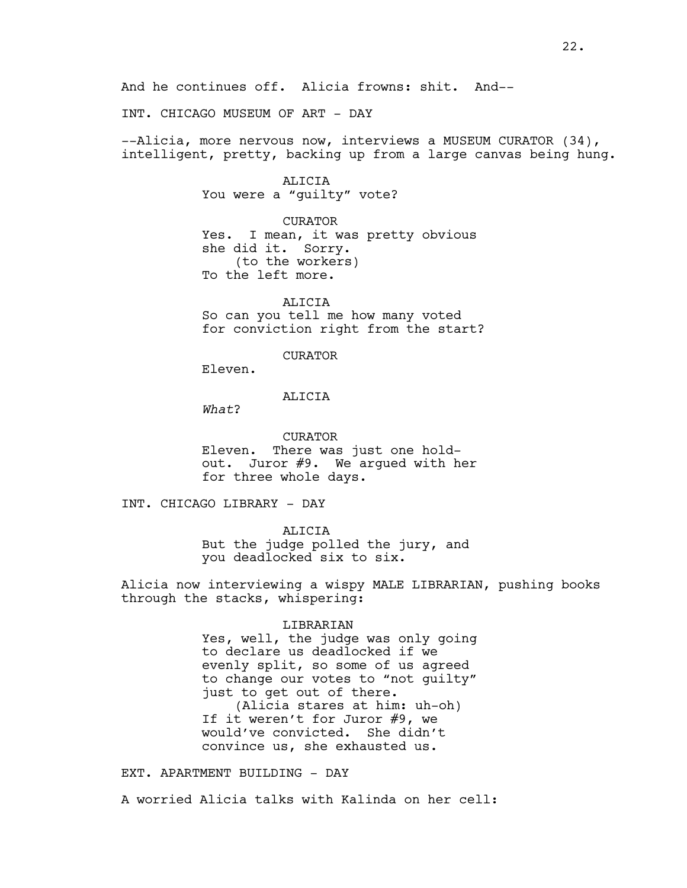And he continues off. Alicia frowns: shit. And--

INT. CHICAGO MUSEUM OF ART - DAY

--Alicia, more nervous now, interviews a MUSEUM CURATOR (34), intelligent, pretty, backing up from a large canvas being hung.

ALICIA
You were a "guilty" vote?

CURATOR
Yes. I mean, it was pretty obvious she did it. Sorry.
(to the workers)
To the left more.

ALICIA
So can you tell me how many voted for conviction right from the start?

CURATOR
Eleven.

ALICIA
*What*?

CURATOR
Eleven. There was just one hold-out. Juror #9. We argued with her for three whole days.

INT. CHICAGO LIBRARY - DAY

ALICIA
But the judge polled the jury, and you deadlocked six to six.

Alicia now interviewing a wispy MALE LIBRARIAN, pushing books through the stacks, whispering:

LIBRARIAN
Yes, well, the judge was only going to declare us deadlocked if we evenly split, so some of us agreed to change our votes to "not guilty" just to get out of there.
(Alicia stares at him: uh-oh)
If it weren't for Juror #9, we would've convicted. She didn't convince us, she exhausted us.

EXT. APARTMENT BUILDING - DAY

A worried Alicia talks with Kalinda on her cell: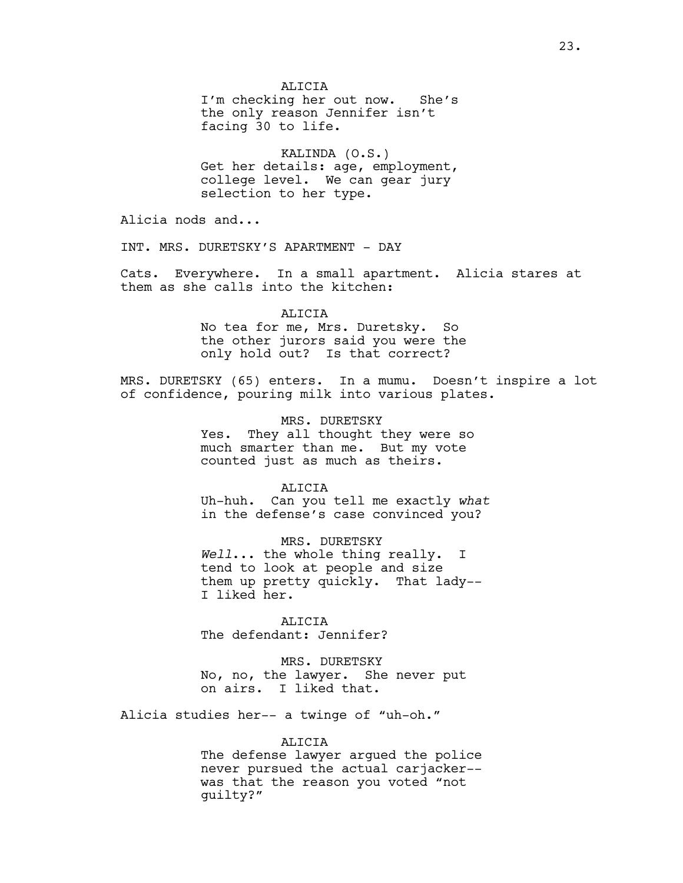ALICIA
I'm checking her out now. She's the only reason Jennifer isn't facing 30 to life.

KALINDA (O.S.)
Get her details: age, employment, college level. We can gear jury selection to her type.

Alicia nods and...

INT. MRS. DURETSKY'S APARTMENT - DAY

Cats. Everywhere. In a small apartment. Alicia stares at them as she calls into the kitchen:

ALICIA
No tea for me, Mrs. Duretsky. So the other jurors said you were the only hold out? Is that correct?

MRS. DURETSKY (65) enters. In a mumu. Doesn't inspire a lot of confidence, pouring milk into various plates.

MRS. DURETSKY
Yes. They all thought they were so much smarter than me. But my vote counted just as much as theirs.

ALICIA
Uh-huh. Can you tell me exactly *what* in the defense's case convinced you?

MRS. DURETSKY
*Well*... the whole thing really. I tend to look at people and size them up pretty quickly. That lady-- I liked her.

ALICIA
The defendant: Jennifer?

MRS. DURETSKY
No, no, the lawyer. She never put on airs. I liked that.

Alicia studies her-- a twinge of "uh-oh."

ALICIA
The defense lawyer argued the police never pursued the actual carjacker-- was that the reason you voted "not guilty?"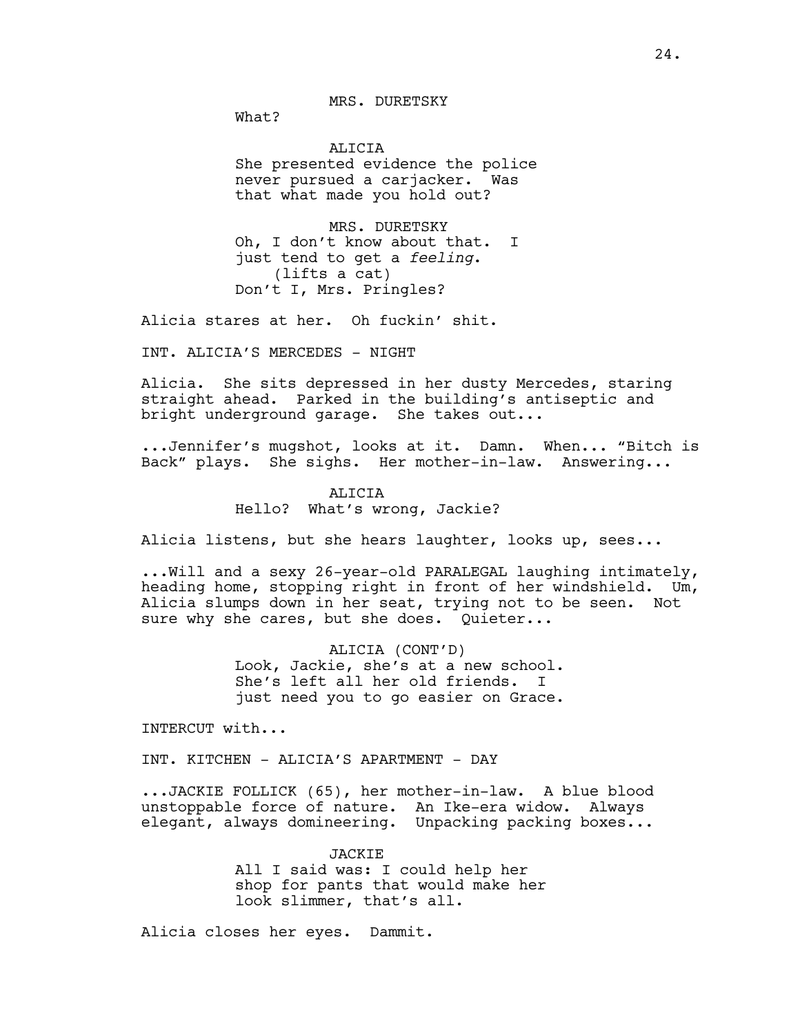MRS. DURETSKY

What?

ALICIA

She presented evidence the police never pursued a carjacker. Was that what made you hold out?

MRS. DURETSKY

Oh, I don't know about that. I just tend to get a *feeling*.
(lifts a cat)
Don't I, Mrs. Pringles?

Alicia stares at her. Oh fuckin' shit.

INT. ALICIA'S MERCEDES - NIGHT

Alicia. She sits depressed in her dusty Mercedes, staring straight ahead. Parked in the building's antiseptic and bright underground garage. She takes out...

...Jennifer's mugshot, looks at it. Damn. When... "Bitch is Back" plays. She sighs. Her mother-in-law. Answering...

ALICIA

Hello? What's wrong, Jackie?

Alicia listens, but she hears laughter, looks up, sees...

...Will and a sexy 26-year-old PARALEGAL laughing intimately, heading home, stopping right in front of her windshield. Um, Alicia slumps down in her seat, trying not to be seen. Not sure why she cares, but she does. Quieter...

ALICIA (CONT'D)

Look, Jackie, she's at a new school. She's left all her old friends. I just need you to go easier on Grace.

INTERCUT with...

INT. KITCHEN - ALICIA'S APARTMENT - DAY

...JACKIE FOLLICK (65), her mother-in-law. A blue blood unstoppable force of nature. An Ike-era widow. Always elegant, always domineering. Unpacking packing boxes...

JACKIE

All I said was: I could help her shop for pants that would make her look slimmer, that's all.

Alicia closes her eyes. Dammit.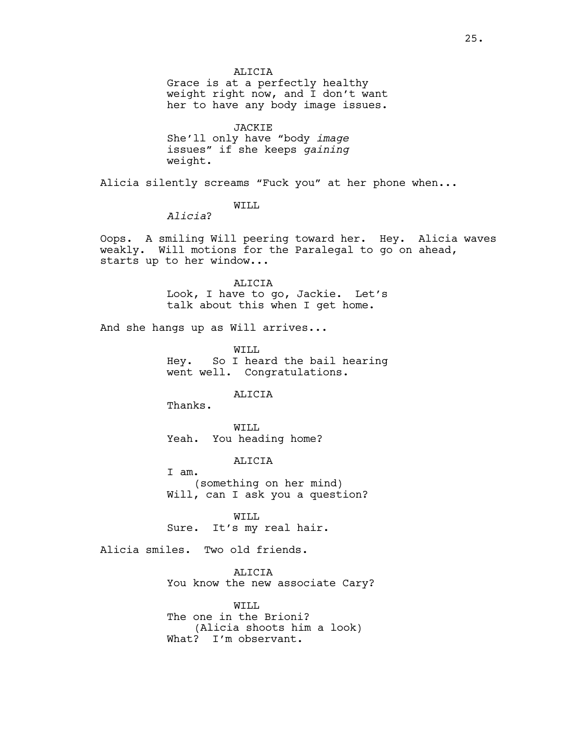ALICIA
Grace is at a perfectly healthy weight right now, and I don't want her to have any body image issues.

JACKIE
She'll only have "body *image* issues" if she keeps *gaining* weight.

Alicia silently screams "Fuck you" at her phone when...

WILL
*Alicia*?

Oops. A smiling Will peering toward her. Hey. Alicia waves weakly. Will motions for the Paralegal to go on ahead, starts up to her window...

ALICIA
Look, I have to go, Jackie. Let's talk about this when I get home.

And she hangs up as Will arrives...

WILL
Hey. So I heard the bail hearing went well. Congratulations.

ALICIA
Thanks.

WILL
Yeah. You heading home?

ALICIA
I am.
(something on her mind)
Will, can I ask you a question?

WILL
Sure. It's my real hair.

Alicia smiles. Two old friends.

ALICIA
You know the new associate Cary?

WILL
The one in the Brioni?
(Alicia shoots him a look)
What? I'm observant.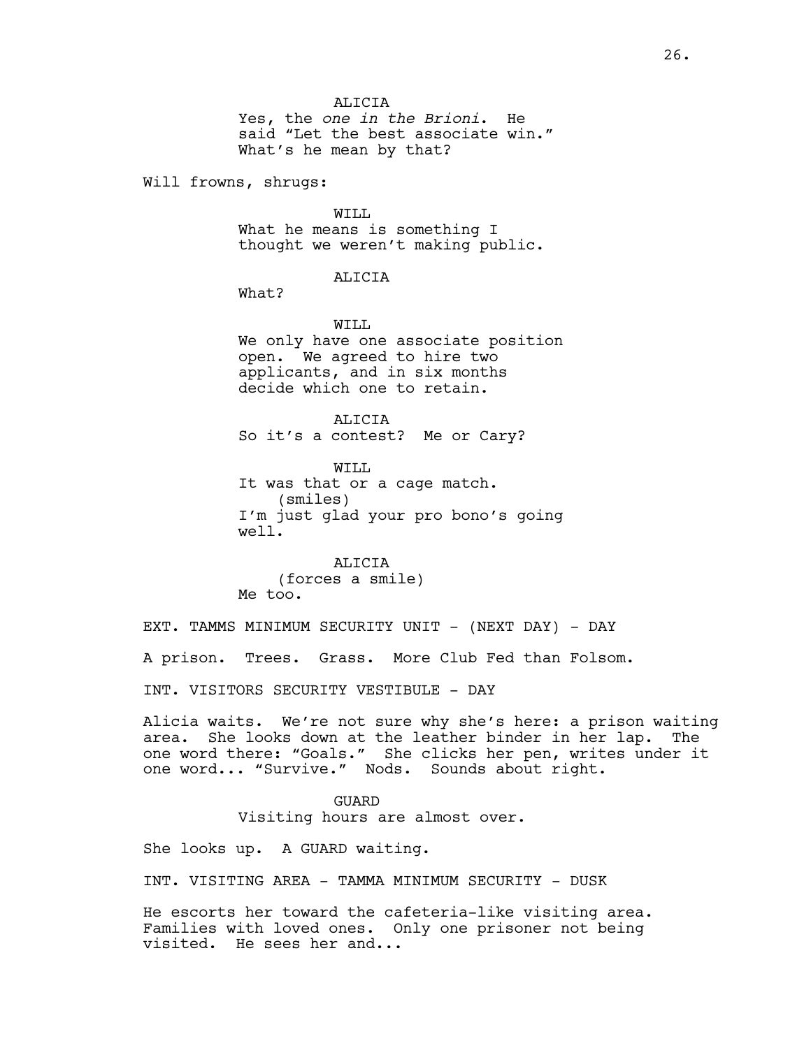ALICIA
Yes, the *one in the Brioni*. He said "Let the best associate win." What's he mean by that?

Will frowns, shrugs:

WILL
What he means is something I thought we weren't making public.

ALICIA
What?

WILL
We only have one associate position open. We agreed to hire two applicants, and in six months decide which one to retain.

ALICIA
So it's a contest? Me or Cary?

WILL
It was that or a cage match.
(smiles)
I'm just glad your pro bono's going well.

ALICIA
(forces a smile)
Me too.

EXT. TAMMS MINIMUM SECURITY UNIT - (NEXT DAY) - DAY

A prison. Trees. Grass. More Club Fed than Folsom.

INT. VISITORS SECURITY VESTIBULE - DAY

Alicia waits. We're not sure why she's here: a prison waiting area. She looks down at the leather binder in her lap. The one word there: "Goals." She clicks her pen, writes under it one word... "Survive." Nods. Sounds about right.

GUARD
Visiting hours are almost over.

She looks up. A GUARD waiting.

INT. VISITING AREA - TAMMA MINIMUM SECURITY - DUSK

He escorts her toward the cafeteria-like visiting area. Families with loved ones. Only one prisoner not being visited. He sees her and...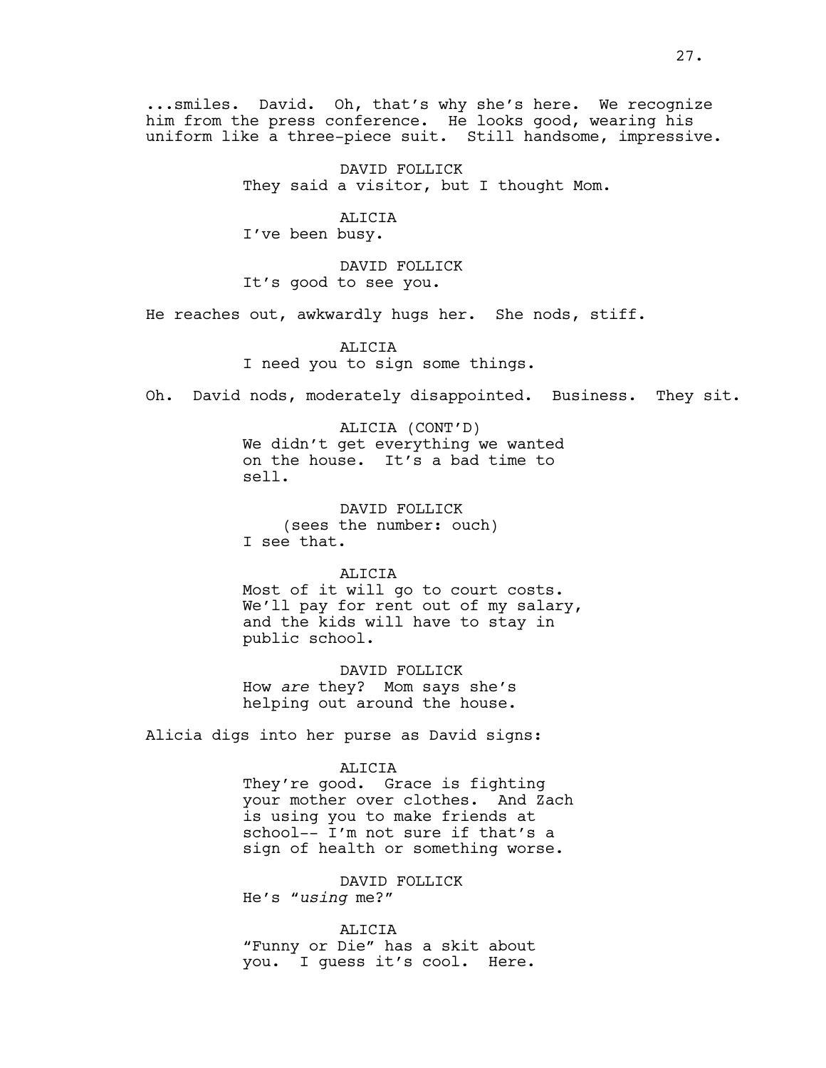...smiles. David. Oh, that's why she's here. We recognize him from the press conference. He looks good, wearing his uniform like a three-piece suit. Still handsome, impressive.

DAVID FOLLICK
They said a visitor, but I thought Mom.

ALICIA
I've been busy.

DAVID FOLLICK
It's good to see you.

He reaches out, awkwardly hugs her. She nods, stiff.

ALICIA
I need you to sign some things.

Oh. David nods, moderately disappointed. Business. They sit.

ALICIA (CONT'D)
We didn't get everything we wanted on the house. It's a bad time to sell.

DAVID FOLLICK
(sees the number: ouch)
I see that.

ALICIA
Most of it will go to court costs. We'll pay for rent out of my salary, and the kids will have to stay in public school.

DAVID FOLLICK
How *are* they? Mom says she's helping out around the house.

Alicia digs into her purse as David signs:

ALICIA
They're good. Grace is fighting your mother over clothes. And Zach is using you to make friends at school-- I'm not sure if that's a sign of health or something worse.

DAVID FOLLICK
He's "*using* me?"

ALICIA
"Funny or Die" has a skit about you. I guess it's cool. Here.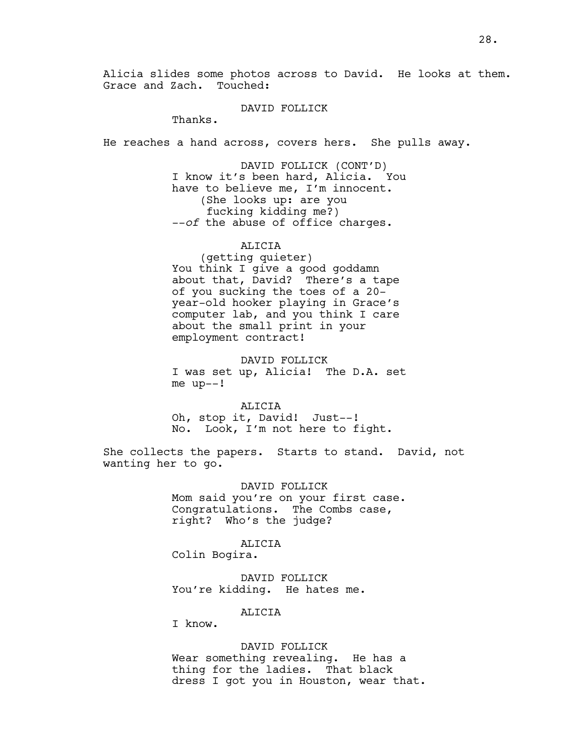Alicia slides some photos across to David. He looks at them. Grace and Zach. Touched:

DAVID FOLLICK
Thanks.

He reaches a hand across, covers hers. She pulls away.

DAVID FOLLICK (CONT'D)
I know it's been hard, Alicia. You have to believe me, I'm innocent.
(She looks up: are you fucking kidding me?)
--*of* the abuse of office charges.

ALICIA
(getting quieter)
You think I give a good goddamn about that, David? There's a tape of you sucking the toes of a 20-year-old hooker playing in Grace's computer lab, and you think I care about the small print in your employment contract!

DAVID FOLLICK
I was set up, Alicia! The D.A. set me up--!

ALICIA
Oh, stop it, David! Just--! No. Look, I'm not here to fight.

She collects the papers. Starts to stand. David, not wanting her to go.

DAVID FOLLICK
Mom said you're on your first case. Congratulations. The Combs case, right? Who's the judge?

ALICIA
Colin Bogira.

DAVID FOLLICK
You're kidding. He hates me.

ALICIA
I know.

DAVID FOLLICK
Wear something revealing. He has a thing for the ladies. That black dress I got you in Houston, wear that.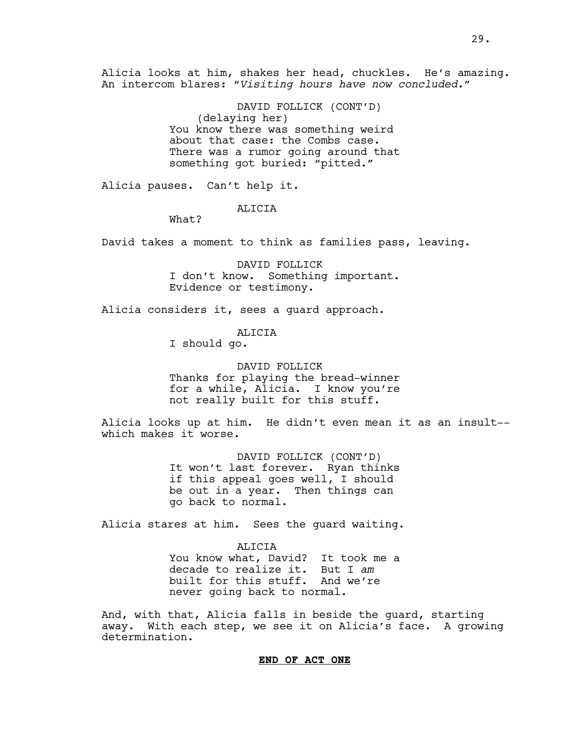Alicia looks at him, shakes her head, chuckles. He's amazing. An intercom blares: "*Visiting hours have now concluded.*"

DAVID FOLLICK (CONT'D)
(delaying her)
You know there was something weird about that case: the Combs case. There was a rumor going around that something got buried: "pitted."

Alicia pauses. Can't help it.

ALICIA
What?

David takes a moment to think as families pass, leaving.

DAVID FOLLICK
I don't know. Something important. Evidence or testimony.

Alicia considers it, sees a guard approach.

ALICIA
I should go.

DAVID FOLLICK
Thanks for playing the bread-winner for a while, Alicia. I know you're not really built for this stuff.

Alicia looks up at him. He didn't even mean it as an insult-- which makes it worse.

DAVID FOLLICK (CONT'D)
It won't last forever. Ryan thinks if this appeal goes well, I should be out in a year. Then things can go back to normal.

Alicia stares at him. Sees the guard waiting.

ALICIA
You know what, David? It took me a decade to realize it. But I *am* built for this stuff. And we're never going back to normal.

And, with that, Alicia falls in beside the guard, starting away. With each step, we see it on Alicia's face. A growing determination.

**END OF ACT ONE**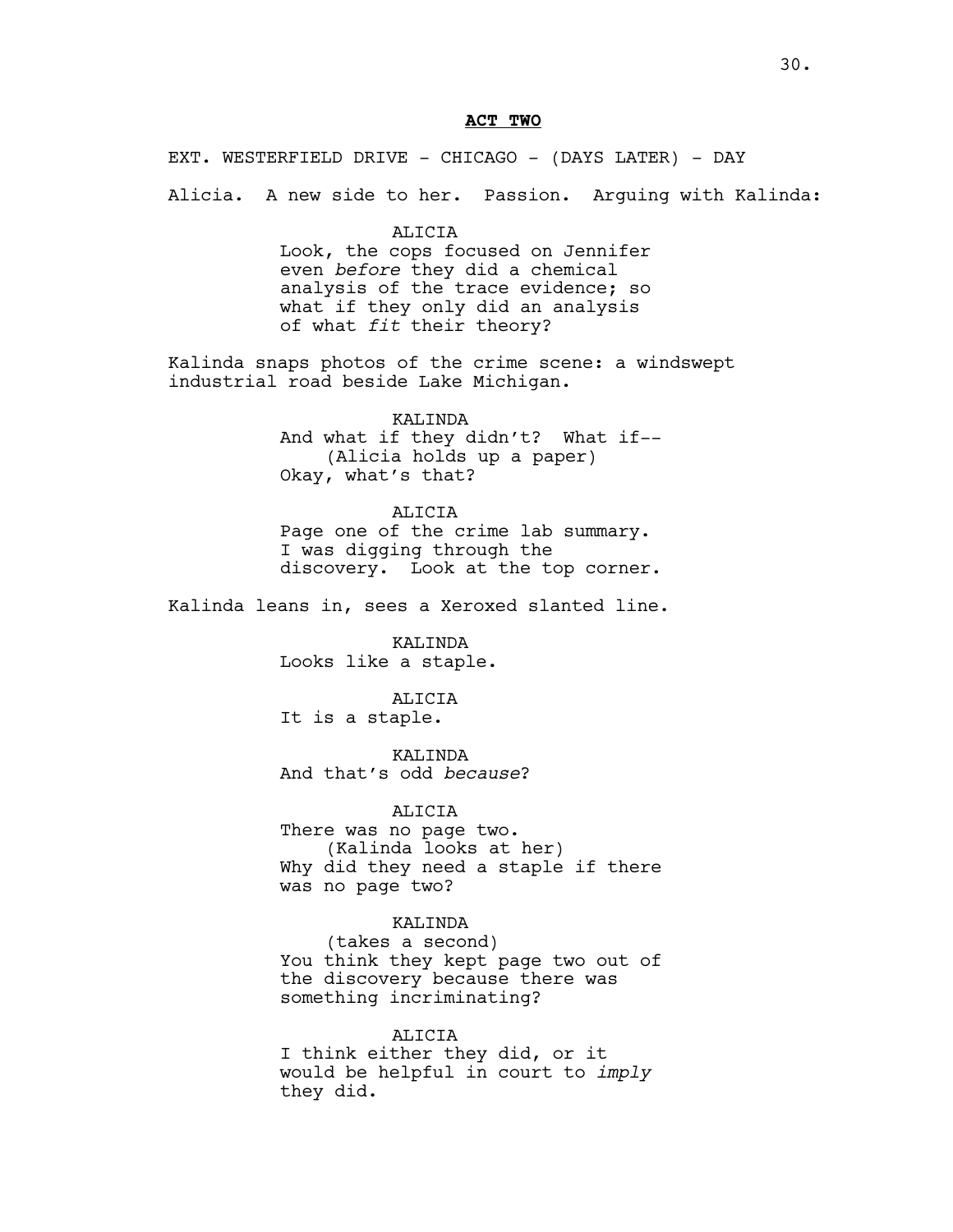**ACT TWO**

EXT. WESTERFIELD DRIVE - CHICAGO - (DAYS LATER) - DAY

Alicia. A new side to her. Passion. Arguing with Kalinda:

ALICIA
Look, the cops focused on Jennifer even *before* they did a chemical analysis of the trace evidence; so what if they only did an analysis of what *fit* their theory?

Kalinda snaps photos of the crime scene: a windswept industrial road beside Lake Michigan.

KALINDA
And what if they didn't? What if--
(Alicia holds up a paper)
Okay, what's that?

ALICIA
Page one of the crime lab summary. I was digging through the discovery. Look at the top corner.

Kalinda leans in, sees a Xeroxed slanted line.

KALINDA
Looks like a staple.

ALICIA
It is a staple.

KALINDA
And that's odd *because*?

ALICIA
There was no page two.
(Kalinda looks at her)
Why did they need a staple if there was no page two?

KALINDA
(takes a second)
You think they kept page two out of the discovery because there was something incriminating?

ALICIA
I think either they did, or it would be helpful in court to *imply* they did.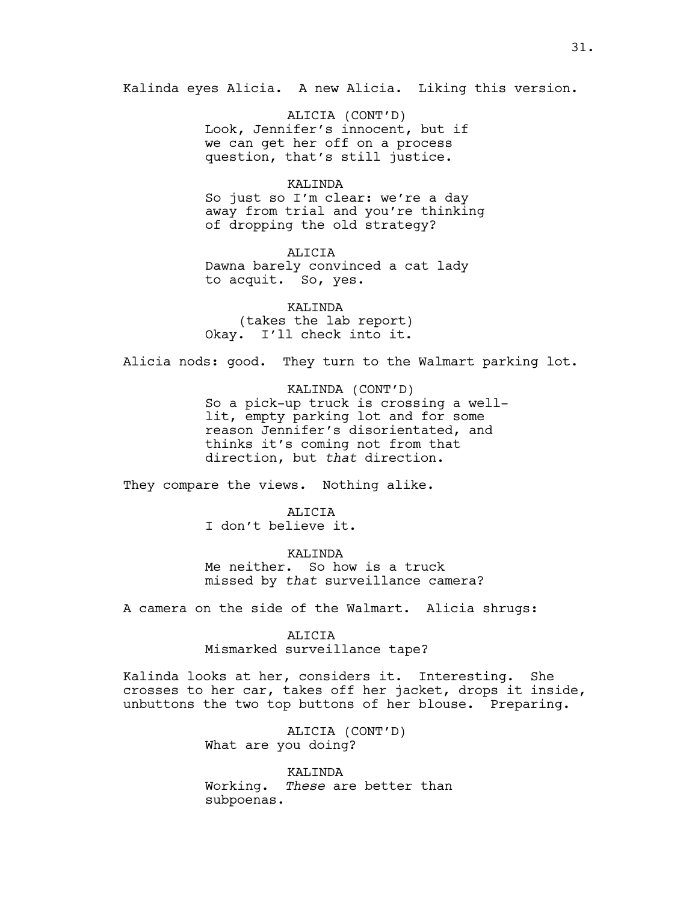Kalinda eyes Alicia. A new Alicia. Liking this version.

ALICIA (CONT'D)
Look, Jennifer's innocent, but if we can get her off on a process question, that's still justice.

KALINDA
So just so I'm clear: we're a day away from trial and you're thinking of dropping the old strategy?

ALICIA
Dawna barely convinced a cat lady to acquit. So, yes.

KALINDA
(takes the lab report)
Okay. I'll check into it.

Alicia nods: good. They turn to the Walmart parking lot.

KALINDA (CONT'D)
So a pick-up truck is crossing a well-lit, empty parking lot and for some reason Jennifer's disorientated, and thinks it's coming not from that direction, but *that* direction.

They compare the views. Nothing alike.

ALICIA
I don't believe it.

KALINDA
Me neither. So how is a truck missed by *that* surveillance camera?

A camera on the side of the Walmart. Alicia shrugs:

ALICIA
Mismarked surveillance tape?

Kalinda looks at her, considers it. Interesting. She crosses to her car, takes off her jacket, drops it inside, unbuttons the two top buttons of her blouse. Preparing.

ALICIA (CONT'D)
What are you doing?

KALINDA
Working. *These* are better than subpoenas.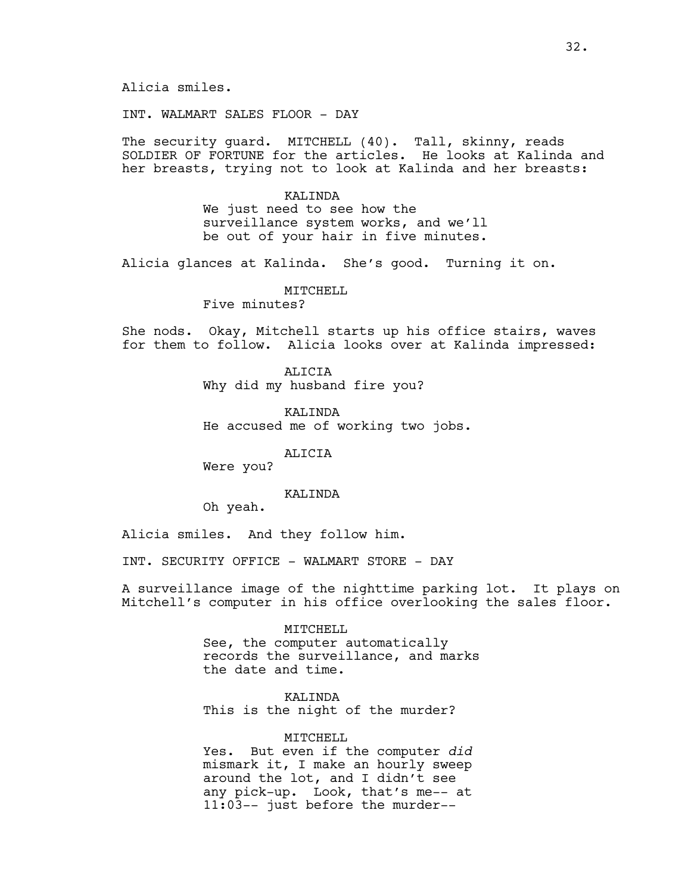Alicia smiles.

INT. WALMART SALES FLOOR - DAY

The security guard. MITCHELL (40). Tall, skinny, reads SOLDIER OF FORTUNE for the articles. He looks at Kalinda and her breasts, trying not to look at Kalinda and her breasts:

KALINDA
We just need to see how the surveillance system works, and we'll be out of your hair in five minutes.

Alicia glances at Kalinda. She's good. Turning it on.

MITCHELL
Five minutes?

She nods. Okay, Mitchell starts up his office stairs, waves for them to follow. Alicia looks over at Kalinda impressed:

ALICIA
Why did my husband fire you?

KALINDA
He accused me of working two jobs.

ALICIA
Were you?

KALINDA
Oh yeah.

Alicia smiles. And they follow him.

INT. SECURITY OFFICE - WALMART STORE - DAY

A surveillance image of the nighttime parking lot. It plays on Mitchell's computer in his office overlooking the sales floor.

MITCHELL
See, the computer automatically records the surveillance, and marks the date and time.

KALINDA
This is the night of the murder?

MITCHELL
Yes. But even if the computer *did* mismark it, I make an hourly sweep around the lot, and I didn't see any pick-up. Look, that's me-- at 11:03-- just before the murder--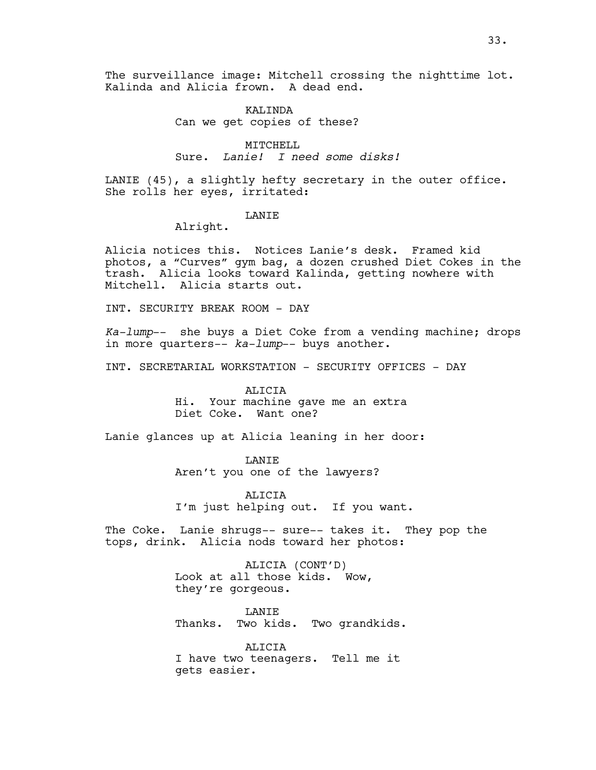The surveillance image: Mitchell crossing the nighttime lot. Kalinda and Alicia frown. A dead end.

KALINDA
Can we get copies of these?

MITCHELL
Sure. *Lanie! I need some disks!*

LANIE (45), a slightly hefty secretary in the outer office. She rolls her eyes, irritated:

LANIE
Alright.

Alicia notices this. Notices Lanie's desk. Framed kid photos, a "Curves" gym bag, a dozen crushed Diet Cokes in the trash. Alicia looks toward Kalinda, getting nowhere with Mitchell. Alicia starts out.

INT. SECURITY BREAK ROOM - DAY

*Ka-lump*-- she buys a Diet Coke from a vending machine; drops in more quarters-- *ka-lump*-- buys another.

INT. SECRETARIAL WORKSTATION - SECURITY OFFICES - DAY

ALICIA
Hi. Your machine gave me an extra Diet Coke. Want one?

Lanie glances up at Alicia leaning in her door:

LANIE
Aren't you one of the lawyers?

ALICIA
I'm just helping out. If you want.

The Coke. Lanie shrugs-- sure-- takes it. They pop the tops, drink. Alicia nods toward her photos:

ALICIA (CONT'D)
Look at all those kids. Wow, they're gorgeous.

LANIE
Thanks. Two kids. Two grandkids.

ALICIA
I have two teenagers. Tell me it gets easier.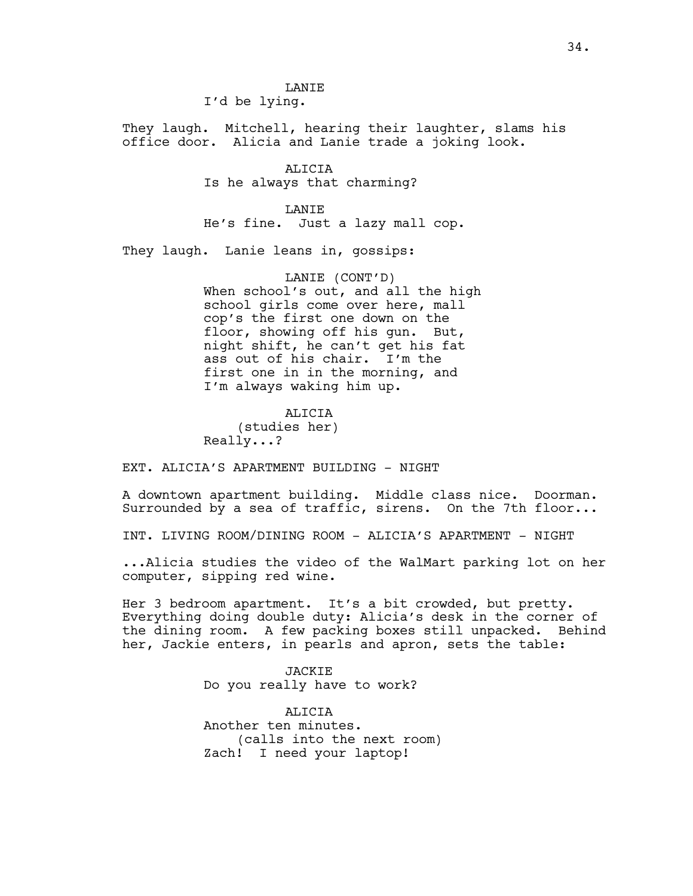LANIE
I'd be lying.

They laugh. Mitchell, hearing their laughter, slams his office door. Alicia and Lanie trade a joking look.

ALICIA
Is he always that charming?

LANIE
He's fine. Just a lazy mall cop.

They laugh. Lanie leans in, gossips:

LANIE (CONT'D)
When school's out, and all the high school girls come over here, mall cop's the first one down on the floor, showing off his gun. But, night shift, he can't get his fat ass out of his chair. I'm the first one in in the morning, and I'm always waking him up.

ALICIA
(studies her)
Really...?

EXT. ALICIA'S APARTMENT BUILDING - NIGHT

A downtown apartment building. Middle class nice. Doorman. Surrounded by a sea of traffic, sirens. On the 7th floor...

INT. LIVING ROOM/DINING ROOM - ALICIA'S APARTMENT - NIGHT

...Alicia studies the video of the WalMart parking lot on her computer, sipping red wine.

Her 3 bedroom apartment. It's a bit crowded, but pretty. Everything doing double duty: Alicia's desk in the corner of the dining room. A few packing boxes still unpacked. Behind her, Jackie enters, in pearls and apron, sets the table:

JACKIE
Do you really have to work?

ALICIA
Another ten minutes.
(calls into the next room)
Zach! I need your laptop!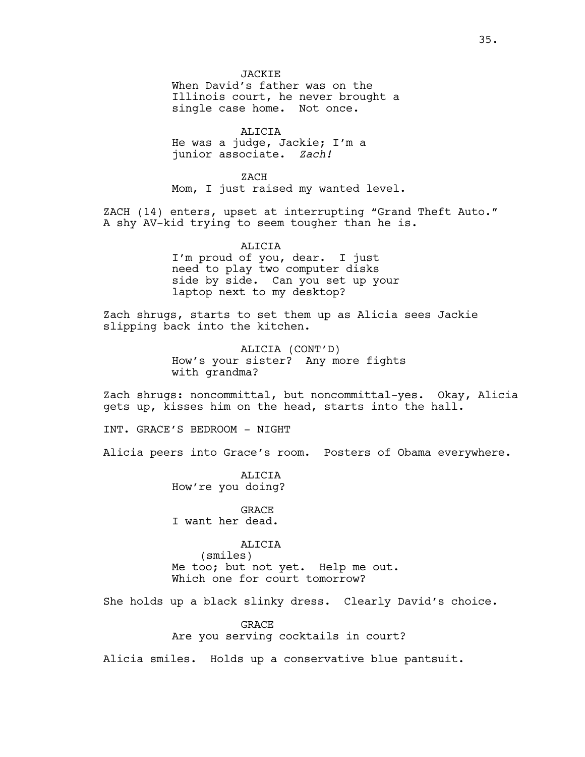JACKIE
When David's father was on the Illinois court, he never brought a single case home. Not once.

ALICIA
He was a judge, Jackie; I'm a junior associate. *Zach!*

ZACH
Mom, I just raised my wanted level.

ZACH (14) enters, upset at interrupting "Grand Theft Auto." A shy AV-kid trying to seem tougher than he is.

ALICIA
I'm proud of you, dear. I just need to play two computer disks side by side. Can you set up your laptop next to my desktop?

Zach shrugs, starts to set them up as Alicia sees Jackie slipping back into the kitchen.

ALICIA (CONT'D)
How's your sister? Any more fights with grandma?

Zach shrugs: noncommittal, but noncommittal-yes. Okay, Alicia gets up, kisses him on the head, starts into the hall.

INT. GRACE'S BEDROOM - NIGHT

Alicia peers into Grace's room. Posters of Obama everywhere.

ALICIA
How're you doing?

GRACE
I want her dead.

ALICIA
(smiles)
Me too; but not yet. Help me out. Which one for court tomorrow?

She holds up a black slinky dress. Clearly David's choice.

GRACE
Are you serving cocktails in court?

Alicia smiles. Holds up a conservative blue pantsuit.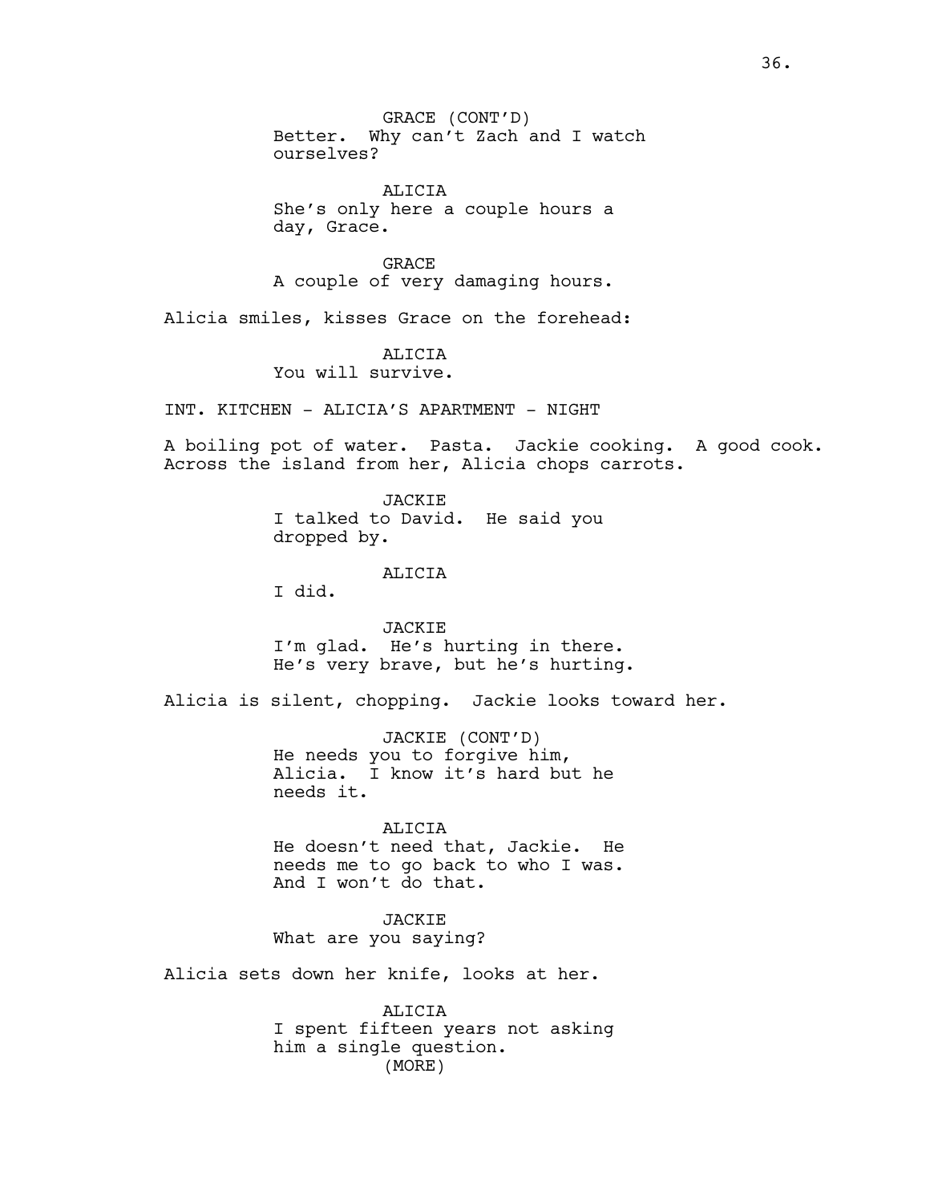GRACE (CONT'D)
Better. Why can't Zach and I watch ourselves?

ALICIA
She's only here a couple hours a day, Grace.

GRACE
A couple of very damaging hours.

Alicia smiles, kisses Grace on the forehead:

ALICIA
You will survive.

INT. KITCHEN - ALICIA'S APARTMENT - NIGHT

A boiling pot of water. Pasta. Jackie cooking. A good cook. Across the island from her, Alicia chops carrots.

JACKIE
I talked to David. He said you dropped by.

ALICIA
I did.

JACKIE
I'm glad. He's hurting in there. He's very brave, but he's hurting.

Alicia is silent, chopping. Jackie looks toward her.

JACKIE (CONT'D)
He needs you to forgive him, Alicia. I know it's hard but he needs it.

ALICIA
He doesn't need that, Jackie. He needs me to go back to who I was. And I won't do that.

JACKIE
What are you saying?

Alicia sets down her knife, looks at her.

ALICIA
I spent fifteen years not asking him a single question.
(MORE)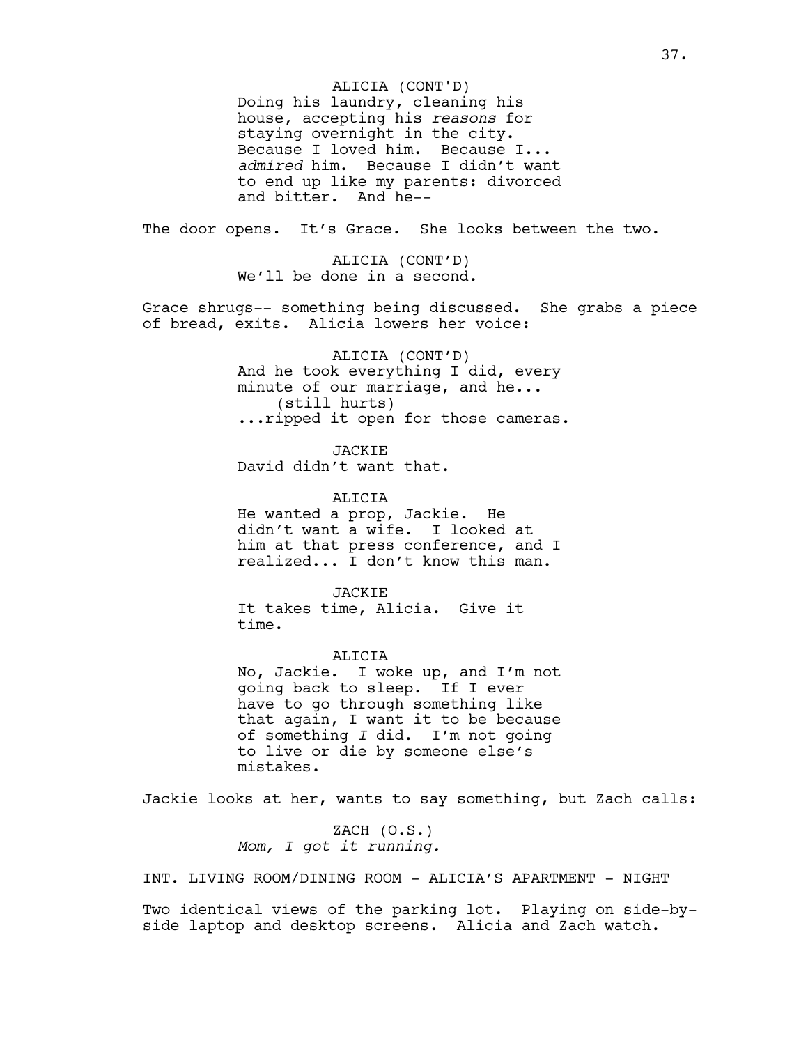ALICIA (CONT'D)
Doing his laundry, cleaning his house, accepting his *reasons* for staying overnight in the city. Because I loved him. Because I... *admired* him. Because I didn't want to end up like my parents: divorced and bitter. And he--

The door opens. It's Grace. She looks between the two.

ALICIA (CONT'D)
We'll be done in a second.

Grace shrugs-- something being discussed. She grabs a piece of bread, exits. Alicia lowers her voice:

ALICIA (CONT'D)
And he took everything I did, every minute of our marriage, and he...
(still hurts)
...ripped it open for those cameras.

JACKIE
David didn't want that.

ALICIA
He wanted a prop, Jackie. He didn't want a wife. I looked at him at that press conference, and I realized... I don't know this man.

JACKIE
It takes time, Alicia. Give it time.

ALICIA
No, Jackie. I woke up, and I'm not going back to sleep. If I ever have to go through something like that again, I want it to be because of something *I* did. I'm not going to live or die by someone else's mistakes.

Jackie looks at her, wants to say something, but Zach calls:

ZACH (O.S.)
*Mom, I got it running.*

INT. LIVING ROOM/DINING ROOM - ALICIA'S APARTMENT - NIGHT

Two identical views of the parking lot. Playing on side-by-side laptop and desktop screens. Alicia and Zach watch.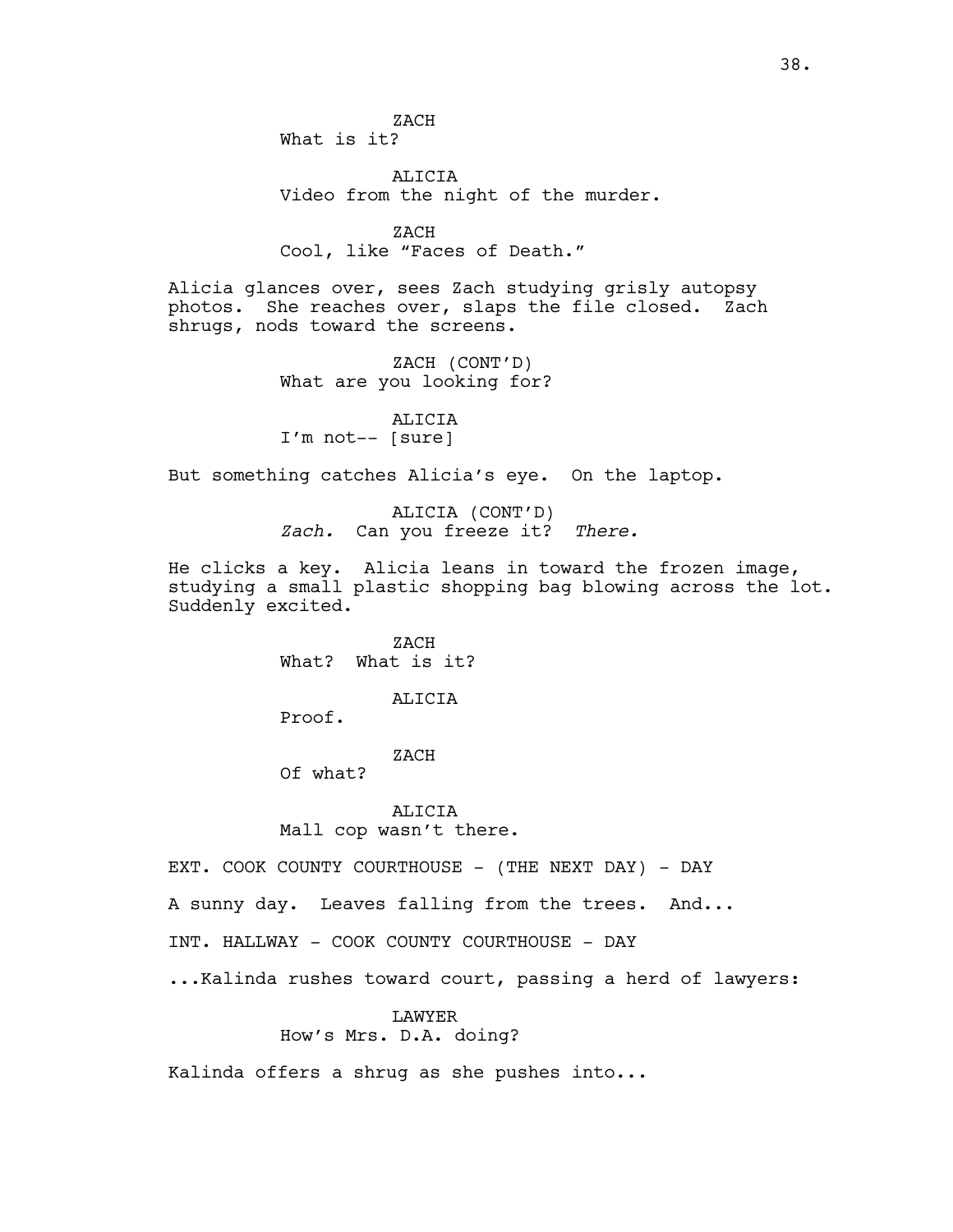ZACH
What is it?

ALICIA
Video from the night of the murder.

ZACH
Cool, like "Faces of Death."

Alicia glances over, sees Zach studying grisly autopsy photos. She reaches over, slaps the file closed. Zach shrugs, nods toward the screens.

ZACH (CONT'D)
What are you looking for?

ALICIA
I'm not-- [sure]

But something catches Alicia's eye. On the laptop.

ALICIA (CONT'D)
*Zach.* Can you freeze it? *There.*

He clicks a key. Alicia leans in toward the frozen image, studying a small plastic shopping bag blowing across the lot. Suddenly excited.

ZACH
What? What is it?

ALICIA
Proof.

ZACH
Of what?

ALICIA
Mall cop wasn't there.

EXT. COOK COUNTY COURTHOUSE - (THE NEXT DAY) - DAY

A sunny day. Leaves falling from the trees. And...

INT. HALLWAY - COOK COUNTY COURTHOUSE - DAY

...Kalinda rushes toward court, passing a herd of lawyers:

LAWYER
How's Mrs. D.A. doing?

Kalinda offers a shrug as she pushes into...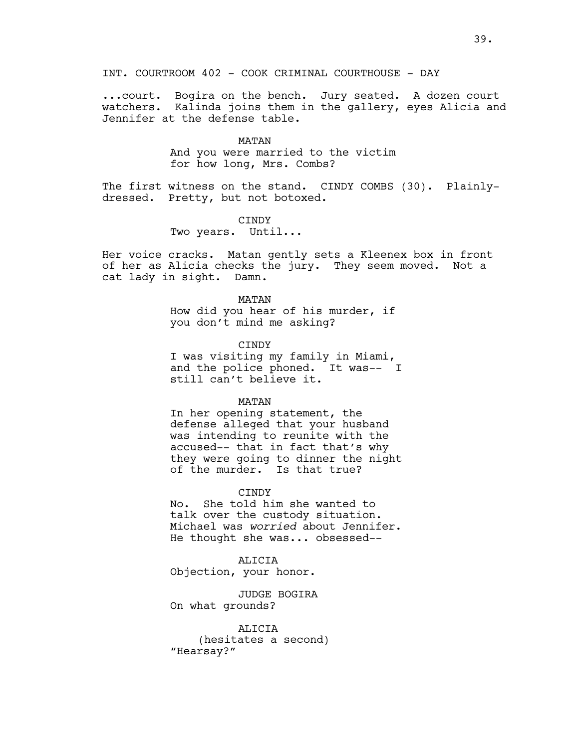INT. COURTROOM 402 - COOK CRIMINAL COURTHOUSE - DAY

...court. Bogira on the bench. Jury seated. A dozen court watchers. Kalinda joins them in the gallery, eyes Alicia and Jennifer at the defense table.

MATAN
And you were married to the victim for how long, Mrs. Combs?

The first witness on the stand. CINDY COMBS (30). Plainly-dressed. Pretty, but not botoxed.

CINDY
Two years. Until...

Her voice cracks. Matan gently sets a Kleenex box in front of her as Alicia checks the jury. They seem moved. Not a cat lady in sight. Damn.

MATAN
How did you hear of his murder, if you don't mind me asking?

CINDY
I was visiting my family in Miami, and the police phoned. It was-- I still can't believe it.

MATAN
In her opening statement, the defense alleged that your husband was intending to reunite with the accused-- that in fact that's why they were going to dinner the night of the murder. Is that true?

CINDY
No. She told him she wanted to talk over the custody situation. Michael was *worried* about Jennifer. He thought she was... obsessed--

ALICIA
Objection, your honor.

JUDGE BOGIRA
On what grounds?

ALICIA
(hesitates a second)
"Hearsay?"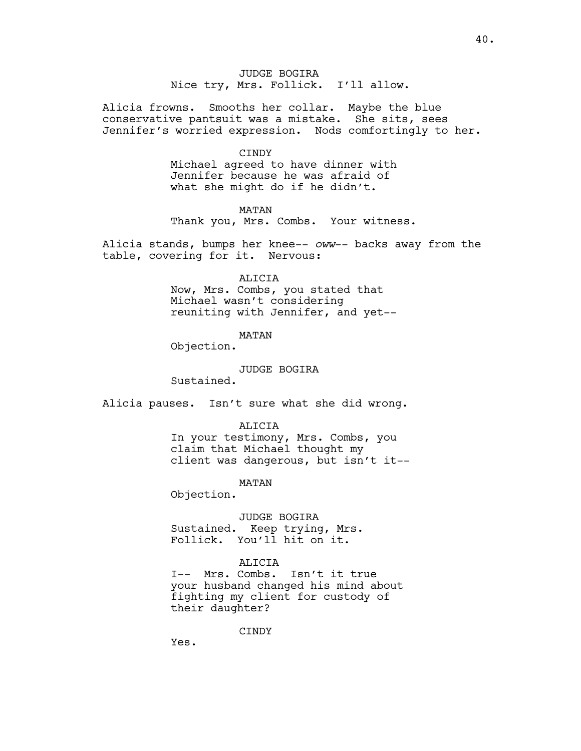JUDGE BOGIRA
Nice try, Mrs. Follick. I'll allow.

Alicia frowns. Smooths her collar. Maybe the blue conservative pantsuit was a mistake. She sits, sees Jennifer's worried expression. Nods comfortingly to her.

CINDY
Michael agreed to have dinner with Jennifer because he was afraid of what she might do if he didn't.

MATAN
Thank you, Mrs. Combs. Your witness.

Alicia stands, bumps her knee-- *oww*-- backs away from the table, covering for it. Nervous:

ALICIA
Now, Mrs. Combs, you stated that Michael wasn't considering reuniting with Jennifer, and yet--

MATAN
Objection.

JUDGE BOGIRA
Sustained.

Alicia pauses. Isn't sure what she did wrong.

ALICIA
In your testimony, Mrs. Combs, you claim that Michael thought my client was dangerous, but isn't it--

MATAN
Objection.

JUDGE BOGIRA
Sustained. Keep trying, Mrs. Follick. You'll hit on it.

ALICIA
I-- Mrs. Combs. Isn't it true your husband changed his mind about fighting my client for custody of their daughter?

CINDY
Yes.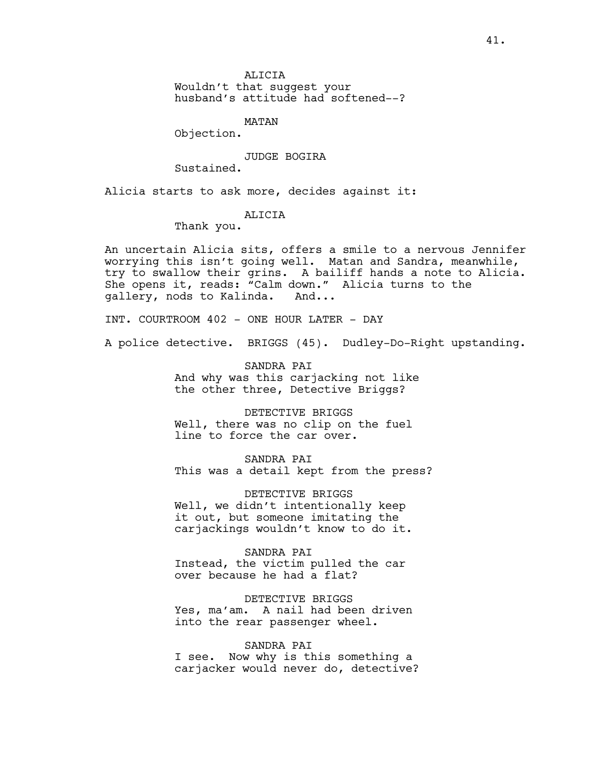ALICIA
Wouldn't that suggest your husband's attitude had softened--?

MATAN
Objection.

JUDGE BOGIRA
Sustained.

Alicia starts to ask more, decides against it:

ALICIA
Thank you.

An uncertain Alicia sits, offers a smile to a nervous Jennifer worrying this isn't going well. Matan and Sandra, meanwhile, try to swallow their grins. A bailiff hands a note to Alicia. She opens it, reads: "Calm down." Alicia turns to the gallery, nods to Kalinda. And...

INT. COURTROOM 402 - ONE HOUR LATER - DAY

A police detective. BRIGGS (45). Dudley-Do-Right upstanding.

SANDRA PAI
And why was this carjacking not like the other three, Detective Briggs?

DETECTIVE BRIGGS
Well, there was no clip on the fuel line to force the car over.

SANDRA PAI
This was a detail kept from the press?

DETECTIVE BRIGGS
Well, we didn't intentionally keep it out, but someone imitating the carjackings wouldn't know to do it.

SANDRA PAI
Instead, the victim pulled the car over because he had a flat?

DETECTIVE BRIGGS
Yes, ma'am. A nail had been driven into the rear passenger wheel.

SANDRA PAI
I see. Now why is this something a carjacker would never do, detective?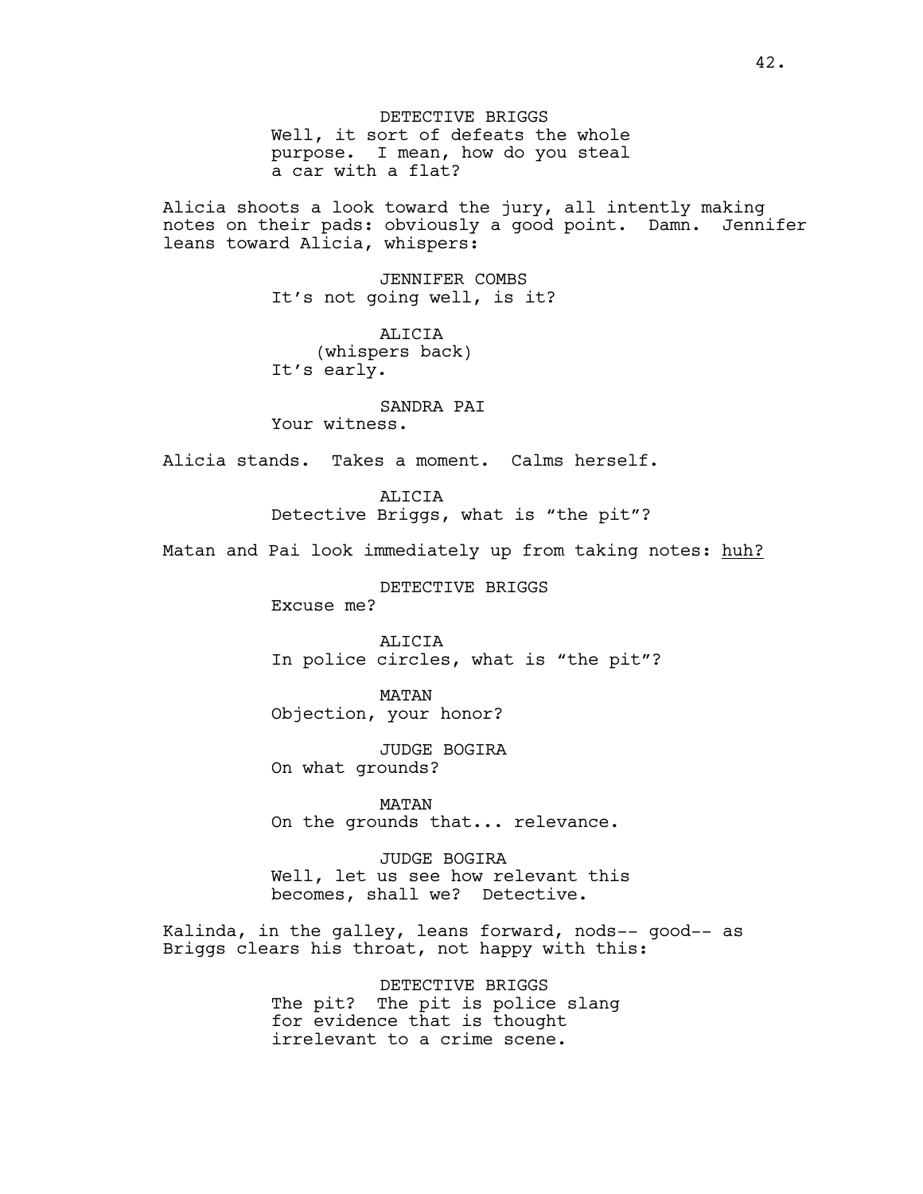DETECTIVE BRIGGS
Well, it sort of defeats the whole purpose. I mean, how do you steal a car with a flat?

Alicia shoots a look toward the jury, all intently making notes on their pads: obviously a good point. Damn. Jennifer leans toward Alicia, whispers:

JENNIFER COMBS
It's not going well, is it?

ALICIA
(whispers back)
It's early.

SANDRA PAI
Your witness.

Alicia stands. Takes a moment. Calms herself.

ALICIA
Detective Briggs, what is "the pit"?

Matan and Pai look immediately up from taking notes: <u>huh?</u>

DETECTIVE BRIGGS
Excuse me?

ALICIA
In police circles, what is "the pit"?

MATAN
Objection, your honor?

JUDGE BOGIRA
On what grounds?

MATAN
On the grounds that... relevance.

JUDGE BOGIRA
Well, let us see how relevant this becomes, shall we? Detective.

Kalinda, in the galley, leans forward, nods-- good-- as Briggs clears his throat, not happy with this:

DETECTIVE BRIGGS
The pit? The pit is police slang for evidence that is thought irrelevant to a crime scene.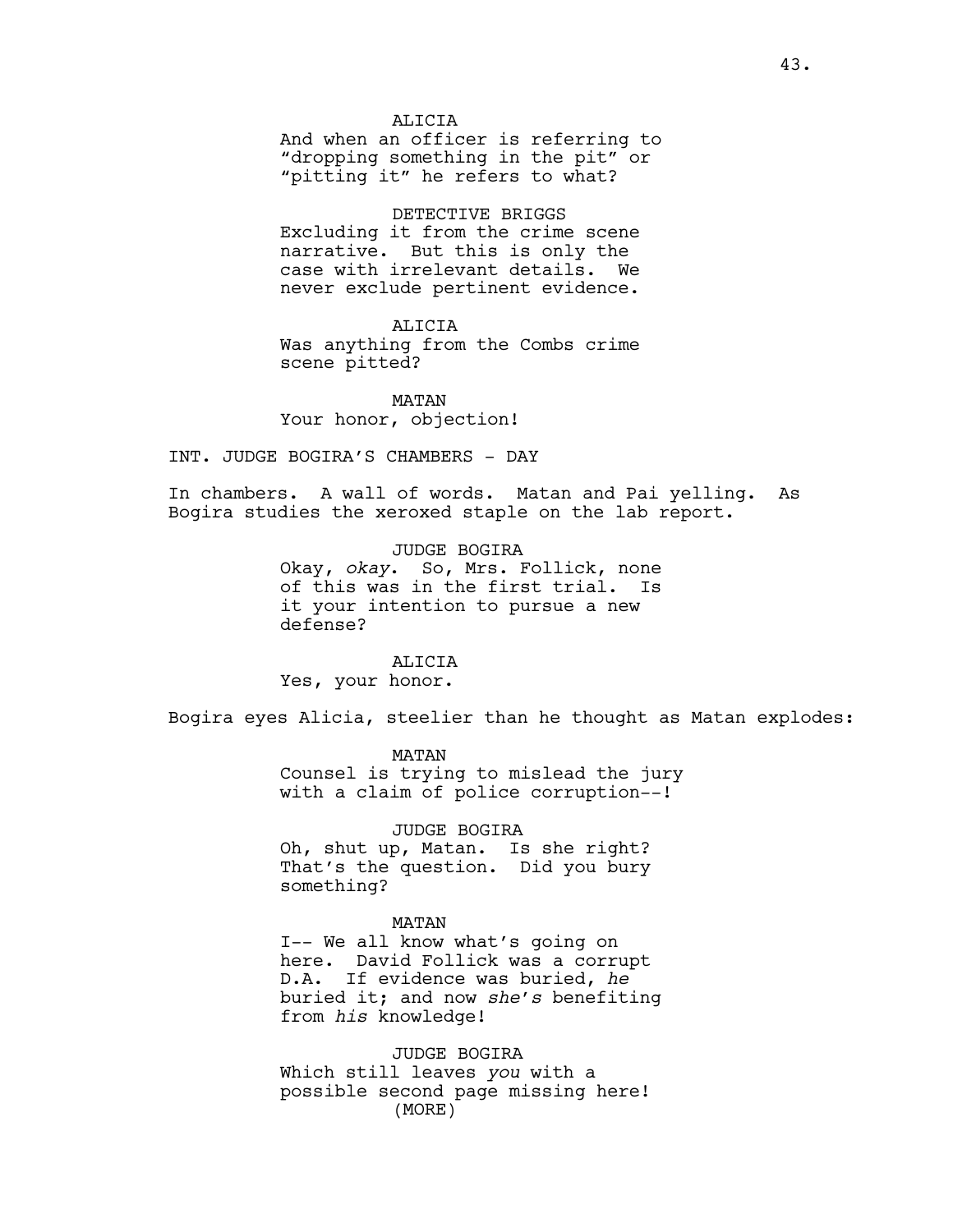ALICIA
And when an officer is referring to "dropping something in the pit" or "pitting it" he refers to what?

DETECTIVE BRIGGS
Excluding it from the crime scene narrative. But this is only the case with irrelevant details. We never exclude pertinent evidence.

ALICIA
Was anything from the Combs crime scene pitted?

MATAN
Your honor, objection!

INT. JUDGE BOGIRA'S CHAMBERS - DAY

In chambers. A wall of words. Matan and Pai yelling. As Bogira studies the xeroxed staple on the lab report.

JUDGE BOGIRA
Okay, *okay*. So, Mrs. Follick, none of this was in the first trial. Is it your intention to pursue a new defense?

ALICIA
Yes, your honor.

Bogira eyes Alicia, steelier than he thought as Matan explodes:

MATAN
Counsel is trying to mislead the jury with a claim of police corruption--!

JUDGE BOGIRA
Oh, shut up, Matan. Is she right? That's the question. Did you bury something?

MATAN
I-- We all know what's going on here. David Follick was a corrupt D.A. If evidence was buried, *he* buried it; and now *she's* benefiting from *his* knowledge!

JUDGE BOGIRA
Which still leaves *you* with a possible second page missing here!
(MORE)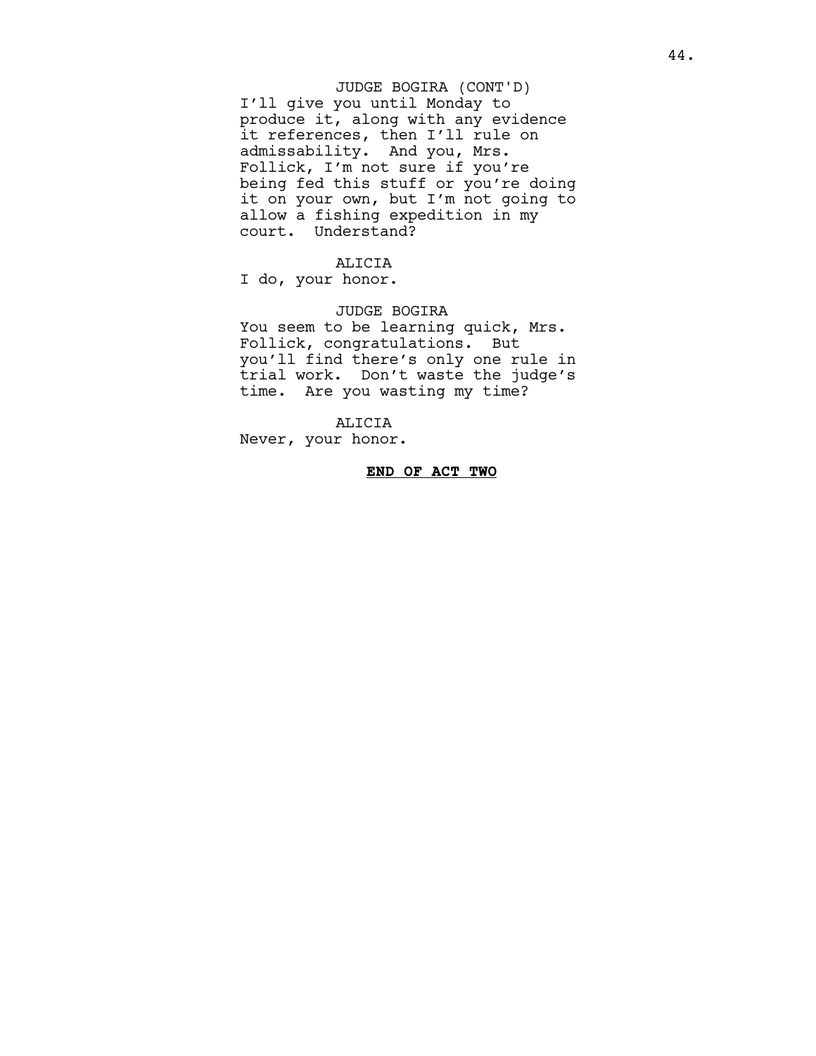JUDGE BOGIRA (CONT'D)
I'll give you until Monday to produce it, along with any evidence it references, then I'll rule on admissability. And you, Mrs. Follick, I'm not sure if you're being fed this stuff or you're doing it on your own, but I'm not going to allow a fishing expedition in my court. Understand?

ALICIA
I do, your honor.

JUDGE BOGIRA
You seem to be learning quick, Mrs. Follick, congratulations. But you'll find there's only one rule in trial work. Don't waste the judge's time. Are you wasting my time?

ALICIA
Never, your honor.

**END OF ACT TWO**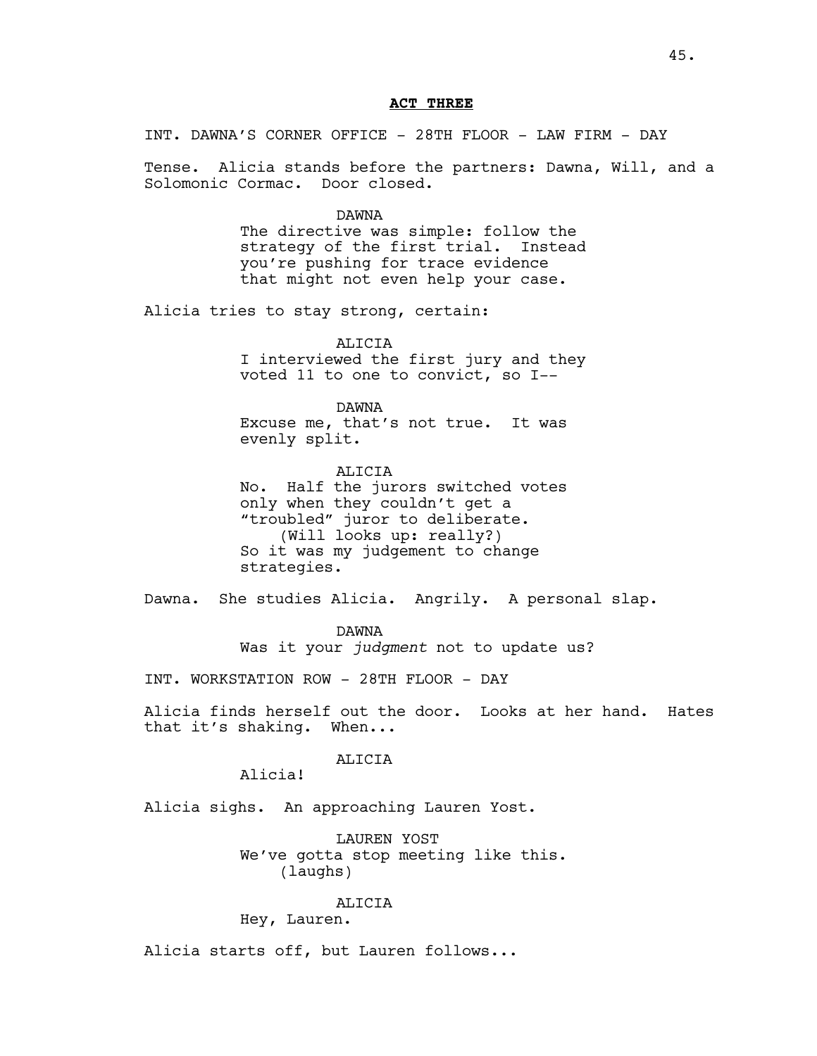**ACT THREE**

INT. DAWNA'S CORNER OFFICE - 28TH FLOOR - LAW FIRM - DAY

Tense. Alicia stands before the partners: Dawna, Will, and a Solomonic Cormac. Door closed.

DAWNA
The directive was simple: follow the strategy of the first trial. Instead you're pushing for trace evidence that might not even help your case.

Alicia tries to stay strong, certain:

ALICIA
I interviewed the first jury and they voted 11 to one to convict, so I--

DAWNA
Excuse me, that's not true. It was evenly split.

ALICIA
No. Half the jurors switched votes only when they couldn't get a "troubled" juror to deliberate.
(Will looks up: really?)
So it was my judgement to change strategies.

Dawna. She studies Alicia. Angrily. A personal slap.

DAWNA
Was it your *judgment* not to update us?

INT. WORKSTATION ROW - 28TH FLOOR - DAY

Alicia finds herself out the door. Looks at her hand. Hates that it's shaking. When...

ALICIA
Alicia!

Alicia sighs. An approaching Lauren Yost.

LAUREN YOST
We've gotta stop meeting like this.
(laughs)

ALICIA
Hey, Lauren.

Alicia starts off, but Lauren follows...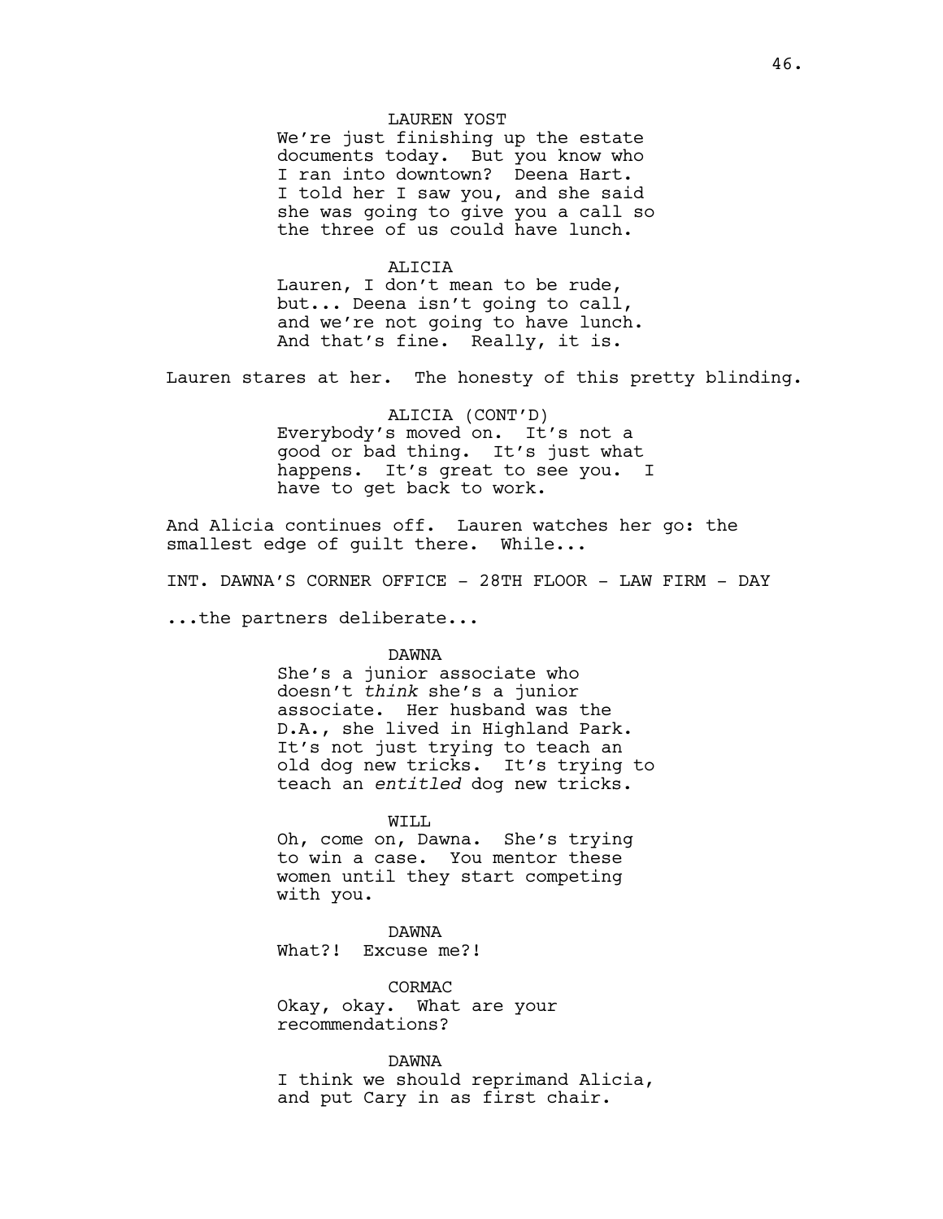LAUREN YOST

We're just finishing up the estate documents today. But you know who I ran into downtown? Deena Hart. I told her I saw you, and she said she was going to give you a call so the three of us could have lunch.

ALICIA

Lauren, I don't mean to be rude, but... Deena isn't going to call, and we're not going to have lunch. And that's fine. Really, it is.

Lauren stares at her. The honesty of this pretty blinding.

ALICIA (CONT'D)

Everybody's moved on. It's not a good or bad thing. It's just what happens. It's great to see you. I have to get back to work.

And Alicia continues off. Lauren watches her go: the smallest edge of guilt there. While...

INT. DAWNA'S CORNER OFFICE - 28TH FLOOR - LAW FIRM - DAY

...the partners deliberate...

DAWNA

She's a junior associate who doesn't *think* she's a junior associate. Her husband was the D.A., she lived in Highland Park. It's not just trying to teach an old dog new tricks. It's trying to teach an *entitled* dog new tricks.

WILL

Oh, come on, Dawna. She's trying to win a case. You mentor these women until they start competing with you.

DAWNA

What?! Excuse me?!

CORMAC

Okay, okay. What are your recommendations?

DAWNA

I think we should reprimand Alicia, and put Cary in as first chair.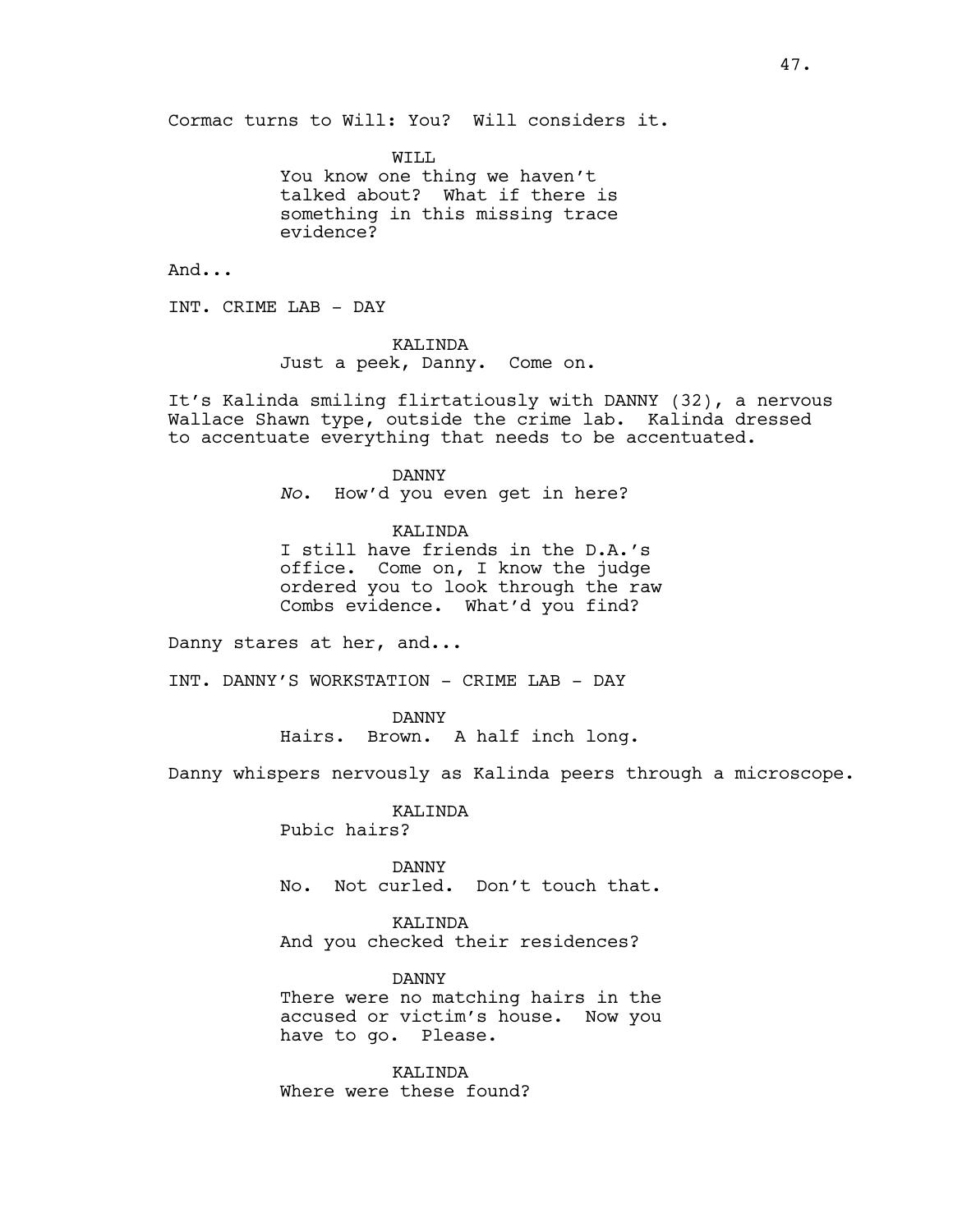Cormac turns to Will: You? Will considers it.

WILL
You know one thing we haven't talked about? What if there is something in this missing trace evidence?

And...

INT. CRIME LAB - DAY

KALINDA
Just a peek, Danny. Come on.

It's Kalinda smiling flirtatiously with DANNY (32), a nervous Wallace Shawn type, outside the crime lab. Kalinda dressed to accentuate everything that needs to be accentuated.

DANNY
*No*. How'd you even get in here?

KALINDA
I still have friends in the D.A.'s office. Come on, I know the judge ordered you to look through the raw Combs evidence. What'd you find?

Danny stares at her, and...

INT. DANNY'S WORKSTATION - CRIME LAB - DAY

DANNY
Hairs. Brown. A half inch long.

Danny whispers nervously as Kalinda peers through a microscope.

KALINDA
Pubic hairs?

DANNY
No. Not curled. Don't touch that.

KALINDA
And you checked their residences?

DANNY
There were no matching hairs in the accused or victim's house. Now you have to go. Please.

KALINDA
Where were these found?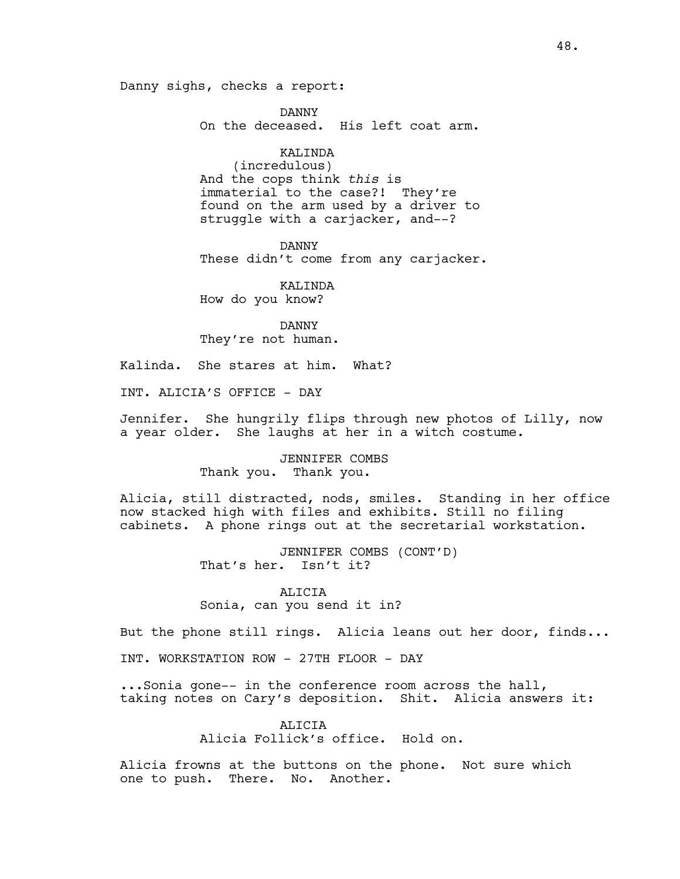Danny sighs, checks a report:

DANNY
On the deceased. His left coat arm.

KALINDA
(incredulous)
And the cops think *this* is immaterial to the case?! They're found on the arm used by a driver to struggle with a carjacker, and--?

DANNY
These didn't come from any carjacker.

KALINDA
How do you know?

DANNY
They're not human.

Kalinda. She stares at him. What?

INT. ALICIA'S OFFICE - DAY

Jennifer. She hungrily flips through new photos of Lilly, now a year older. She laughs at her in a witch costume.

JENNIFER COMBS
Thank you. Thank you.

Alicia, still distracted, nods, smiles. Standing in her office now stacked high with files and exhibits. Still no filing cabinets. A phone rings out at the secretarial workstation.

JENNIFER COMBS (CONT'D)
That's her. Isn't it?

ALICIA
Sonia, can you send it in?

But the phone still rings. Alicia leans out her door, finds...

INT. WORKSTATION ROW - 27TH FLOOR - DAY

...Sonia gone-- in the conference room across the hall, taking notes on Cary's deposition. Shit. Alicia answers it:

ALICIA
Alicia Follick's office. Hold on.

Alicia frowns at the buttons on the phone. Not sure which one to push. There. No. Another.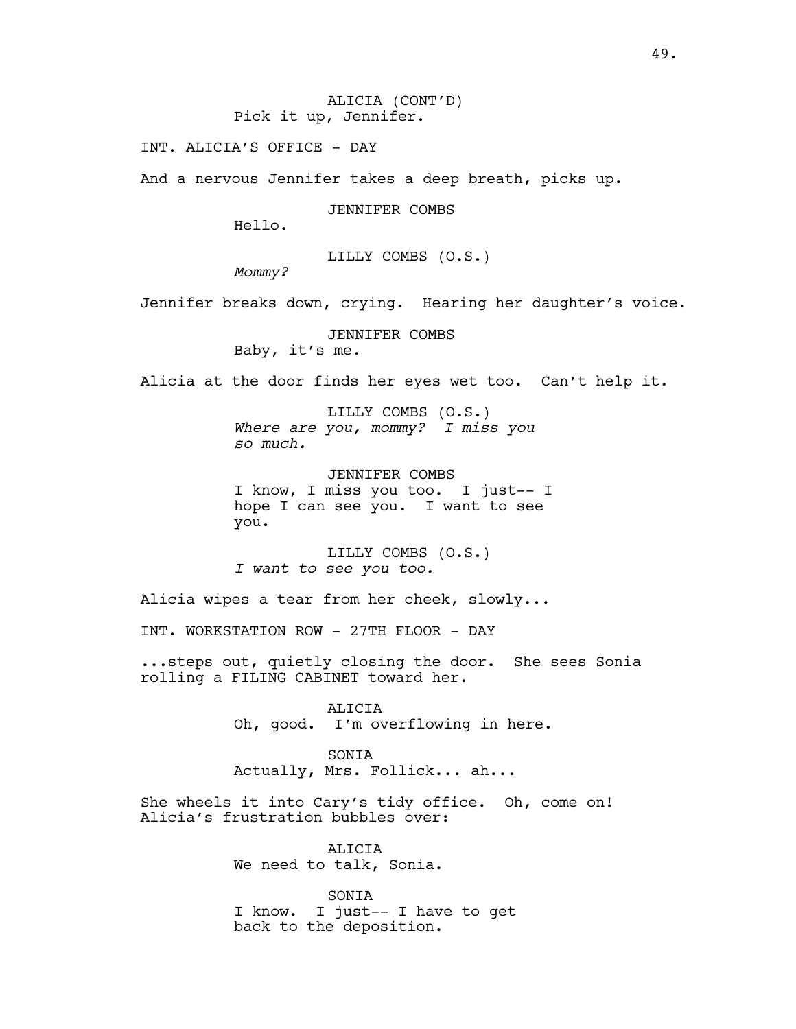ALICIA (CONT'D)
Pick it up, Jennifer.

INT. ALICIA'S OFFICE - DAY

And a nervous Jennifer takes a deep breath, picks up.

JENNIFER COMBS
Hello.

LILLY COMBS (O.S.)
*Mommy?*

Jennifer breaks down, crying. Hearing her daughter's voice.

JENNIFER COMBS
Baby, it's me.

Alicia at the door finds her eyes wet too. Can't help it.

LILLY COMBS (O.S.)
*Where are you, mommy? I miss you so much.*

JENNIFER COMBS
I know, I miss you too. I just-- I hope I can see you. I want to see you.

LILLY COMBS (O.S.)
*I want to see you too.*

Alicia wipes a tear from her cheek, slowly...

INT. WORKSTATION ROW - 27TH FLOOR - DAY

...steps out, quietly closing the door. She sees Sonia rolling a FILING CABINET toward her.

ALICIA
Oh, good. I'm overflowing in here.

SONIA
Actually, Mrs. Follick... ah...

She wheels it into Cary's tidy office. Oh, come on! Alicia's frustration bubbles over:

ALICIA
We need to talk, Sonia.

SONIA
I know. I just-- I have to get back to the deposition.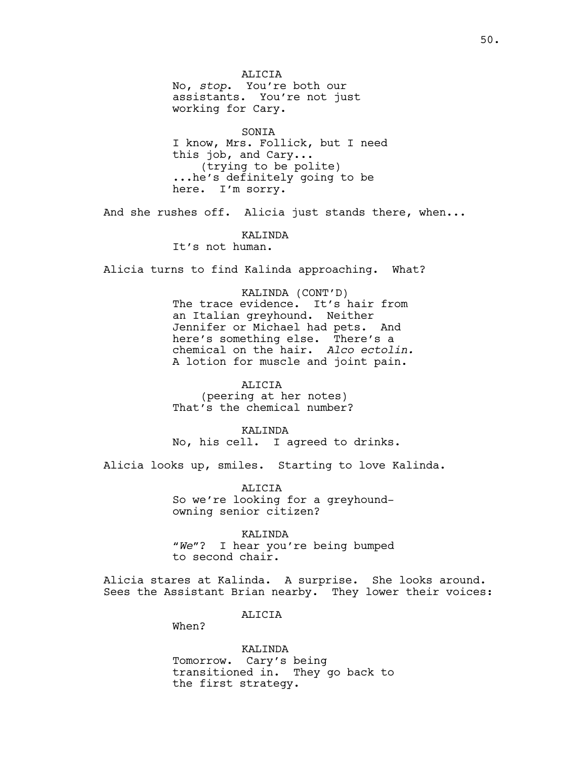ALICIA
No, *stop*. You're both our assistants. You're not just working for Cary.

SONIA
I know, Mrs. Follick, but I need this job, and Cary...
(trying to be polite)
...he's definitely going to be here. I'm sorry.

And she rushes off. Alicia just stands there, when...

KALINDA
It's not human.

Alicia turns to find Kalinda approaching. What?

KALINDA (CONT'D)
The trace evidence. It's hair from an Italian greyhound. Neither Jennifer or Michael had pets. And here's something else. There's a chemical on the hair. *Alco ectolin.* A lotion for muscle and joint pain.

ALICIA
(peering at her notes)
That's the chemical number?

KALINDA
No, his cell. I agreed to drinks.

Alicia looks up, smiles. Starting to love Kalinda.

ALICIA
So we're looking for a greyhound-owning senior citizen?

KALINDA
"*We*"? I hear you're being bumped to second chair.

Alicia stares at Kalinda. A surprise. She looks around. Sees the Assistant Brian nearby. They lower their voices:

ALICIA
When?

KALINDA
Tomorrow. Cary's being transitioned in. They go back to the first strategy.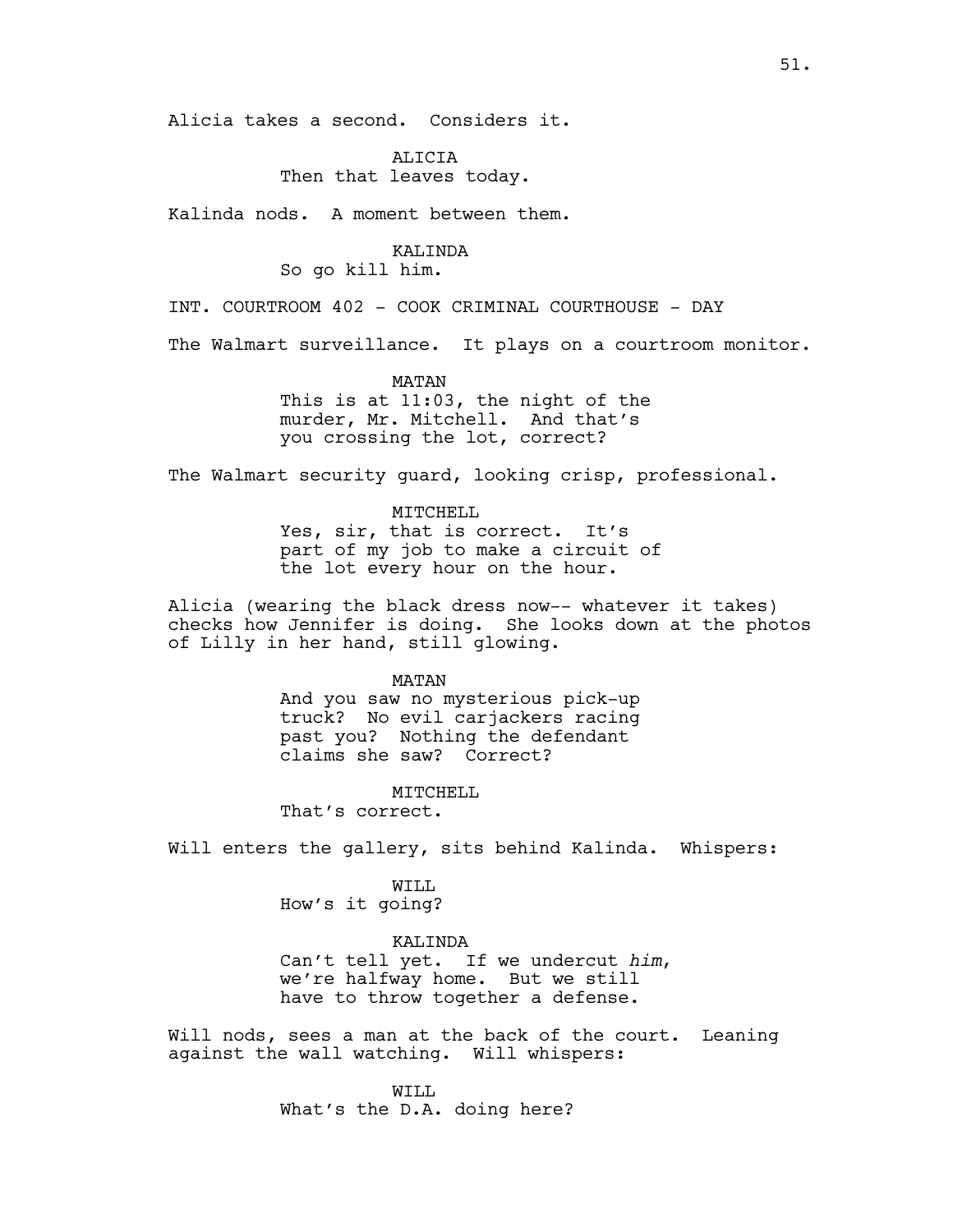Alicia takes a second. Considers it.

ALICIA
Then that leaves today.

Kalinda nods. A moment between them.

KALINDA
So go kill him.

INT. COURTROOM 402 - COOK CRIMINAL COURTHOUSE - DAY

The Walmart surveillance. It plays on a courtroom monitor.

MATAN
This is at 11:03, the night of the murder, Mr. Mitchell. And that's you crossing the lot, correct?

The Walmart security guard, looking crisp, professional.

MITCHELL
Yes, sir, that is correct. It's part of my job to make a circuit of the lot every hour on the hour.

Alicia (wearing the black dress now-- whatever it takes) checks how Jennifer is doing. She looks down at the photos of Lilly in her hand, still glowing.

MATAN
And you saw no mysterious pick-up truck? No evil carjackers racing past you? Nothing the defendant claims she saw? Correct?

MITCHELL
That's correct.

Will enters the gallery, sits behind Kalinda. Whispers:

WILL
How's it going?

KALINDA
Can't tell yet. If we undercut *him*, we're halfway home. But we still have to throw together a defense.

Will nods, sees a man at the back of the court. Leaning against the wall watching. Will whispers:

WILL
What's the D.A. doing here?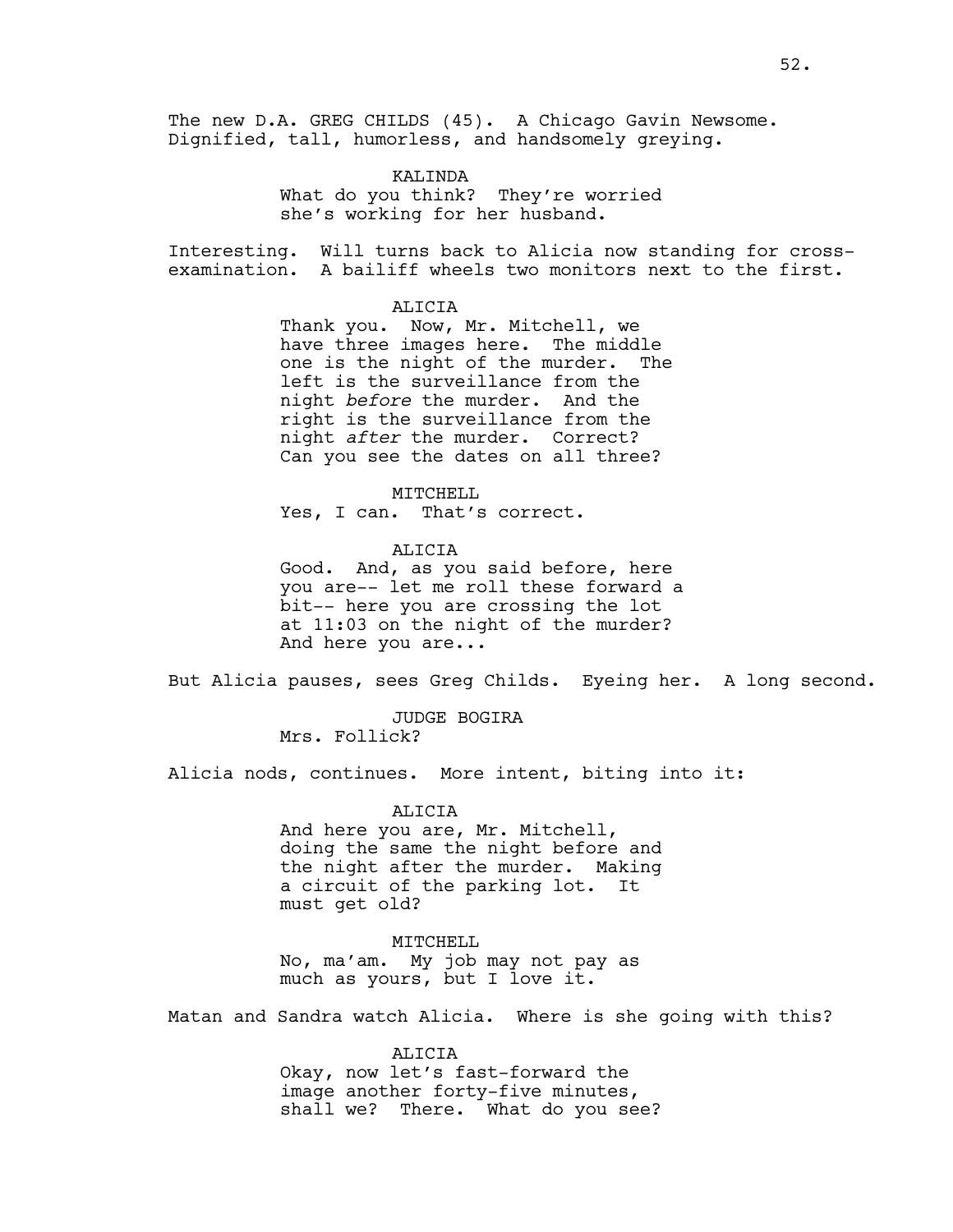The new D.A. GREG CHILDS (45). A Chicago Gavin Newsome. Dignified, tall, humorless, and handsomely greying.

KALINDA
What do you think? They're worried she's working for her husband.

Interesting. Will turns back to Alicia now standing for cross-examination. A bailiff wheels two monitors next to the first.

ALICIA
Thank you. Now, Mr. Mitchell, we have three images here. The middle one is the night of the murder. The left is the surveillance from the night *before* the murder. And the right is the surveillance from the night *after* the murder. Correct? Can you see the dates on all three?

MITCHELL
Yes, I can. That's correct.

ALICIA
Good. And, as you said before, here you are-- let me roll these forward a bit-- here you are crossing the lot at 11:03 on the night of the murder? And here you are...

But Alicia pauses, sees Greg Childs. Eyeing her. A long second.

JUDGE BOGIRA
Mrs. Follick?

Alicia nods, continues. More intent, biting into it:

ALICIA
And here you are, Mr. Mitchell, doing the same the night before and the night after the murder. Making a circuit of the parking lot. It must get old?

MITCHELL
No, ma'am. My job may not pay as much as yours, but I love it.

Matan and Sandra watch Alicia. Where is she going with this?

ALICIA
Okay, now let's fast-forward the image another forty-five minutes, shall we? There. What do you see?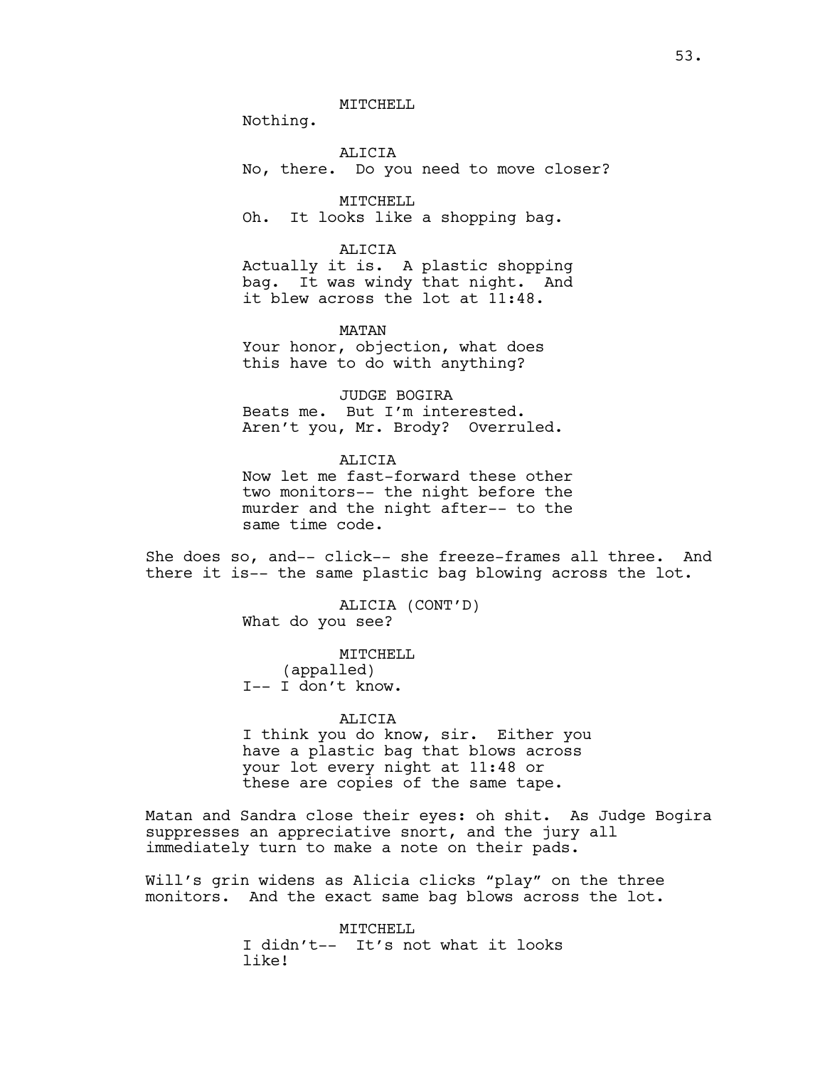MITCHELL

Nothing.

ALICIA

No, there. Do you need to move closer?

MITCHELL

Oh. It looks like a shopping bag.

ALICIA

Actually it is. A plastic shopping bag. It was windy that night. And it blew across the lot at 11:48.

MATAN

Your honor, objection, what does this have to do with anything?

JUDGE BOGIRA

Beats me. But I'm interested. Aren't you, Mr. Brody? Overruled.

ALICIA

Now let me fast-forward these other two monitors-- the night before the murder and the night after-- to the same time code.

She does so, and-- click-- she freeze-frames all three. And there it is-- the same plastic bag blowing across the lot.

ALICIA (CONT'D)

What do you see?

MITCHELL

(appalled)

I-- I don't know.

ALICIA

I think you do know, sir. Either you have a plastic bag that blows across your lot every night at 11:48 or these are copies of the same tape.

Matan and Sandra close their eyes: oh shit. As Judge Bogira suppresses an appreciative snort, and the jury all immediately turn to make a note on their pads.

Will's grin widens as Alicia clicks "play" on the three monitors. And the exact same bag blows across the lot.

MITCHELL

I didn't-- It's not what it looks like!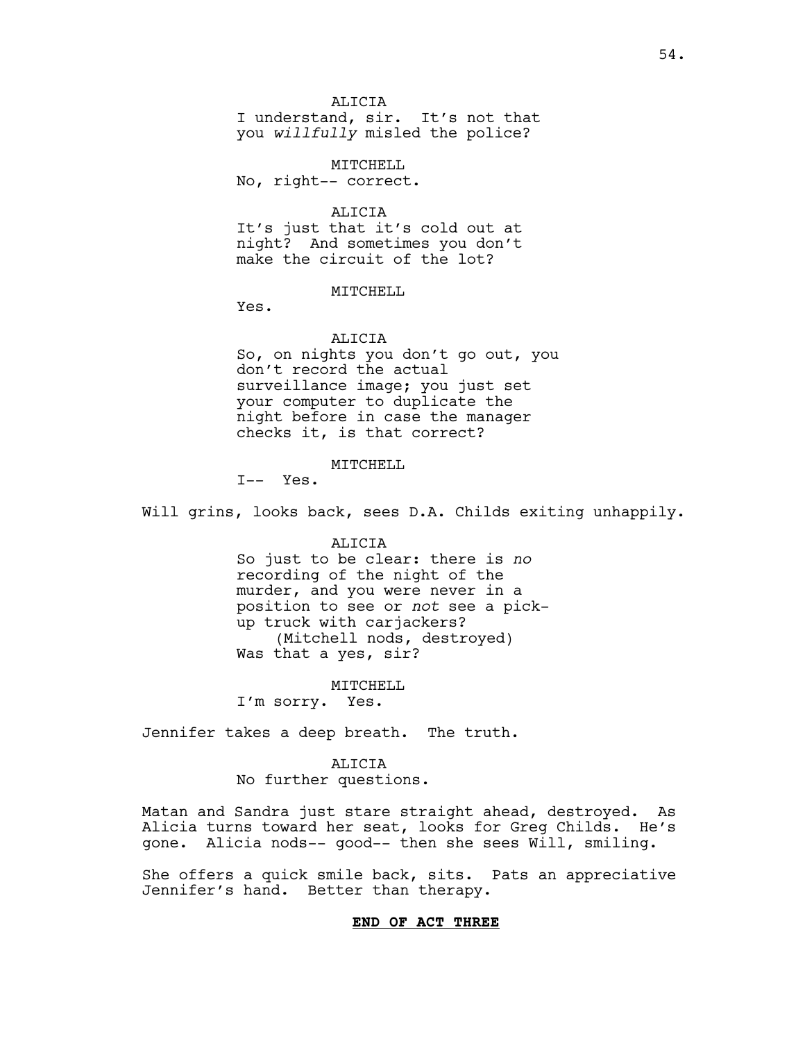ALICIA
I understand, sir. It's not that you *willfully* misled the police?

MITCHELL
No, right-- correct.

ALICIA
It's just that it's cold out at night? And sometimes you don't make the circuit of the lot?

MITCHELL
Yes.

ALICIA
So, on nights you don't go out, you don't record the actual surveillance image; you just set your computer to duplicate the night before in case the manager checks it, is that correct?

MITCHELL
I-- Yes.

Will grins, looks back, sees D.A. Childs exiting unhappily.

ALICIA
So just to be clear: there is *no* recording of the night of the murder, and you were never in a position to see or *not* see a pick-up truck with carjackers?
(Mitchell nods, destroyed)
Was that a yes, sir?

MITCHELL
I'm sorry. Yes.

Jennifer takes a deep breath. The truth.

ALICIA
No further questions.

Matan and Sandra just stare straight ahead, destroyed. As Alicia turns toward her seat, looks for Greg Childs. He's gone. Alicia nods-- good-- then she sees Will, smiling.

She offers a quick smile back, sits. Pats an appreciative Jennifer's hand. Better than therapy.

**END OF ACT THREE**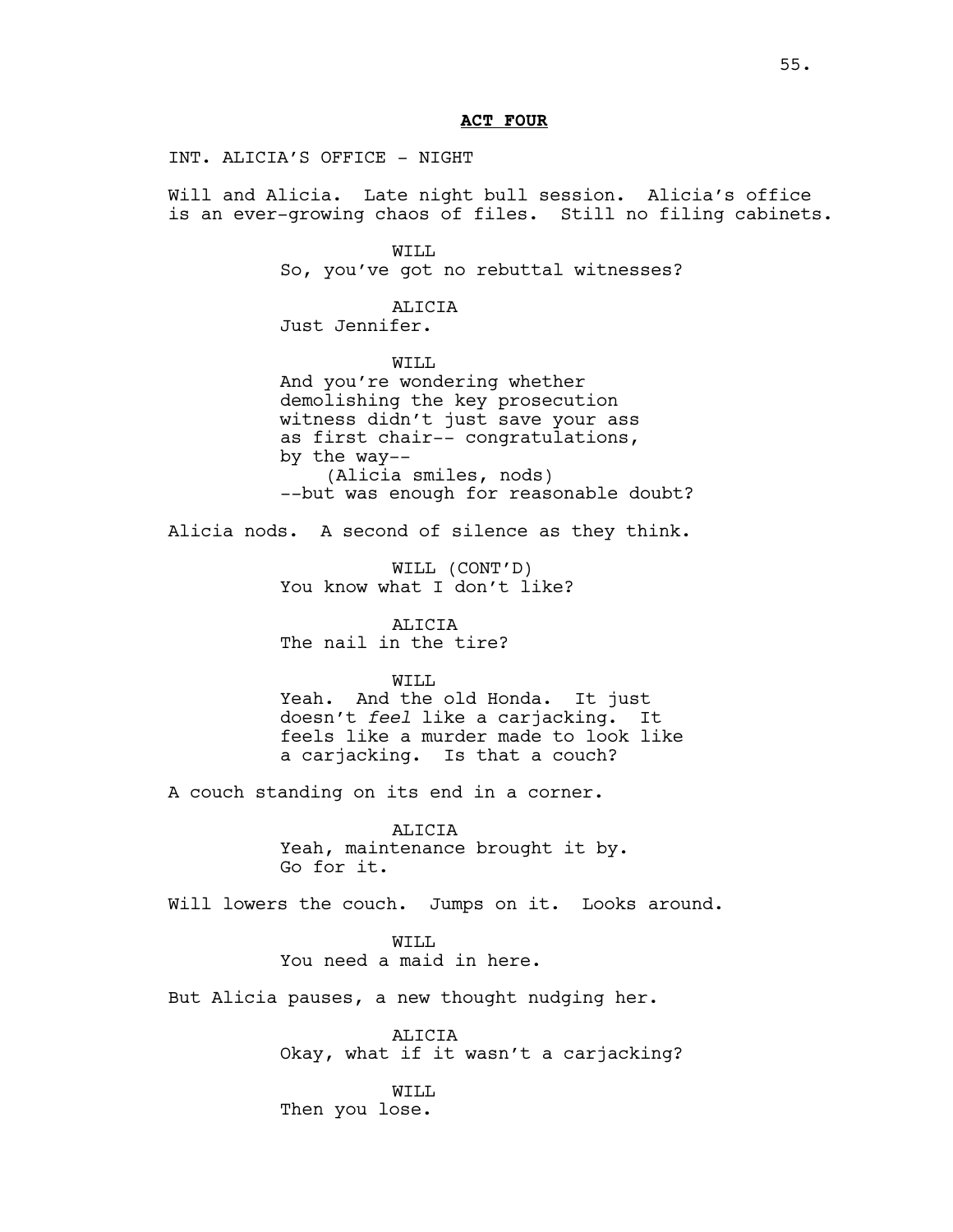**ACT FOUR**

INT. ALICIA'S OFFICE - NIGHT

Will and Alicia. Late night bull session. Alicia's office is an ever-growing chaos of files. Still no filing cabinets.

WILL
So, you've got no rebuttal witnesses?

ALICIA
Just Jennifer.

WILL
And you're wondering whether demolishing the key prosecution witness didn't just save your ass as first chair-- congratulations, by the way--
(Alicia smiles, nods)
--but was enough for reasonable doubt?

Alicia nods. A second of silence as they think.

WILL (CONT'D)
You know what I don't like?

ALICIA
The nail in the tire?

WILL
Yeah. And the old Honda. It just doesn't *feel* like a carjacking. It feels like a murder made to look like a carjacking. Is that a couch?

A couch standing on its end in a corner.

ALICIA
Yeah, maintenance brought it by. Go for it.

Will lowers the couch. Jumps on it. Looks around.

WILL
You need a maid in here.

But Alicia pauses, a new thought nudging her.

ALICIA
Okay, what if it wasn't a carjacking?

WILL
Then you lose.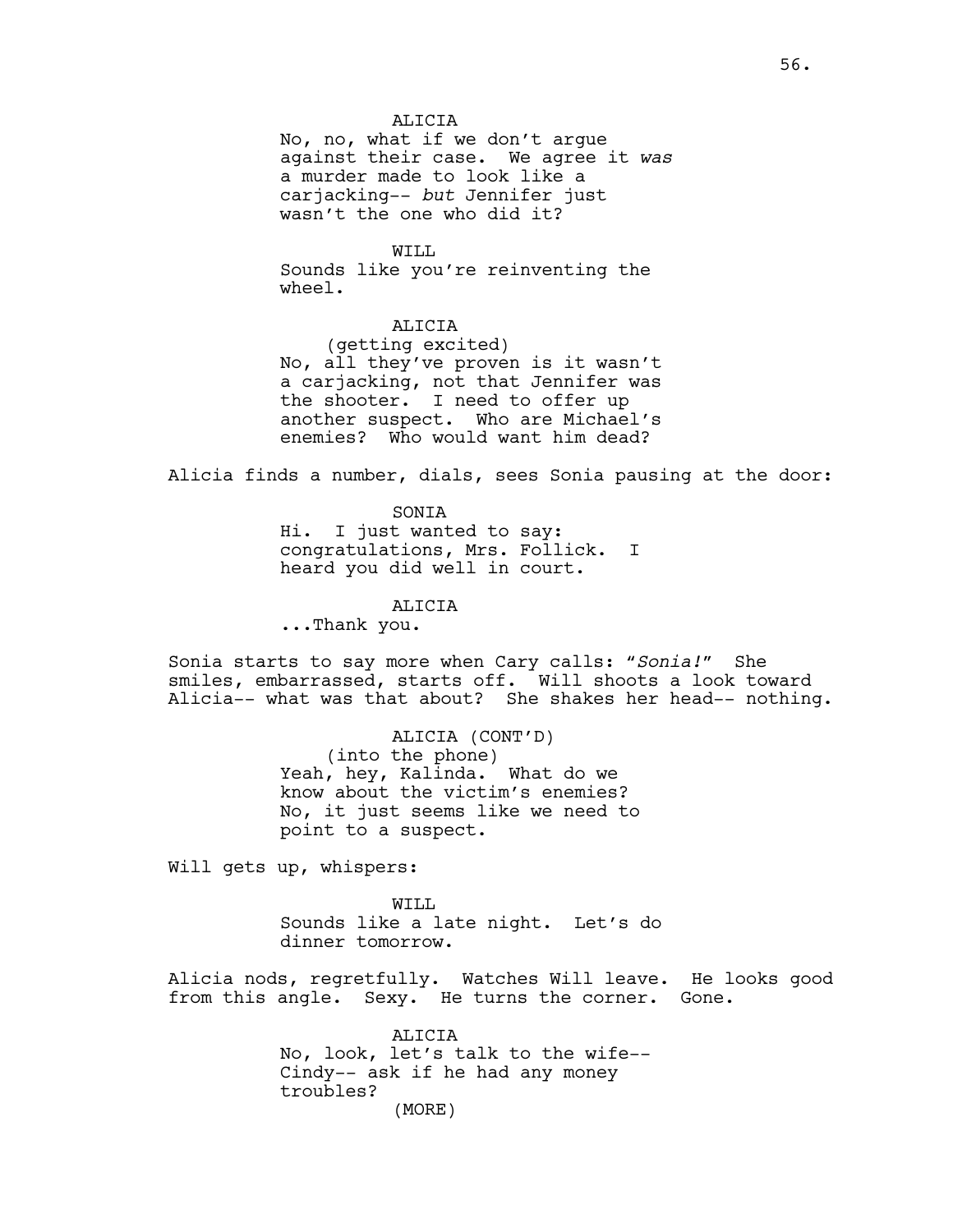ALICIA
No, no, what if we don't argue against their case. We agree it *was* a murder made to look like a carjacking-- *but* Jennifer just wasn't the one who did it?

WILL
Sounds like you're reinventing the wheel.

ALICIA
(getting excited)
No, all they've proven is it wasn't a carjacking, not that Jennifer was the shooter. I need to offer up another suspect. Who are Michael's enemies? Who would want him dead?

Alicia finds a number, dials, sees Sonia pausing at the door:

SONIA
Hi. I just wanted to say: congratulations, Mrs. Follick. I heard you did well in court.

ALICIA
...Thank you.

Sonia starts to say more when Cary calls: "*Sonia!*" She smiles, embarrassed, starts off. Will shoots a look toward Alicia-- what was that about? She shakes her head-- nothing.

ALICIA (CONT'D)
(into the phone)
Yeah, hey, Kalinda. What do we know about the victim's enemies? No, it just seems like we need to point to a suspect.

Will gets up, whispers:

WILL
Sounds like a late night. Let's do dinner tomorrow.

Alicia nods, regretfully. Watches Will leave. He looks good from this angle. Sexy. He turns the corner. Gone.

ALICIA
No, look, let's talk to the wife-- Cindy-- ask if he had any money troubles?
(MORE)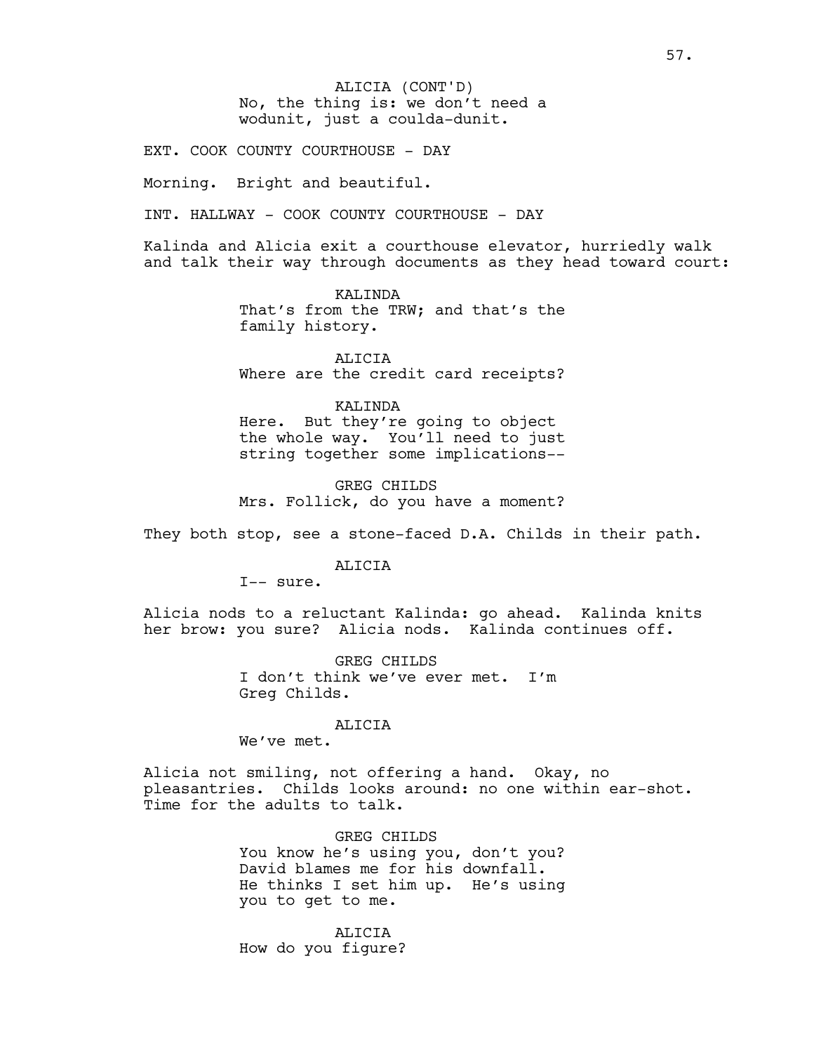ALICIA (CONT'D)
No, the thing is: we don't need a wodunit, just a coulda-dunit.

EXT. COOK COUNTY COURTHOUSE - DAY

Morning. Bright and beautiful.

INT. HALLWAY - COOK COUNTY COURTHOUSE - DAY

Kalinda and Alicia exit a courthouse elevator, hurriedly walk and talk their way through documents as they head toward court:

KALINDA
That's from the TRW; and that's the family history.

ALICIA
Where are the credit card receipts?

KALINDA
Here. But they're going to object the whole way. You'll need to just string together some implications--

GREG CHILDS
Mrs. Follick, do you have a moment?

They both stop, see a stone-faced D.A. Childs in their path.

ALICIA
I-- sure.

Alicia nods to a reluctant Kalinda: go ahead. Kalinda knits her brow: you sure? Alicia nods. Kalinda continues off.

GREG CHILDS
I don't think we've ever met. I'm Greg Childs.

ALICIA
We've met.

Alicia not smiling, not offering a hand. Okay, no pleasantries. Childs looks around: no one within ear-shot. Time for the adults to talk.

GREG CHILDS
You know he's using you, don't you? David blames me for his downfall. He thinks I set him up. He's using you to get to me.

ALICIA
How do you figure?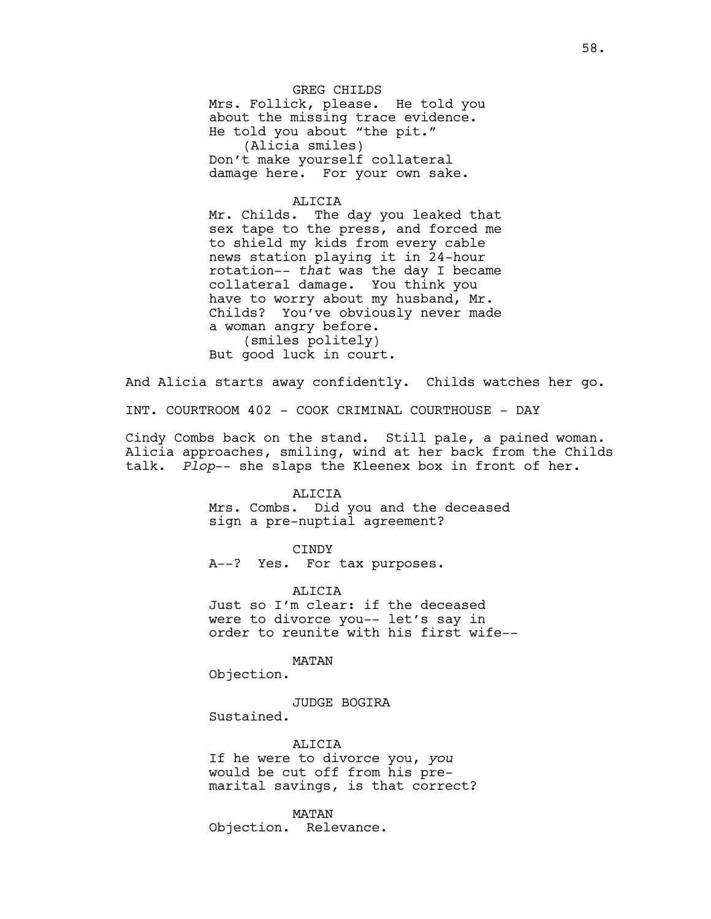GREG CHILDS

Mrs. Follick, please. He told you about the missing trace evidence. He told you about "the pit."

(Alicia smiles)

Don't make yourself collateral damage here. For your own sake.

ALICIA

Mr. Childs. The day you leaked that sex tape to the press, and forced me to shield my kids from every cable news station playing it in 24-hour rotation-- *that* was the day I became collateral damage. You think you have to worry about my husband, Mr. Childs? You've obviously never made a woman angry before.

(smiles politely)

But good luck in court.

And Alicia starts away confidently. Childs watches her go.

INT. COURTROOM 402 - COOK CRIMINAL COURTHOUSE - DAY

Cindy Combs back on the stand. Still pale, a pained woman. Alicia approaches, smiling, wind at her back from the Childs talk. *Plop*-- she slaps the Kleenex box in front of her.

ALICIA

Mrs. Combs. Did you and the deceased sign a pre-nuptial agreement?

CINDY

A--? Yes. For tax purposes.

ALICIA

Just so I'm clear: if the deceased were to divorce you-- let's say in order to reunite with his first wife--

MATAN

Objection.

JUDGE BOGIRA

Sustained.

ALICIA

If he were to divorce you, *you* would be cut off from his pre-marital savings, is that correct?

MATAN

Objection. Relevance.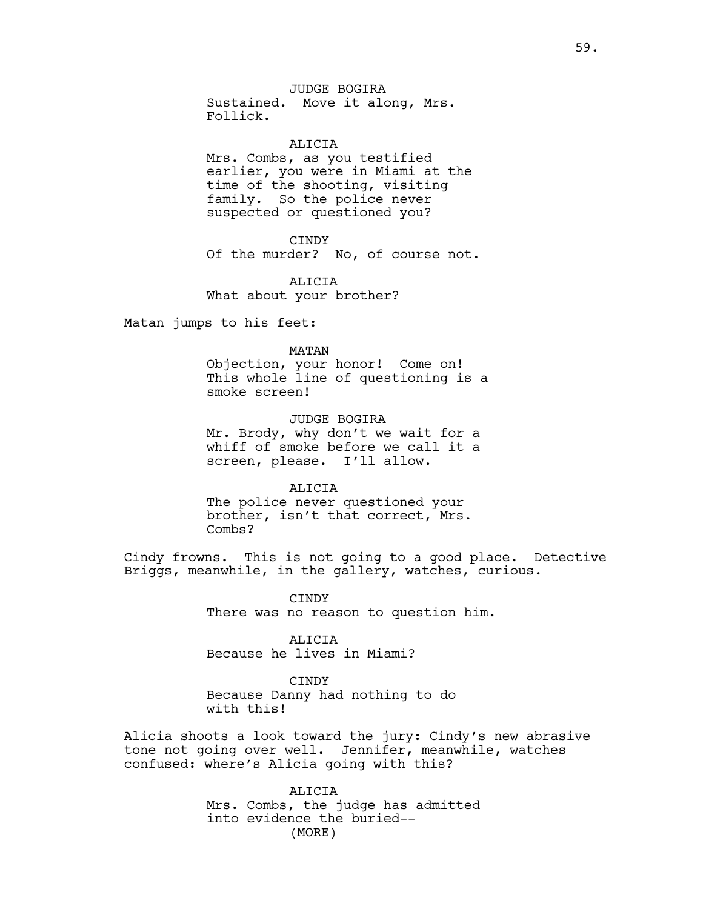JUDGE BOGIRA
Sustained. Move it along, Mrs. Follick.

ALICIA
Mrs. Combs, as you testified earlier, you were in Miami at the time of the shooting, visiting family. So the police never suspected or questioned you?

CINDY
Of the murder? No, of course not.

ALICIA
What about your brother?

Matan jumps to his feet:

MATAN
Objection, your honor! Come on! This whole line of questioning is a smoke screen!

JUDGE BOGIRA
Mr. Brody, why don't we wait for a whiff of smoke before we call it a screen, please. I'll allow.

ALICIA
The police never questioned your brother, isn't that correct, Mrs. Combs?

Cindy frowns. This is not going to a good place. Detective Briggs, meanwhile, in the gallery, watches, curious.

CINDY
There was no reason to question him.

ALICIA
Because he lives in Miami?

CINDY
Because Danny had nothing to do with this!

Alicia shoots a look toward the jury: Cindy's new abrasive tone not going over well. Jennifer, meanwhile, watches confused: where's Alicia going with this?

ALICIA
Mrs. Combs, the judge has admitted into evidence the buried--
(MORE)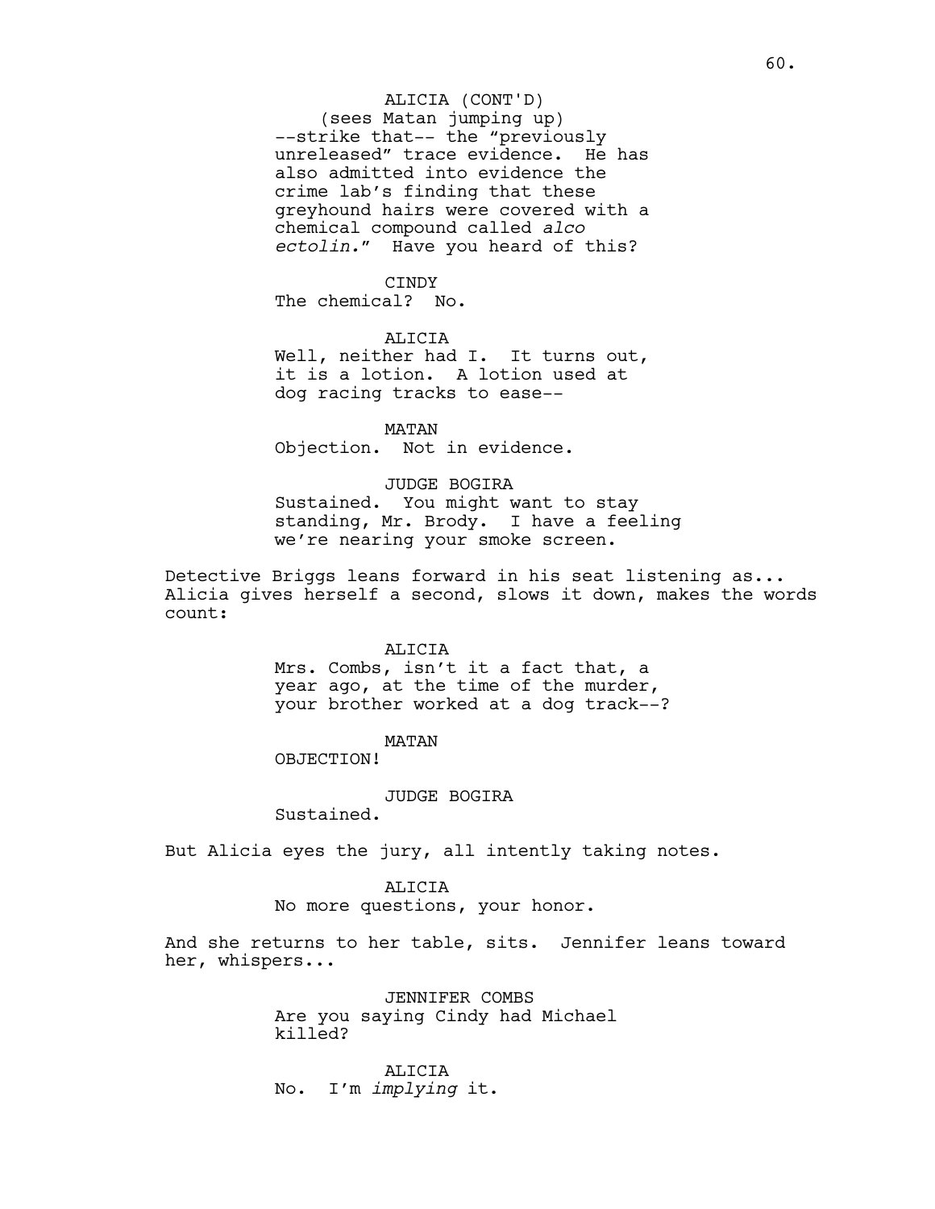ALICIA (CONT'D)
(sees Matan jumping up)
--strike that-- the "previously unreleased" trace evidence. He has also admitted into evidence the crime lab's finding that these greyhound hairs were covered with a chemical compound called *alco ectolin.*" Have you heard of this?

CINDY
The chemical? No.

ALICIA
Well, neither had I. It turns out, it is a lotion. A lotion used at dog racing tracks to ease--

MATAN
Objection. Not in evidence.

JUDGE BOGIRA
Sustained. You might want to stay standing, Mr. Brody. I have a feeling we're nearing your smoke screen.

Detective Briggs leans forward in his seat listening as... Alicia gives herself a second, slows it down, makes the words count:

ALICIA
Mrs. Combs, isn't it a fact that, a year ago, at the time of the murder, your brother worked at a dog track--?

MATAN
OBJECTION!

JUDGE BOGIRA
Sustained.

But Alicia eyes the jury, all intently taking notes.

ALICIA
No more questions, your honor.

And she returns to her table, sits. Jennifer leans toward her, whispers...

JENNIFER COMBS
Are you saying Cindy had Michael killed?

ALICIA
No. I'm *implying* it.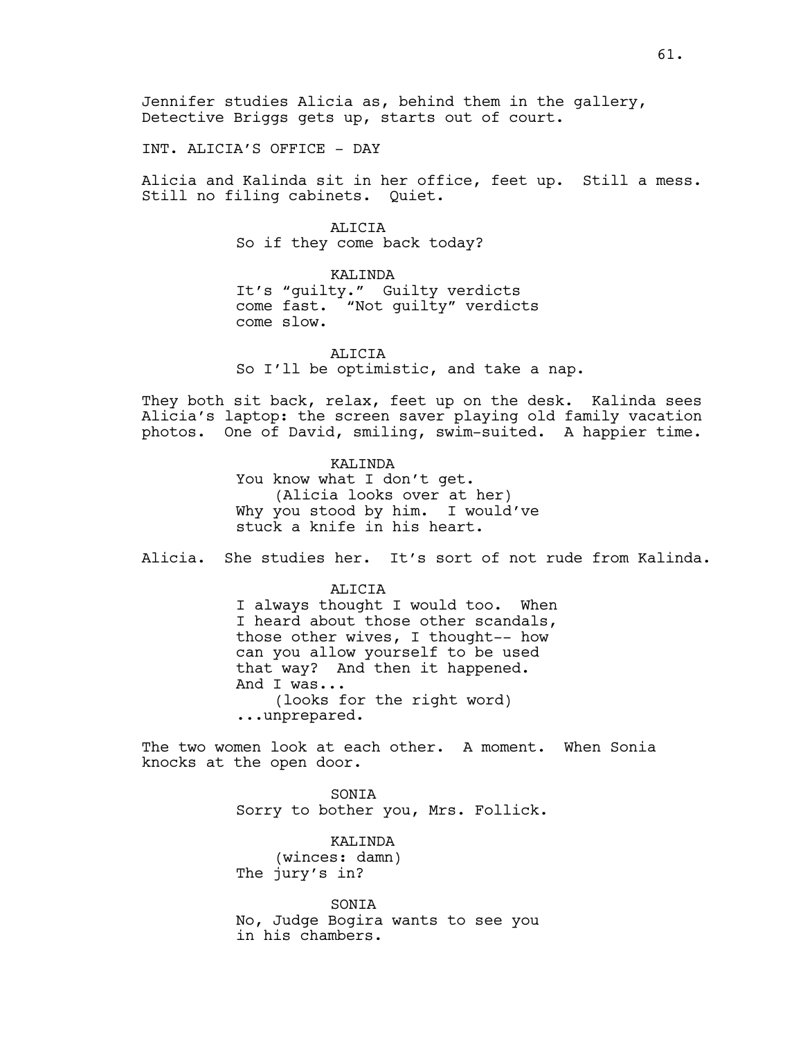Jennifer studies Alicia as, behind them in the gallery, Detective Briggs gets up, starts out of court.

INT. ALICIA'S OFFICE - DAY

Alicia and Kalinda sit in her office, feet up. Still a mess. Still no filing cabinets. Quiet.

ALICIA
So if they come back today?

KALINDA
It's "guilty." Guilty verdicts come fast. "Not guilty" verdicts come slow.

ALICIA
So I'll be optimistic, and take a nap.

They both sit back, relax, feet up on the desk. Kalinda sees Alicia's laptop: the screen saver playing old family vacation photos. One of David, smiling, swim-suited. A happier time.

KALINDA
You know what I don't get.
(Alicia looks over at her)
Why you stood by him. I would've stuck a knife in his heart.

Alicia. She studies her. It's sort of not rude from Kalinda.

ALICIA
I always thought I would too. When I heard about those other scandals, those other wives, I thought-- how can you allow yourself to be used that way? And then it happened. And I was...
(looks for the right word)
...unprepared.

The two women look at each other. A moment. When Sonia knocks at the open door.

SONIA
Sorry to bother you, Mrs. Follick.

KALINDA
(winces: damn)
The jury's in?

SONIA
No, Judge Bogira wants to see you in his chambers.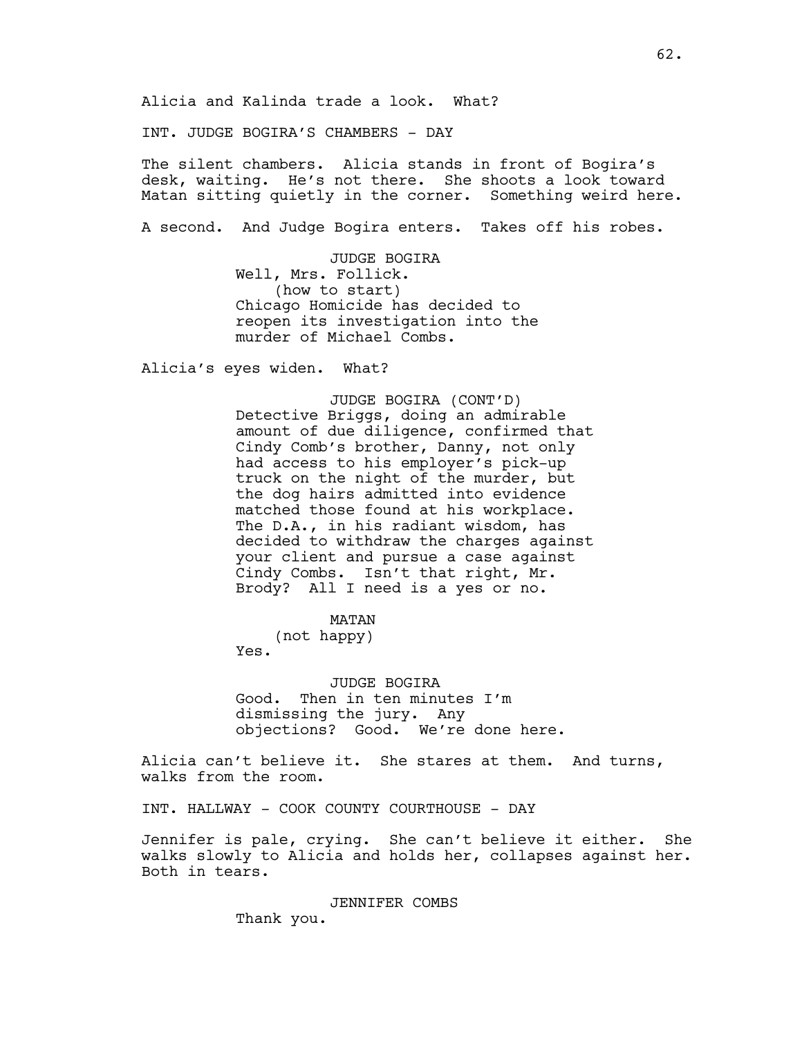Alicia and Kalinda trade a look. What?

INT. JUDGE BOGIRA'S CHAMBERS - DAY

The silent chambers. Alicia stands in front of Bogira's desk, waiting. He's not there. She shoots a look toward Matan sitting quietly in the corner. Something weird here.

A second. And Judge Bogira enters. Takes off his robes.

JUDGE BOGIRA
Well, Mrs. Follick.
(how to start)
Chicago Homicide has decided to reopen its investigation into the murder of Michael Combs.

Alicia's eyes widen. What?

JUDGE BOGIRA (CONT'D)
Detective Briggs, doing an admirable amount of due diligence, confirmed that Cindy Comb's brother, Danny, not only had access to his employer's pick-up truck on the night of the murder, but the dog hairs admitted into evidence matched those found at his workplace. The D.A., in his radiant wisdom, has decided to withdraw the charges against your client and pursue a case against Cindy Combs. Isn't that right, Mr. Brody? All I need is a yes or no.

MATAN
(not happy)
Yes.

JUDGE BOGIRA
Good. Then in ten minutes I'm dismissing the jury. Any objections? Good. We're done here.

Alicia can't believe it. She stares at them. And turns, walks from the room.

INT. HALLWAY - COOK COUNTY COURTHOUSE - DAY

Jennifer is pale, crying. She can't believe it either. She walks slowly to Alicia and holds her, collapses against her. Both in tears.

JENNIFER COMBS
Thank you.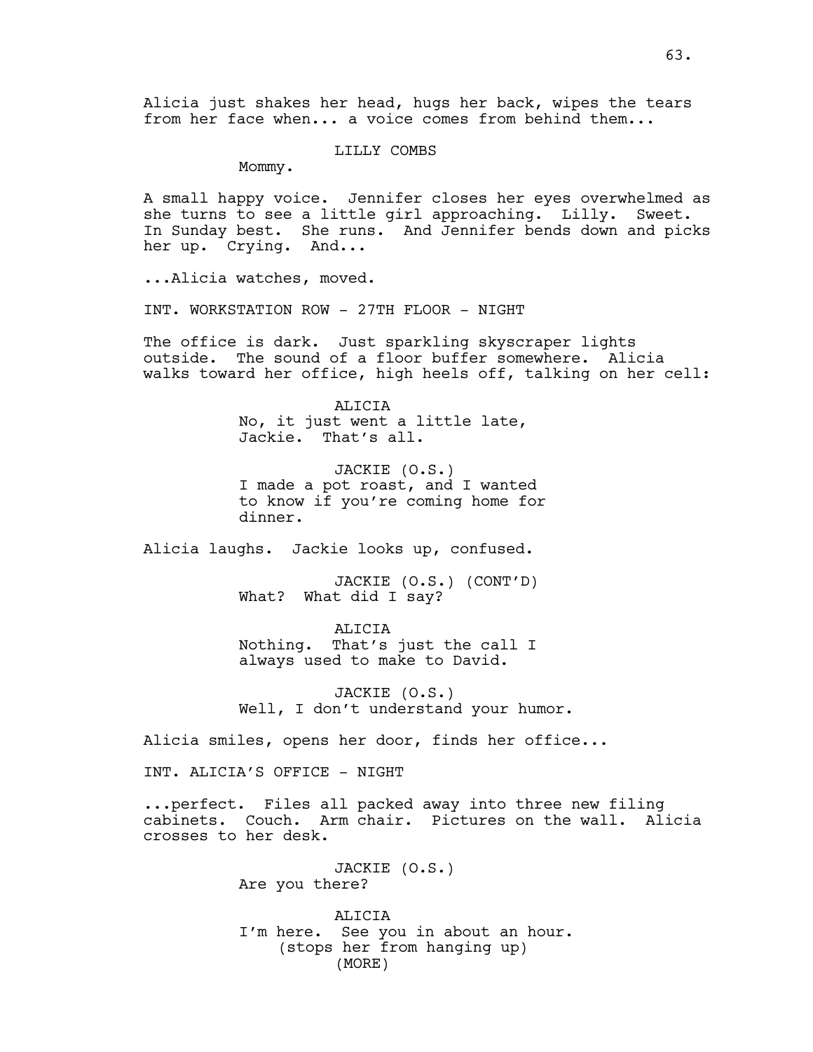Alicia just shakes her head, hugs her back, wipes the tears from her face when... a voice comes from behind them...

LILLY COMBS
Mommy.

A small happy voice. Jennifer closes her eyes overwhelmed as she turns to see a little girl approaching. Lilly. Sweet. In Sunday best. She runs. And Jennifer bends down and picks her up. Crying. And...

...Alicia watches, moved.

INT. WORKSTATION ROW - 27TH FLOOR - NIGHT

The office is dark. Just sparkling skyscraper lights outside. The sound of a floor buffer somewhere. Alicia walks toward her office, high heels off, talking on her cell:

ALICIA
No, it just went a little late, Jackie. That's all.

JACKIE (O.S.)
I made a pot roast, and I wanted to know if you're coming home for dinner.

Alicia laughs. Jackie looks up, confused.

JACKIE (O.S.) (CONT'D)
What? What did I say?

ALICIA
Nothing. That's just the call I always used to make to David.

JACKIE (O.S.)
Well, I don't understand your humor.

Alicia smiles, opens her door, finds her office...

INT. ALICIA'S OFFICE - NIGHT

...perfect. Files all packed away into three new filing cabinets. Couch. Arm chair. Pictures on the wall. Alicia crosses to her desk.

JACKIE (O.S.)
Are you there?

ALICIA
I'm here. See you in about an hour.
(stops her from hanging up)
(MORE)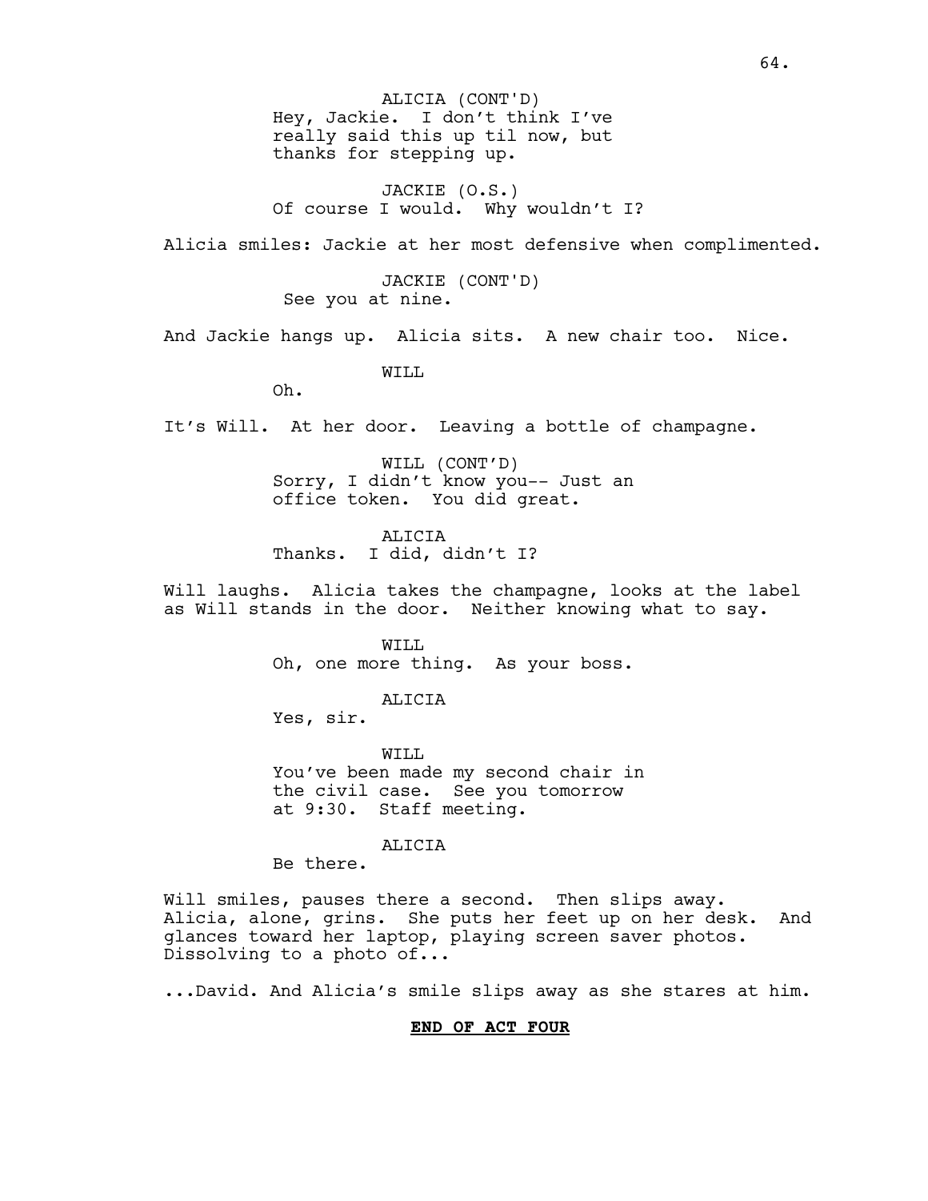ALICIA (CONT'D)
Hey, Jackie. I don't think I've really said this up til now, but thanks for stepping up.

JACKIE (O.S.)
Of course I would. Why wouldn't I?

Alicia smiles: Jackie at her most defensive when complimented.

JACKIE (CONT'D)
See you at nine.

And Jackie hangs up. Alicia sits. A new chair too. Nice.

WILL
Oh.

It's Will. At her door. Leaving a bottle of champagne.

WILL (CONT'D)
Sorry, I didn't know you-- Just an office token. You did great.

ALICIA
Thanks. I did, didn't I?

Will laughs. Alicia takes the champagne, looks at the label as Will stands in the door. Neither knowing what to say.

WILL
Oh, one more thing. As your boss.

ALICIA
Yes, sir.

WILL
You've been made my second chair in the civil case. See you tomorrow at 9:30. Staff meeting.

ALICIA
Be there.

Will smiles, pauses there a second. Then slips away. Alicia, alone, grins. She puts her feet up on her desk. And glances toward her laptop, playing screen saver photos. Dissolving to a photo of...

...David. And Alicia's smile slips away as she stares at him.

**END OF ACT FOUR**